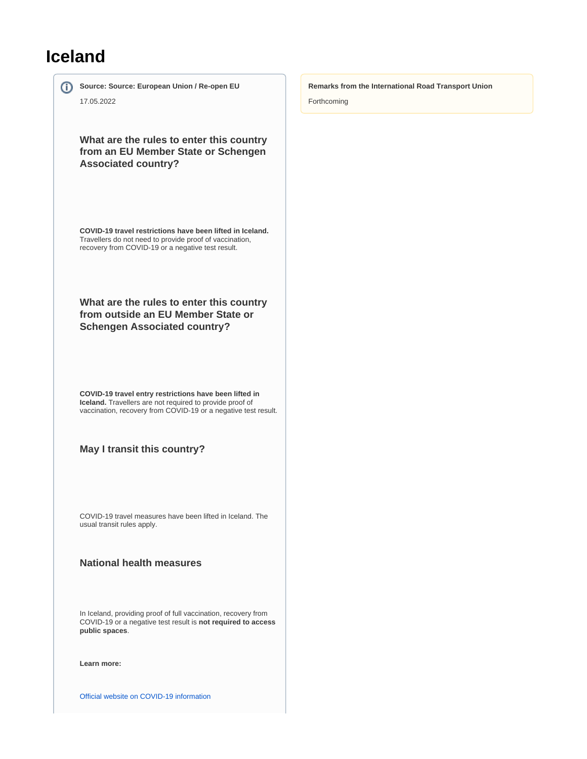# Iceland

**Source: Source: European Union / Re-open EU**

17.05.2022

### What are the rules to enter this country from an EU Member State or Schengen Associated country?

**COVID-19 travel restrictions have been lifted in Iceland.** Travellers do not need to provide proof of vaccination, recovery from COVID-19 or a negative test result.

### What are the rules to enter this country from outside an EU Member State or Schengen Associated country?

**COVID-19 travel entry restrictions have been lifted in Iceland.** Travellers are not required to provide proof of vaccination, recovery from COVID-19 or a negative test result.

### May I transit this country?

COVID-19 travel measures have been lifted in Iceland. The usual transit rules apply.

### National health measures

In Iceland, providing proof of full vaccination, recovery from COVID-19 or a negative test result is **not required to access public spaces**.

**Learn more:**

Official website on COVID-19 information

**Remarks from the International Road Transport Union**

Forthcoming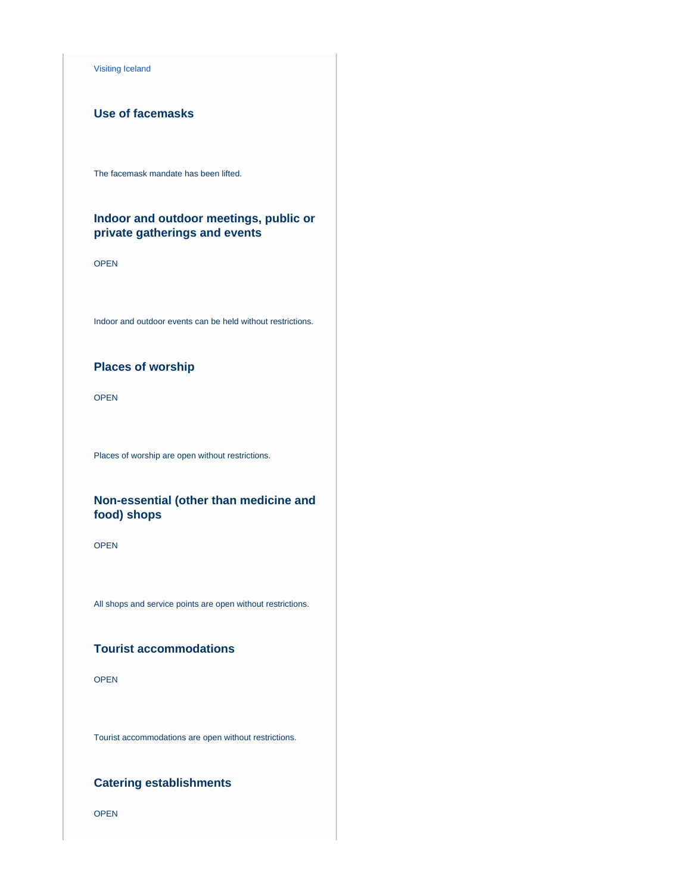Visiting Iceland

### Use of facemasks

The facemask mandate has been lifted.

### Indoor and outdoor meetings, public or private gatherings and events

OPEN

Indoor and outdoor events can be held without restrictions.

### Places of worship

OPEN

Places of worship are open without restrictions.

### Non-essential (other than medicine and food) shops

OPEN

All shops and service points are open without restrictions.

### Tourist accommodations

OPEN

Tourist accommodations are open without restrictions.

### Catering establishments

OPEN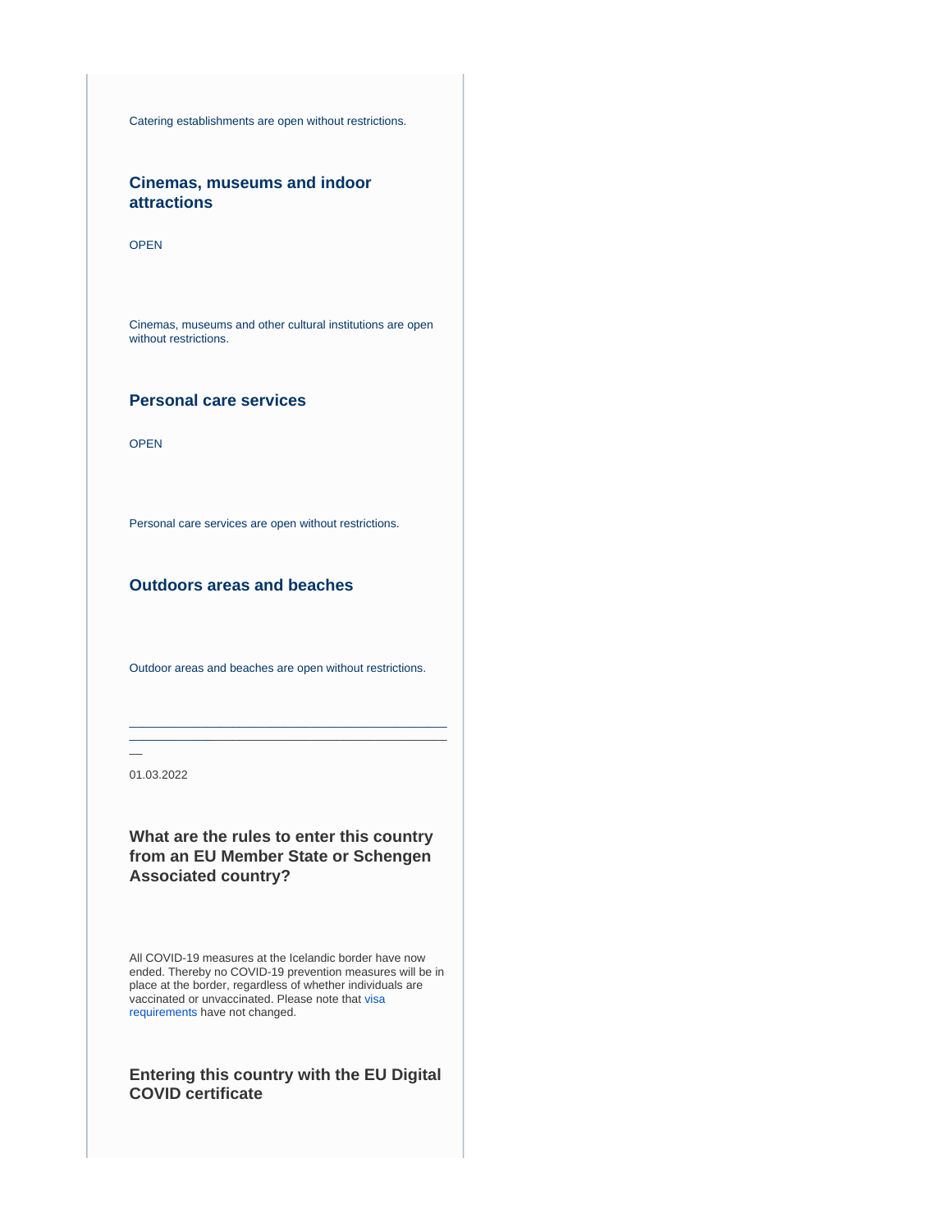Catering establishments are open without restrictions.

### Cinemas, museums and indoor attractions

OPEN

Cinemas, museums and other cultural institutions are open without restrictions.

### Personal care services

OPEN

Personal care services are open without restrictions.

### Outdoors areas and beaches

Outdoor areas and beaches are open without restrictions.

---

01.03.2022

### What are the rules to enter this country from an EU Member State or Schengen Associated country?

All COVID-19 measures at the Icelandic border have now ended. Thereby no COVID-19 prevention measures will be in place at the border, regardless of whether individuals are vaccinated or unvaccinated. Please note that visa requirements have not changed.

### Entering this country with the EU Digital COVID certificate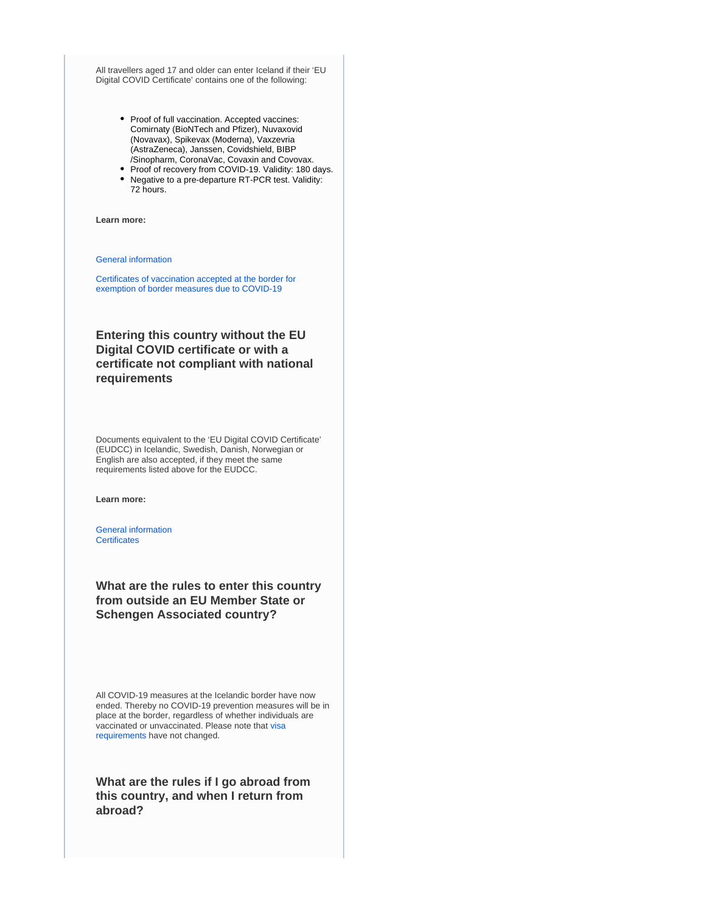All travellers aged 17 and older can enter Iceland if their 'EU Digital COVID Certificate' contains one of the following:

- Proof of full vaccination. Accepted vaccines: Comirnaty (BioNTech and Pfizer), Nuvaxovid (Novavax), Spikevax (Moderna), Vaxzevria (AstraZeneca), Janssen, Covidshield, BIBP /Sinopharm, CoronaVac, Covaxin and Covovax.
- Proof of recovery from COVID-19. Validity: 180 days.
- Negative to a pre-departure RT-PCR test. Validity: 72 hours.

**Learn more:**

General information

Certificates of vaccination accepted at the border for exemption of border measures due to COVID-19

### Entering this country without the EU Digital COVID certificate or with a certificate not compliant with national requirements

Documents equivalent to the 'EU Digital COVID Certificate' (EUDCC) in Icelandic, Swedish, Danish, Norwegian or English are also accepted, if they meet the same requirements listed above for the EUDCC.

**Learn more:**

General information
Certificates

### What are the rules to enter this country from outside an EU Member State or Schengen Associated country?

All COVID-19 measures at the Icelandic border have now ended. Thereby no COVID-19 prevention measures will be in place at the border, regardless of whether individuals are vaccinated or unvaccinated. Please note that visa requirements have not changed.

### What are the rules if I go abroad from this country, and when I return from abroad?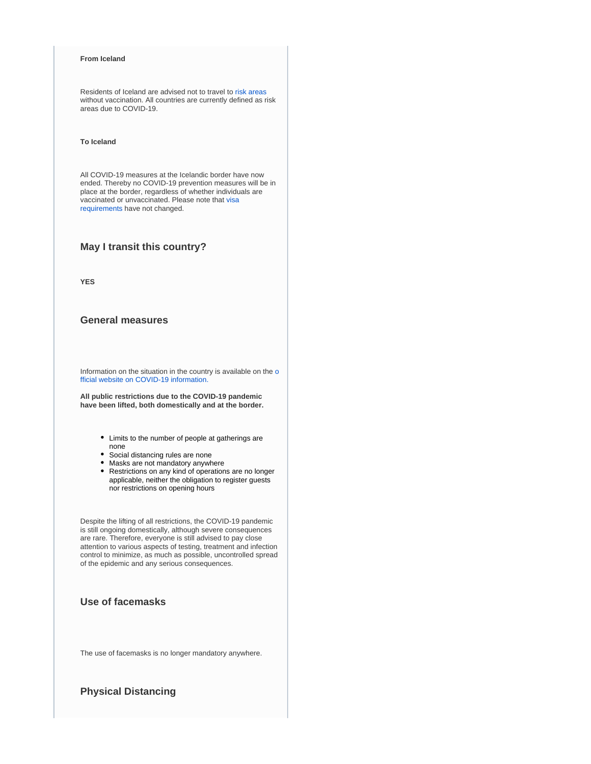**From Iceland**

Residents of Iceland are advised not to travel to risk areas without vaccination. All countries are currently defined as risk areas due to COVID-19.

**To Iceland**

All COVID-19 measures at the Icelandic border have now ended. Thereby no COVID-19 prevention measures will be in place at the border, regardless of whether individuals are vaccinated or unvaccinated. Please note that visa requirements have not changed.

### May I transit this country?

**YES**

### General measures

Information on the situation in the country is available on the official website on COVID-19 information.

**All public restrictions due to the COVID-19 pandemic have been lifted, both domestically and at the border.**

- Limits to the number of people at gatherings are none
- Social distancing rules are none
- Masks are not mandatory anywhere
- Restrictions on any kind of operations are no longer applicable, neither the obligation to register guests nor restrictions on opening hours

Despite the lifting of all restrictions, the COVID-19 pandemic is still ongoing domestically, although severe consequences are rare. Therefore, everyone is still advised to pay close attention to various aspects of testing, treatment and infection control to minimize, as much as possible, uncontrolled spread of the epidemic and any serious consequences.

### Use of facemasks

The use of facemasks is no longer mandatory anywhere.

### Physical Distancing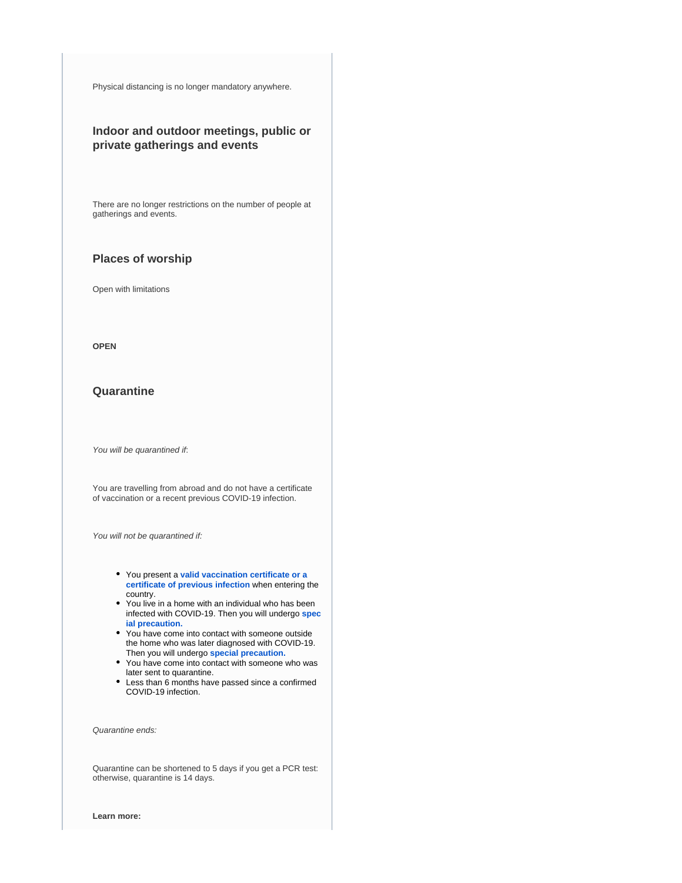Physical distancing is no longer mandatory anywhere.

### Indoor and outdoor meetings, public or private gatherings and events

There are no longer restrictions on the number of people at gatherings and events.

### Places of worship

Open with limitations

**OPEN**

### Quarantine

*You will be quarantined if*:

You are travelling from abroad and do not have a certificate of vaccination or a recent previous COVID-19 infection.

*You will not be quarantined if:*

- You present a **valid vaccination certificate or a certificate of previous infection** when entering the country.
- You live in a home with an individual who has been infected with COVID-19. Then you will undergo **special precaution.**
- You have come into contact with someone outside the home who was later diagnosed with COVID-19. Then you will undergo **special precaution.**
- You have come into contact with someone who was later sent to quarantine.
- Less than 6 months have passed since a confirmed COVID-19 infection.

*Quarantine ends:*

Quarantine can be shortened to 5 days if you get a PCR test: otherwise, quarantine is 14 days.

**Learn more:**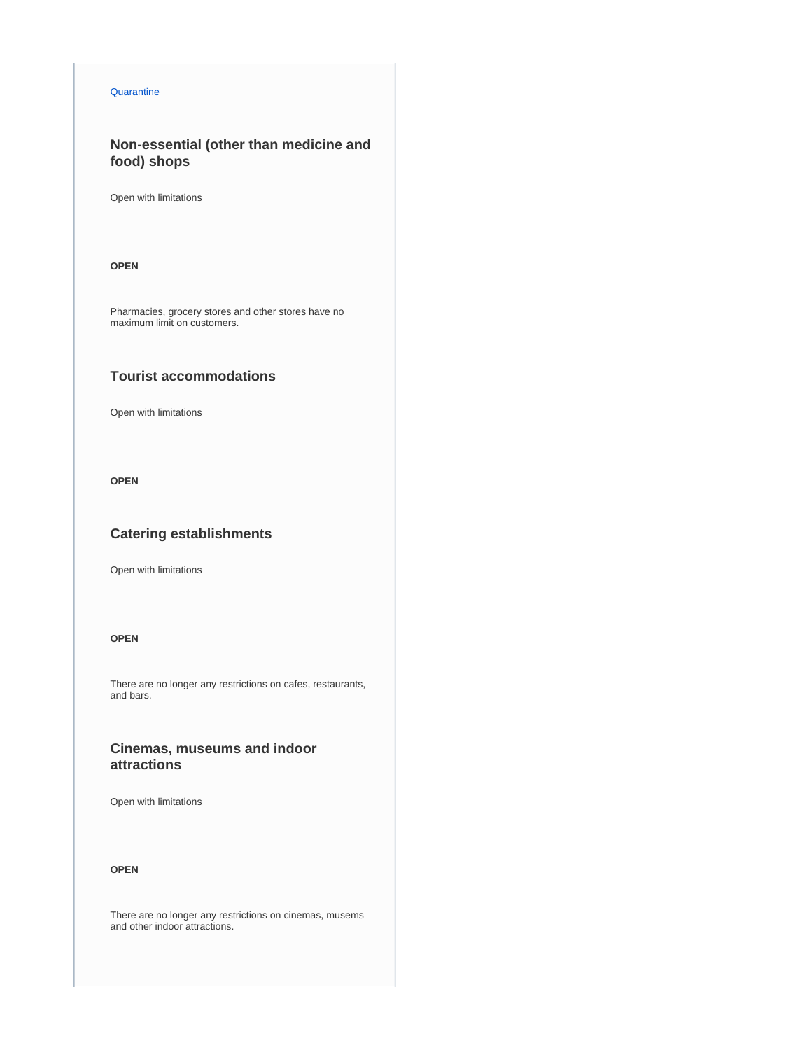Quarantine

### Non-essential (other than medicine and food) shops

Open with limitations

**OPEN**

Pharmacies, grocery stores and other stores have no maximum limit on customers.

### Tourist accommodations

Open with limitations

**OPEN**

### Catering establishments

Open with limitations

**OPEN**

There are no longer any restrictions on cafes, restaurants, and bars.

### Cinemas, museums and indoor attractions

Open with limitations

**OPEN**

There are no longer any restrictions on cinemas, musems and other indoor attractions.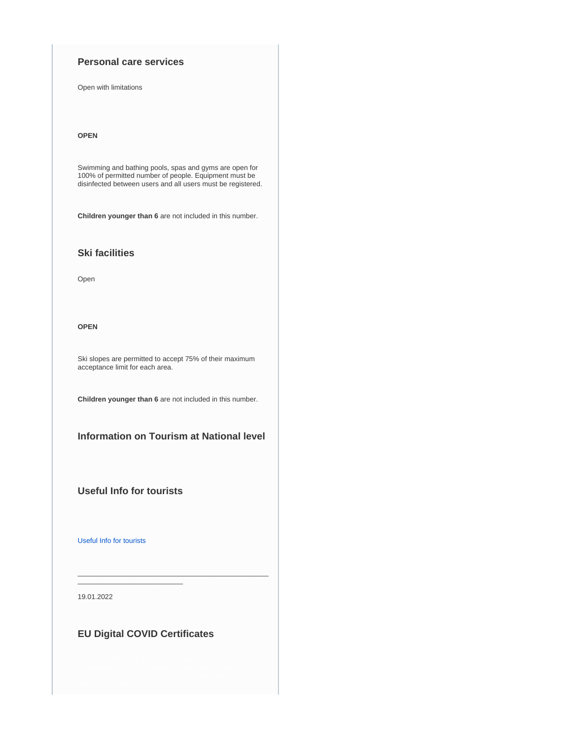### Personal care services

Open with limitations

**OPEN**

Swimming and bathing pools, spas and gyms are open for 100% of permitted number of people. Equipment must be disinfected between users and all users must be registered.

**Children younger than 6** are not included in this number.

### Ski facilities

Open

**OPEN**

Ski slopes are permitted to accept 75% of their maximum acceptance limit for each area.

**Children younger than 6** are not included in this number.

### Information on Tourism at National level

### Useful Info for tourists

Useful Info for tourists

---

19.01.2022

### EU Digital COVID Certificates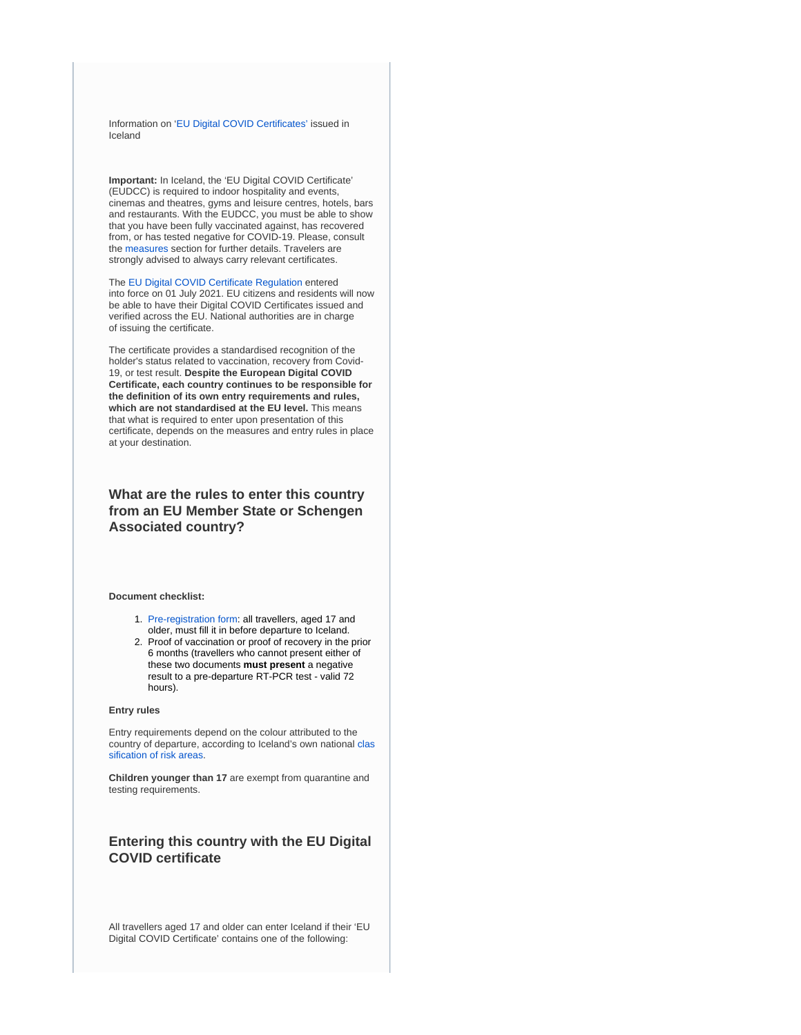Information on 'EU Digital COVID Certificates' issued in Iceland

**Important:** In Iceland, the 'EU Digital COVID Certificate' (EUDCC) is required to indoor hospitality and events, cinemas and theatres, gyms and leisure centres, hotels, bars and restaurants. With the EUDCC, you must be able to show that you have been fully vaccinated against, has recovered from, or has tested negative for COVID-19. Please, consult the measures section for further details. Travelers are strongly advised to always carry relevant certificates.

The EU Digital COVID Certificate Regulation entered into force on 01 July 2021. EU citizens and residents will now be able to have their Digital COVID Certificates issued and verified across the EU. National authorities are in charge of issuing the certificate.

The certificate provides a standardised recognition of the holder's status related to vaccination, recovery from Covid-19, or test result. **Despite the European Digital COVID Certificate, each country continues to be responsible for the definition of its own entry requirements and rules, which are not standardised at the EU level.** This means that what is required to enter upon presentation of this certificate, depends on the measures and entry rules in place at your destination.

### What are the rules to enter this country from an EU Member State or Schengen Associated country?

**Document checklist:**

1. Pre-registration form: all travellers, aged 17 and older, must fill it in before departure to Iceland.
2. Proof of vaccination or proof of recovery in the prior 6 months (travellers who cannot present either of these two documents **must present** a negative result to a pre-departure RT-PCR test - valid 72 hours).

**Entry rules**

Entry requirements depend on the colour attributed to the country of departure, according to Iceland's own national classification of risk areas.

**Children younger than 17** are exempt from quarantine and testing requirements.

### Entering this country with the EU Digital COVID certificate

All travellers aged 17 and older can enter Iceland if their 'EU Digital COVID Certificate' contains one of the following: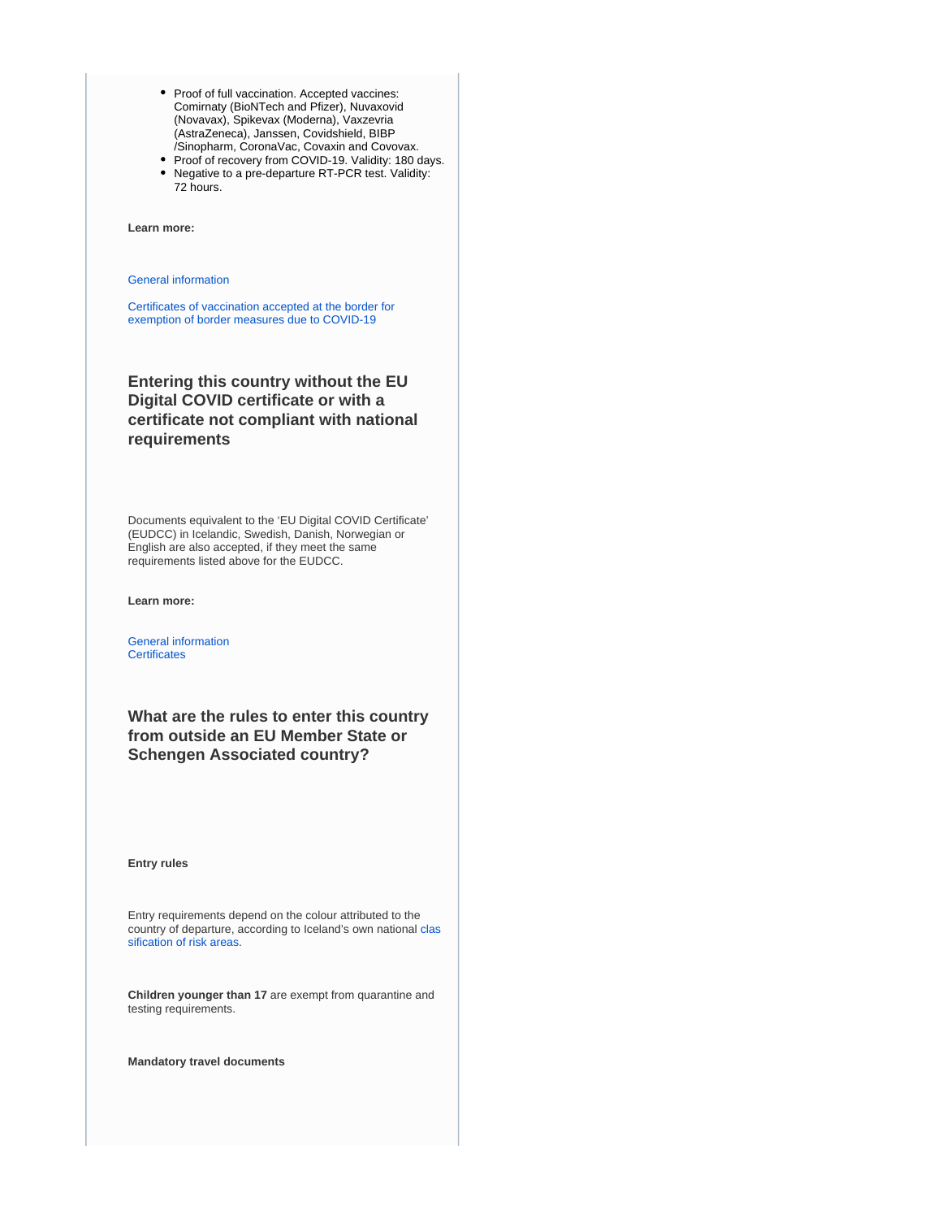- Proof of full vaccination. Accepted vaccines: Comirnaty (BioNTech and Pfizer), Nuvaxovid (Novavax), Spikevax (Moderna), Vaxzevria (AstraZeneca), Janssen, Covidshield, BIBP /Sinopharm, CoronaVac, Covaxin and Covovax.
- Proof of recovery from COVID-19. Validity: 180 days.
- Negative to a pre-departure RT-PCR test. Validity: 72 hours.

**Learn more:**

General information

Certificates of vaccination accepted at the border for exemption of border measures due to COVID-19

## Entering this country without the EU Digital COVID certificate or with a certificate not compliant with national requirements

Documents equivalent to the 'EU Digital COVID Certificate' (EUDCC) in Icelandic, Swedish, Danish, Norwegian or English are also accepted, if they meet the same requirements listed above for the EUDCC.

**Learn more:**

General information
Certificates

## What are the rules to enter this country from outside an EU Member State or Schengen Associated country?

**Entry rules**

Entry requirements depend on the colour attributed to the country of departure, according to Iceland's own national classification of risk areas.

**Children younger than 17** are exempt from quarantine and testing requirements.

**Mandatory travel documents**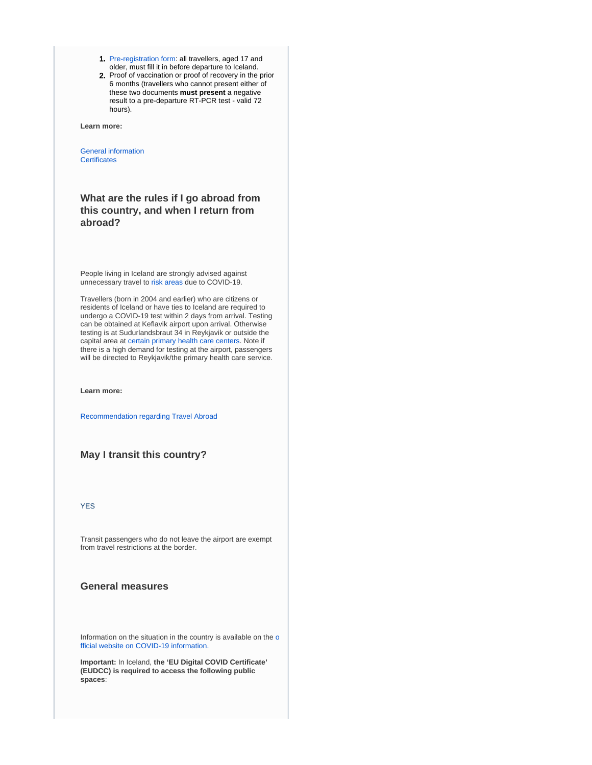1. Pre-registration form: all travellers, aged 17 and older, must fill it in before departure to Iceland.
2. Proof of vaccination or proof of recovery in the prior 6 months (travellers who cannot present either of these two documents **must present** a negative result to a pre-departure RT-PCR test - valid 72 hours).

**Learn more:**

General information
Certificates

### What are the rules if I go abroad from this country, and when I return from abroad?

People living in Iceland are strongly advised against unnecessary travel to risk areas due to COVID-19.

Travellers (born in 2004 and earlier) who are citizens or residents of Iceland or have ties to Iceland are required to undergo a COVID-19 test within 2 days from arrival. Testing can be obtained at Keflavik airport upon arrival. Otherwise testing is at Sudurlandsbraut 34 in Reykjavik or outside the capital area at certain primary health care centers. Note if there is a high demand for testing at the airport, passengers will be directed to Reykjavik/the primary health care service.

**Learn more:**

Recommendation regarding Travel Abroad

### May I transit this country?

YES

Transit passengers who do not leave the airport are exempt from travel restrictions at the border.

### General measures

Information on the situation in the country is available on the official website on COVID-19 information.

**Important:** In Iceland, **the 'EU Digital COVID Certificate' (EUDCC) is required to access the following public spaces**: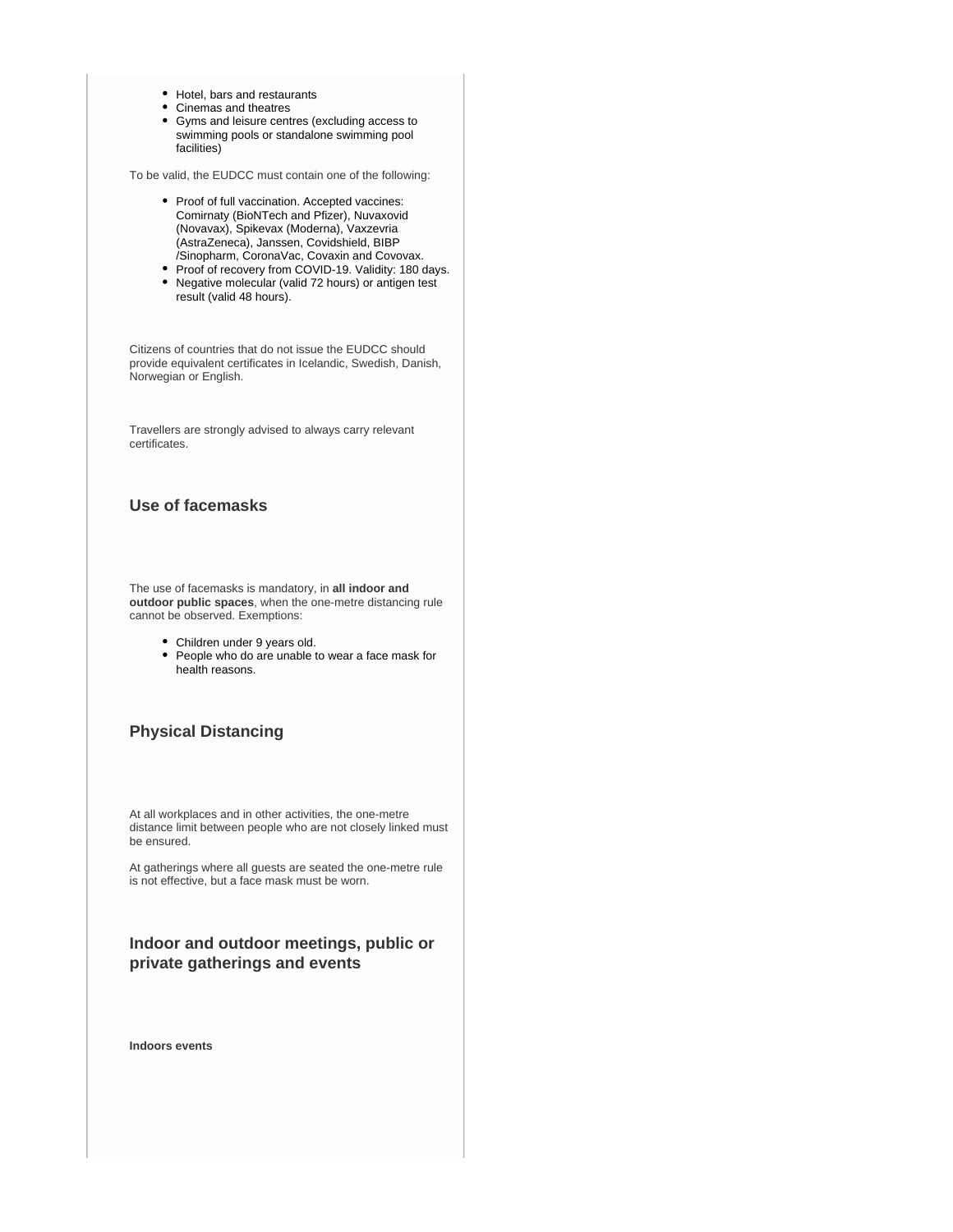- Hotel, bars and restaurants
- Cinemas and theatres
- Gyms and leisure centres (excluding access to swimming pools or standalone swimming pool facilities)

To be valid, the EUDCC must contain one of the following:

- Proof of full vaccination. Accepted vaccines: Comirnaty (BioNTech and Pfizer), Nuvaxovid (Novavax), Spikevax (Moderna), Vaxzevria (AstraZeneca), Janssen, Covidshield, BIBP /Sinopharm, CoronaVac, Covaxin and Covovax.
- Proof of recovery from COVID-19. Validity: 180 days.
- Negative molecular (valid 72 hours) or antigen test result (valid 48 hours).

Citizens of countries that do not issue the EUDCC should provide equivalent certificates in Icelandic, Swedish, Danish, Norwegian or English.

Travellers are strongly advised to always carry relevant certificates.

### Use of facemasks

The use of facemasks is mandatory, in **all indoor and outdoor public spaces**, when the one-metre distancing rule cannot be observed. Exemptions:

- Children under 9 years old.
- People who do are unable to wear a face mask for health reasons.

### Physical Distancing

At all workplaces and in other activities, the one-metre distance limit between people who are not closely linked must be ensured.

At gatherings where all guests are seated the one-metre rule is not effective, but a face mask must be worn.

### Indoor and outdoor meetings, public or private gatherings and events

**Indoors events**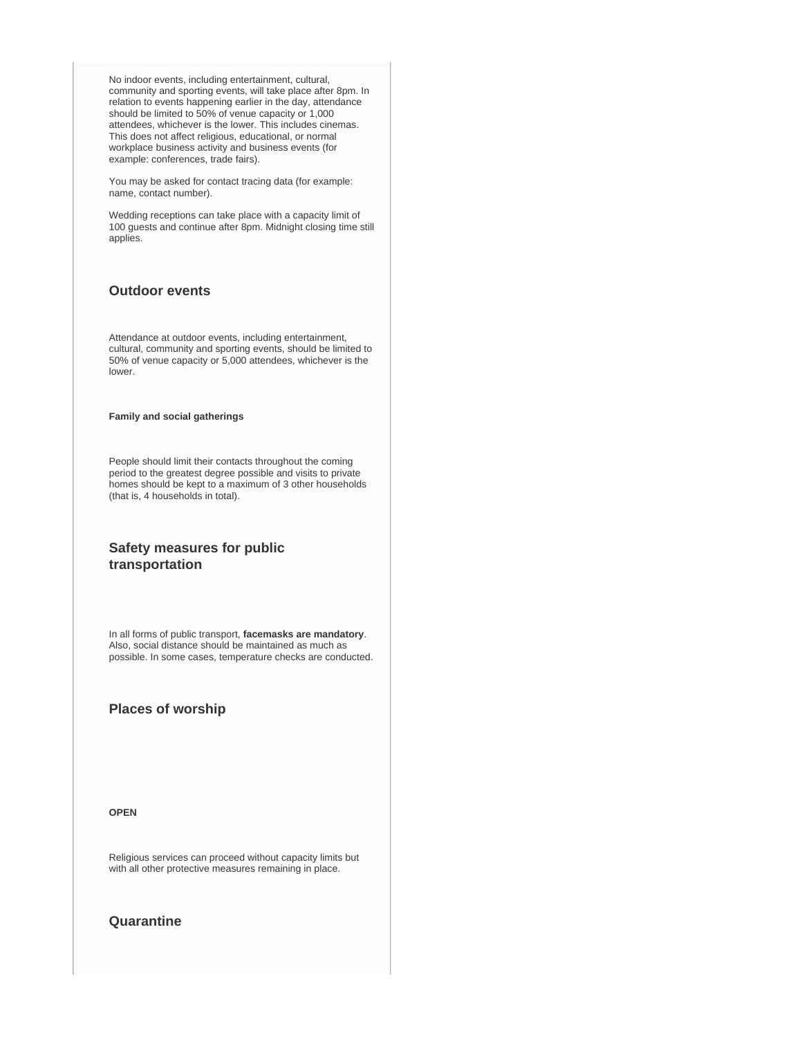No indoor events, including entertainment, cultural, community and sporting events, will take place after 8pm. In relation to events happening earlier in the day, attendance should be limited to 50% of venue capacity or 1,000 attendees, whichever is the lower. This includes cinemas. This does not affect religious, educational, or normal workplace business activity and business events (for example: conferences, trade fairs).

You may be asked for contact tracing data (for example: name, contact number).

Wedding receptions can take place with a capacity limit of 100 guests and continue after 8pm. Midnight closing time still applies.

## Outdoor events

Attendance at outdoor events, including entertainment, cultural, community and sporting events, should be limited to 50% of venue capacity or 5,000 attendees, whichever is the lower.

#### Family and social gatherings

People should limit their contacts throughout the coming period to the greatest degree possible and visits to private homes should be kept to a maximum of 3 other households (that is, 4 households in total).

## Safety measures for public transportation

In all forms of public transport, **facemasks are mandatory**. Also, social distance should be maintained as much as possible. In some cases, temperature checks are conducted.

## Places of worship

**OPEN**

Religious services can proceed without capacity limits but with all other protective measures remaining in place.

## Quarantine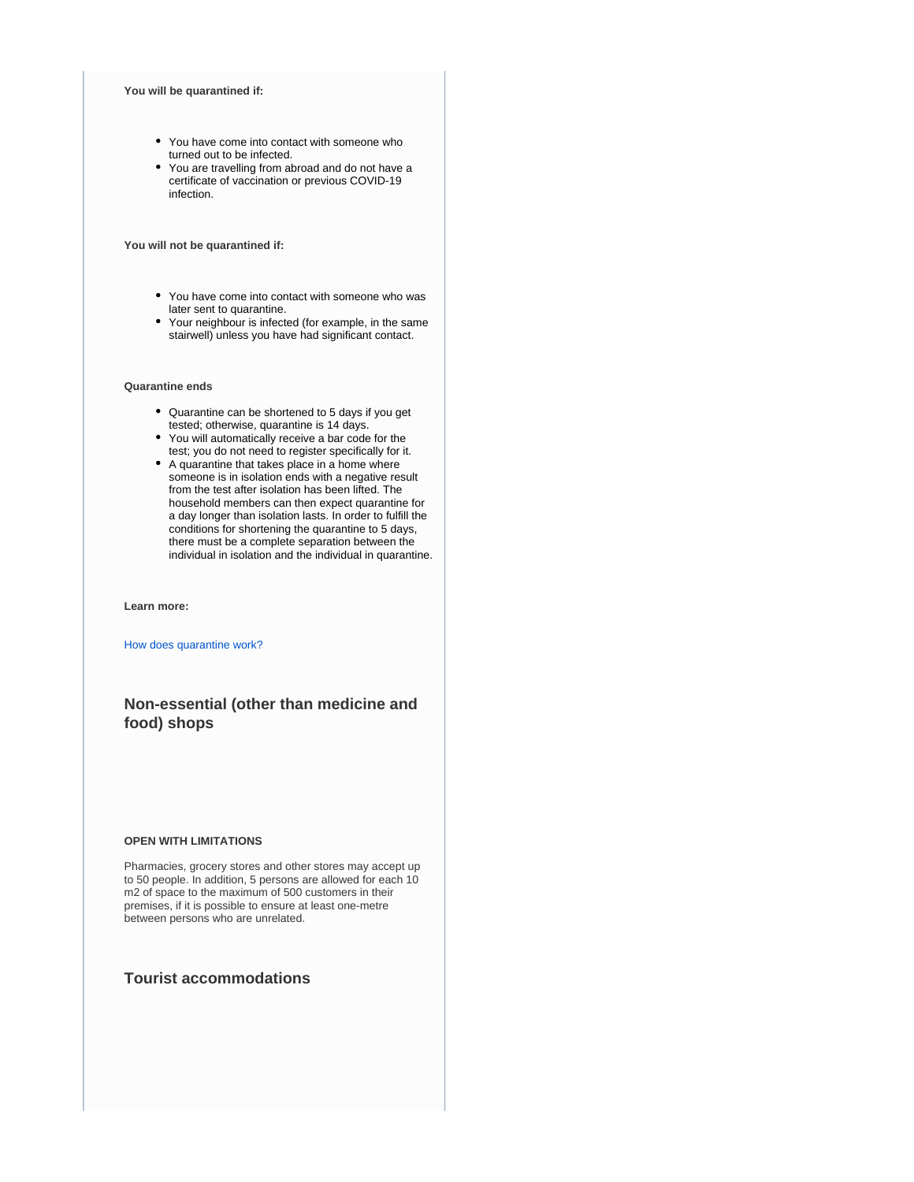**You will be quarantined if:**

- You have come into contact with someone who turned out to be infected.
- You are travelling from abroad and do not have a certificate of vaccination or previous COVID-19 infection.

**You will not be quarantined if:**

- You have come into contact with someone who was later sent to quarantine.
- Your neighbour is infected (for example, in the same stairwell) unless you have had significant contact.

**Quarantine ends**

- Quarantine can be shortened to 5 days if you get tested; otherwise, quarantine is 14 days.
- You will automatically receive a bar code for the test; you do not need to register specifically for it.
- A quarantine that takes place in a home where someone is in isolation ends with a negative result from the test after isolation has been lifted. The household members can then expect quarantine for a day longer than isolation lasts. In order to fulfill the conditions for shortening the quarantine to 5 days, there must be a complete separation between the individual in isolation and the individual in quarantine.

**Learn more:**

How does quarantine work?

## Non-essential (other than medicine and food) shops

**OPEN WITH LIMITATIONS**

Pharmacies, grocery stores and other stores may accept up to 50 people. In addition, 5 persons are allowed for each 10 m2 of space to the maximum of 500 customers in their premises, if it is possible to ensure at least one-metre between persons who are unrelated.

## Tourist accommodations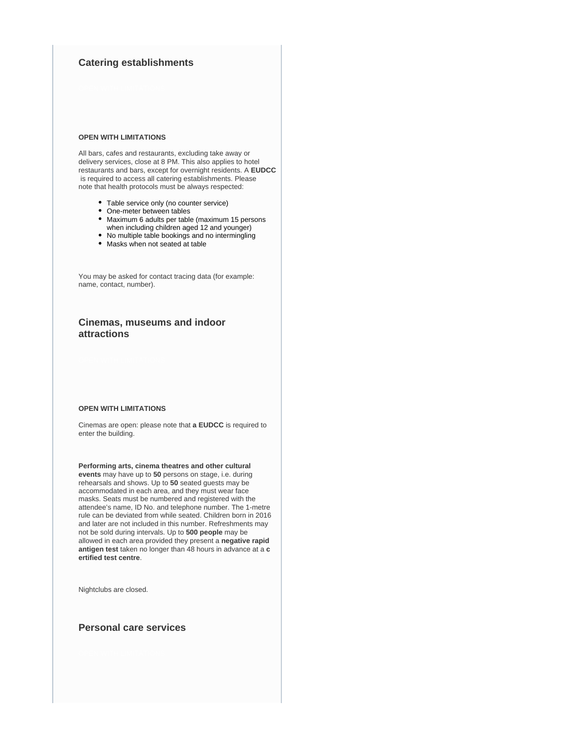## Catering establishments

**OPEN WITH LIMITATIONS**

All bars, cafes and restaurants, excluding take away or delivery services, close at 8 PM. This also applies to hotel restaurants and bars, except for overnight residents. A **EUDCC** is required to access all catering establishments. Please note that health protocols must be always respected:

- Table service only (no counter service)
- One-meter between tables
- Maximum 6 adults per table (maximum 15 persons when including children aged 12 and younger)
- No multiple table bookings and no intermingling
- Masks when not seated at table

You may be asked for contact tracing data (for example: name, contact, number).

## Cinemas, museums and indoor attractions

**OPEN WITH LIMITATIONS**

Cinemas are open: please note that **a EUDCC** is required to enter the building.

**Performing arts, cinema theatres and other cultural events** may have up to **50** persons on stage, i.e. during rehearsals and shows. Up to **50** seated guests may be accommodated in each area, and they must wear face masks. Seats must be numbered and registered with the attendee's name, ID No. and telephone number. The 1-metre rule can be deviated from while seated. Children born in 2016 and later are not included in this number. Refreshments may not be sold during intervals. Up to **500 people** may be allowed in each area provided they present a **negative rapid antigen test** taken no longer than 48 hours in advance at a **certified test centre**.

Nightclubs are closed.

## Personal care services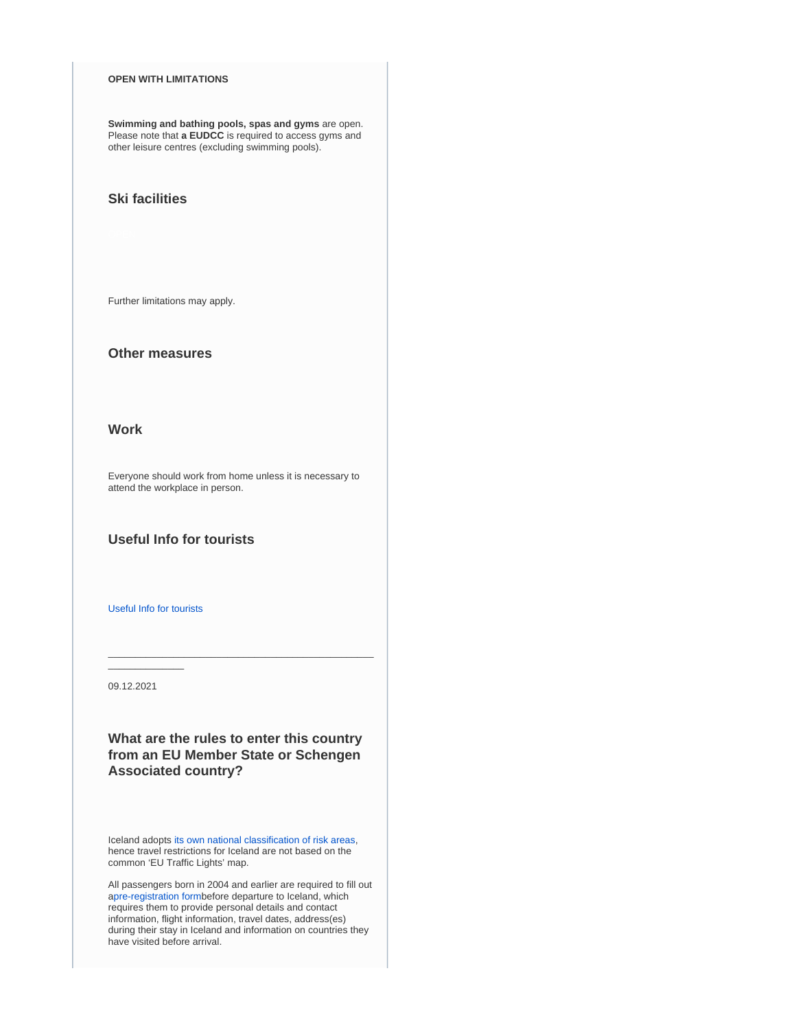**OPEN WITH LIMITATIONS**

**Swimming and bathing pools, spas and gyms** are open. Please note that **a EUDCC** is required to access gyms and other leisure centres (excluding swimming pools).

### Ski facilities

Further limitations may apply.

### Other measures

### Work

Everyone should work from home unless it is necessary to attend the workplace in person.

### Useful Info for tourists

Useful Info for tourists

---

09.12.2021

### What are the rules to enter this country from an EU Member State or Schengen Associated country?

Iceland adopts its own national classification of risk areas, hence travel restrictions for Iceland are not based on the common 'EU Traffic Lights' map.

All passengers born in 2004 and earlier are required to fill out apre-registration formbefore departure to Iceland, which requires them to provide personal details and contact information, flight information, travel dates, address(es) during their stay in Iceland and information on countries they have visited before arrival.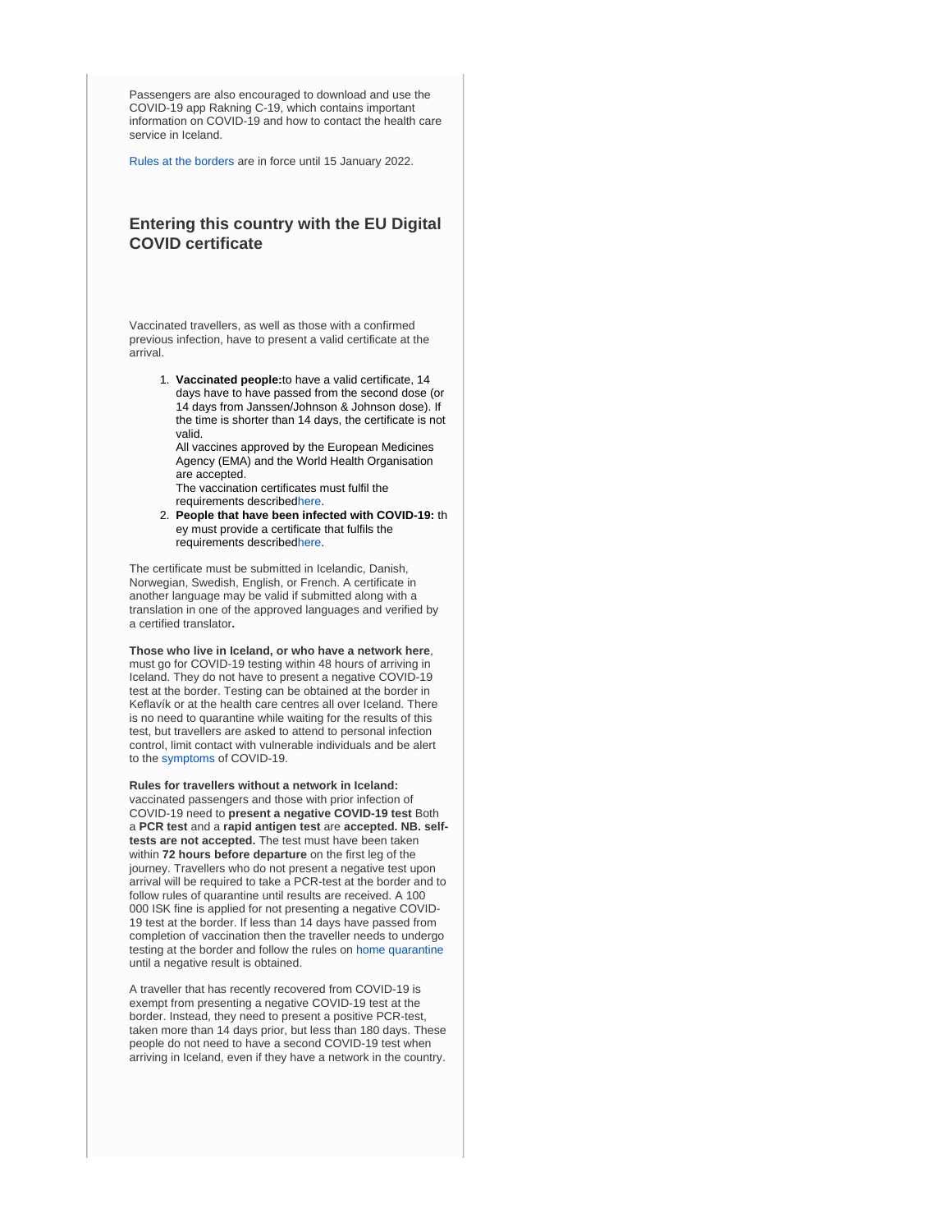Passengers are also encouraged to download and use the COVID-19 app Rakning C-19, which contains important information on COVID-19 and how to contact the health care service in Iceland.

Rules at the borders are in force until 15 January 2022.

## Entering this country with the EU Digital COVID certificate

Vaccinated travellers, as well as those with a confirmed previous infection, have to present a valid certificate at the arrival.

1. **Vaccinated people:**to have a valid certificate, 14 days have to have passed from the second dose (or 14 days from Janssen/Johnson & Johnson dose). If the time is shorter than 14 days, the certificate is not valid.
   All vaccines approved by the European Medicines Agency (EMA) and the World Health Organisation are accepted.
   The vaccination certificates must fulfil the requirements describedhere.
2. **People that have been infected with COVID-19:** they must provide a certificate that fulfils the requirements describedhere.

The certificate must be submitted in Icelandic, Danish, Norwegian, Swedish, English, or French. A certificate in another language may be valid if submitted along with a translation in one of the approved languages and verified by a certified translator**.**

**Those who live in Iceland, or who have a network here**, must go for COVID-19 testing within 48 hours of arriving in Iceland. They do not have to present a negative COVID-19 test at the border. Testing can be obtained at the border in Keflavík or at the health care centres all over Iceland. There is no need to quarantine while waiting for the results of this test, but travellers are asked to attend to personal infection control, limit contact with vulnerable individuals and be alert to the symptoms of COVID-19.

**Rules for travellers without a network in Iceland:** vaccinated passengers and those with prior infection of COVID-19 need to **present a negative COVID-19 test** Both a **PCR test** and a **rapid antigen test** are **accepted. NB. self-tests are not accepted.** The test must have been taken within **72 hours before departure** on the first leg of the journey. Travellers who do not present a negative test upon arrival will be required to take a PCR-test at the border and to follow rules of quarantine until results are received. A 100 000 ISK fine is applied for not presenting a negative COVID-19 test at the border. If less than 14 days have passed from completion of vaccination then the traveller needs to undergo testing at the border and follow the rules on home quarantine until a negative result is obtained.

A traveller that has recently recovered from COVID-19 is exempt from presenting a negative COVID-19 test at the border. Instead, they need to present a positive PCR-test, taken more than 14 days prior, but less than 180 days. These people do not need to have a second COVID-19 test when arriving in Iceland, even if they have a network in the country.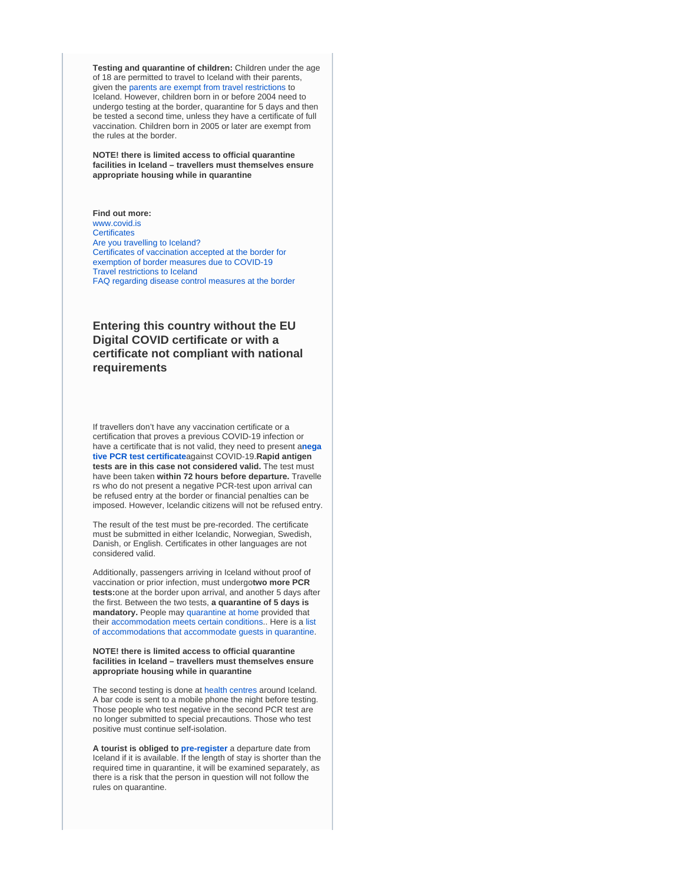**Testing and quarantine of children:** Children under the age of 18 are permitted to travel to Iceland with their parents, given the parents are exempt from travel restrictions to Iceland. However, children born in or before 2004 need to undergo testing at the border, quarantine for 5 days and then be tested a second time, unless they have a certificate of full vaccination. Children born in 2005 or later are exempt from the rules at the border.

**NOTE! there is limited access to official quarantine facilities in Iceland – travellers must themselves ensure appropriate housing while in quarantine**

**Find out more:**
www.covid.is
Certificates
Are you travelling to Iceland?
Certificates of vaccination accepted at the border for exemption of border measures due to COVID-19
Travel restrictions to Iceland
FAQ regarding disease control measures at the border

## Entering this country without the EU Digital COVID certificate or with a certificate not compliant with national requirements

If travellers don't have any vaccination certificate or a certification that proves a previous COVID-19 infection or have a certificate that is not valid, they need to present a **negative PCR test certificate** against COVID-19. **Rapid antigen tests are in this case not considered valid.** The test must have been taken **within 72 hours before departure.** Travellers who do not present a negative PCR-test upon arrival can be refused entry at the border or financial penalties can be imposed. However, Icelandic citizens will not be refused entry.

The result of the test must be pre-recorded. The certificate must be submitted in either Icelandic, Norwegian, Swedish, Danish, or English. Certificates in other languages are not considered valid.

Additionally, passengers arriving in Iceland without proof of vaccination or prior infection, must undergo **two more PCR tests:** one at the border upon arrival, and another 5 days after the first. Between the two tests, **a quarantine of 5 days is mandatory.** People may quarantine at home provided that their accommodation meets certain conditions.. Here is a list of accommodations that accommodate guests in quarantine.

**NOTE! there is limited access to official quarantine facilities in Iceland – travellers must themselves ensure appropriate housing while in quarantine**

The second testing is done at health centres around Iceland. A bar code is sent to a mobile phone the night before testing. Those people who test negative in the second PCR test are no longer submitted to special precautions. Those who test positive must continue self-isolation.

**A tourist is obliged to pre-register** a departure date from Iceland if it is available. If the length of stay is shorter than the required time in quarantine, it will be examined separately, as there is a risk that the person in question will not follow the rules on quarantine.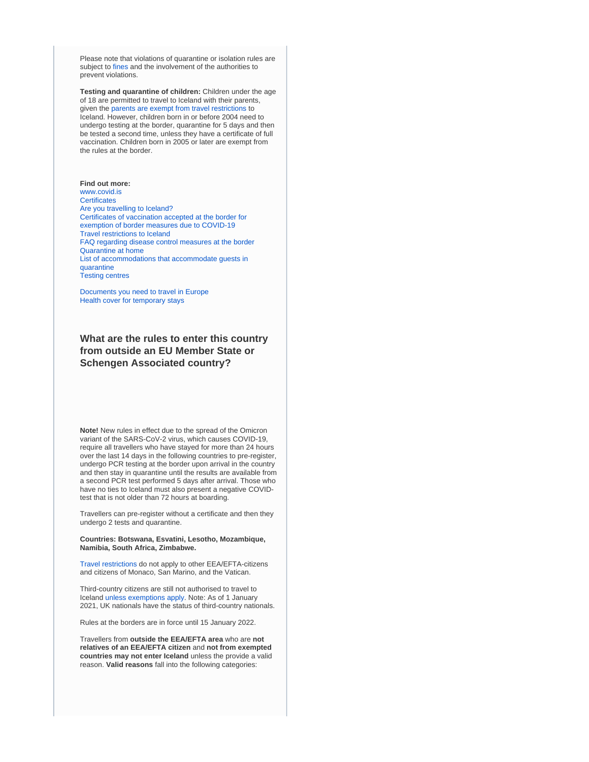Please note that violations of quarantine or isolation rules are subject to fines and the involvement of the authorities to prevent violations.

**Testing and quarantine of children:** Children under the age of 18 are permitted to travel to Iceland with their parents, given the parents are exempt from travel restrictions to Iceland. However, children born in or before 2004 need to undergo testing at the border, quarantine for 5 days and then be tested a second time, unless they have a certificate of full vaccination. Children born in 2005 or later are exempt from the rules at the border.

**Find out more:**
www.covid.is
Certificates
Are you travelling to Iceland?
Certificates of vaccination accepted at the border for exemption of border measures due to COVID-19
Travel restrictions to Iceland
FAQ regarding disease control measures at the border
Quarantine at home
List of accommodations that accommodate guests in quarantine
Testing centres

Documents you need to travel in Europe
Health cover for temporary stays

### What are the rules to enter this country from outside an EU Member State or Schengen Associated country?

**Note!** New rules in effect due to the spread of the Omicron variant of the SARS-CoV-2 virus, which causes COVID-19, require all travellers who have stayed for more than 24 hours over the last 14 days in the following countries to pre-register, undergo PCR testing at the border upon arrival in the country and then stay in quarantine until the results are available from a second PCR test performed 5 days after arrival. Those who have no ties to Iceland must also present a negative COVID-test that is not older than 72 hours at boarding.

Travellers can pre-register without a certificate and then they undergo 2 tests and quarantine.

**Countries: Botswana, Esvatini, Lesotho, Mozambique, Namibia, South Africa, Zimbabwe.**

Travel restrictions do not apply to other EEA/EFTA-citizens and citizens of Monaco, San Marino, and the Vatican.

Third-country citizens are still not authorised to travel to Iceland unless exemptions apply. Note: As of 1 January 2021, UK nationals have the status of third-country nationals.

Rules at the borders are in force until 15 January 2022.

Travellers from **outside the EEA/EFTA area** who are **not relatives of an EEA/EFTA citizen** and **not from exempted countries may not enter Iceland** unless the provide a valid reason. **Valid reasons** fall into the following categories: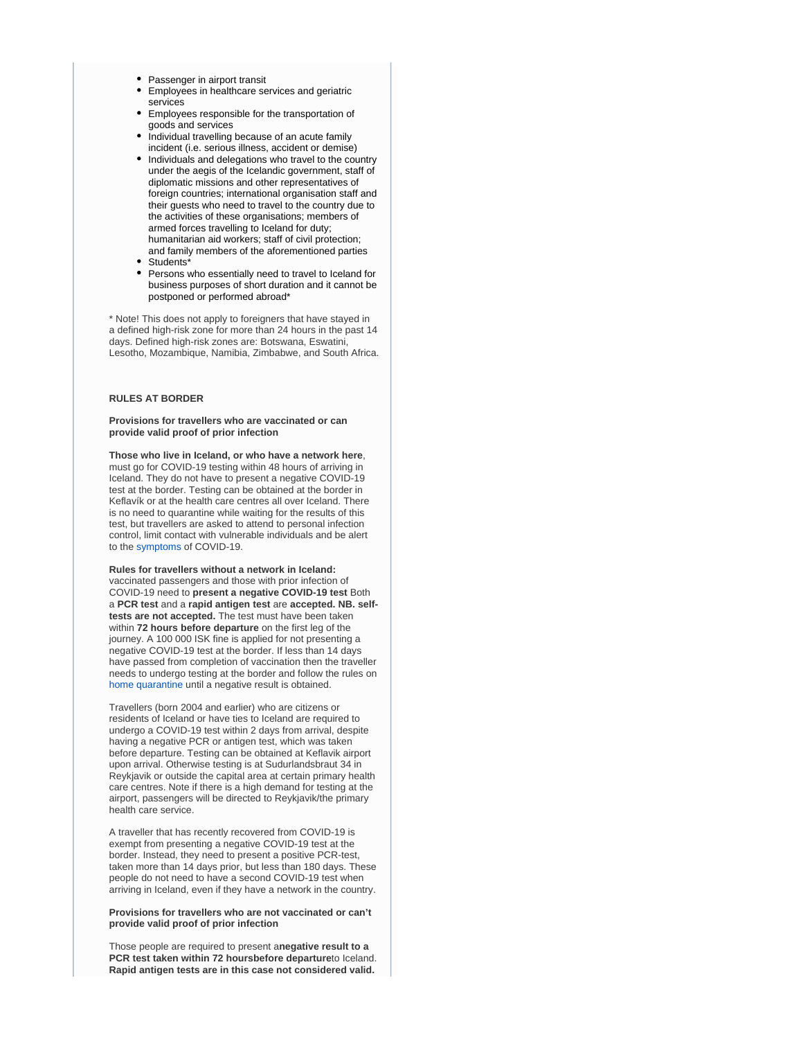- Passenger in airport transit
- Employees in healthcare services and geriatric services
- Employees responsible for the transportation of goods and services
- Individual travelling because of an acute family incident (i.e. serious illness, accident or demise)
- Individuals and delegations who travel to the country under the aegis of the Icelandic government, staff of diplomatic missions and other representatives of foreign countries; international organisation staff and their guests who need to travel to the country due to the activities of these organisations; members of armed forces travelling to Iceland for duty; humanitarian aid workers; staff of civil protection; and family members of the aforementioned parties
- Students*
- Persons who essentially need to travel to Iceland for business purposes of short duration and it cannot be postponed or performed abroad*

* Note! This does not apply to foreigners that have stayed in a defined high-risk zone for more than 24 hours in the past 14 days. Defined high-risk zones are: Botswana, Eswatini, Lesotho, Mozambique, Namibia, Zimbabwe, and South Africa.

**RULES AT BORDER**

**Provisions for travellers who are vaccinated or can provide valid proof of prior infection**

**Those who live in Iceland, or who have a network here**, must go for COVID-19 testing within 48 hours of arriving in Iceland. They do not have to present a negative COVID-19 test at the border. Testing can be obtained at the border in Keflavík or at the health care centres all over Iceland. There is no need to quarantine while waiting for the results of this test, but travellers are asked to attend to personal infection control, limit contact with vulnerable individuals and be alert to the symptoms of COVID-19.

**Rules for travellers without a network in Iceland:** vaccinated passengers and those with prior infection of COVID-19 need to **present a negative COVID-19 test** Both a **PCR test** and a **rapid antigen test** are **accepted. NB. self-tests are not accepted.** The test must have been taken within **72 hours before departure** on the first leg of the journey. A 100 000 ISK fine is applied for not presenting a negative COVID-19 test at the border. If less than 14 days have passed from completion of vaccination then the traveller needs to undergo testing at the border and follow the rules on home quarantine until a negative result is obtained.

Travellers (born 2004 and earlier) who are citizens or residents of Iceland or have ties to Iceland are required to undergo a COVID-19 test within 2 days from arrival, despite having a negative PCR or antigen test, which was taken before departure. Testing can be obtained at Keflavik airport upon arrival. Otherwise testing is at Sudurlandsbraut 34 in Reykjavik or outside the capital area at certain primary health care centres. Note if there is a high demand for testing at the airport, passengers will be directed to Reykjavik/the primary health care service.

A traveller that has recently recovered from COVID-19 is exempt from presenting a negative COVID-19 test at the border. Instead, they need to present a positive PCR-test, taken more than 14 days prior, but less than 180 days. These people do not need to have a second COVID-19 test when arriving in Iceland, even if they have a network in the country.

**Provisions for travellers who are not vaccinated or can't provide valid proof of prior infection**

Those people are required to present a**negative result to a PCR test taken within 72 hoursbefore departure**to Iceland. **Rapid antigen tests are in this case not considered valid.**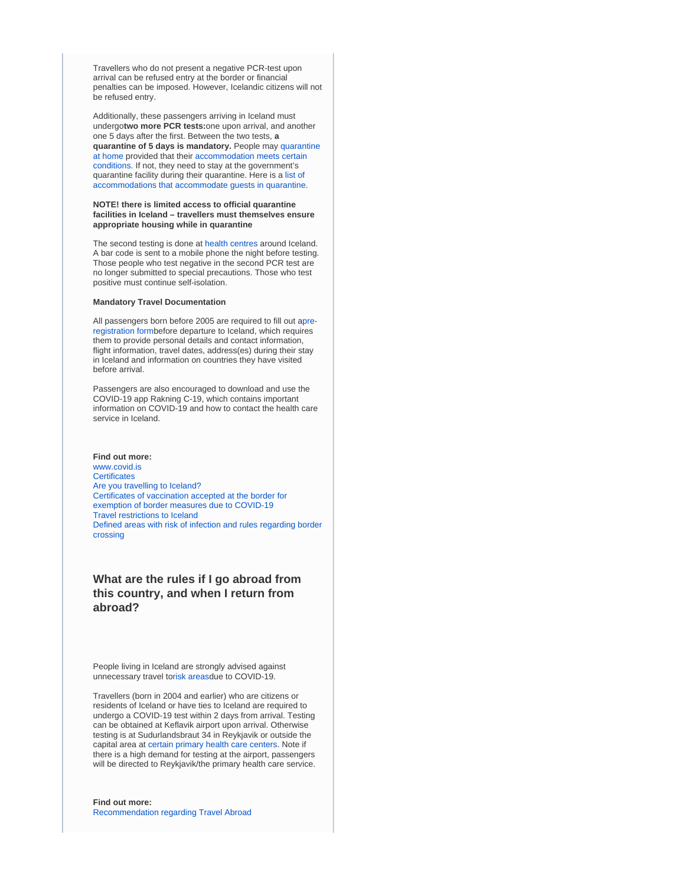Travellers who do not present a negative PCR-test upon arrival can be refused entry at the border or financial penalties can be imposed. However, Icelandic citizens will not be refused entry.

Additionally, these passengers arriving in Iceland must undergo**two more PCR tests:**one upon arrival, and another one 5 days after the first. Between the two tests, **a quarantine of 5 days is mandatory.** People may quarantine at home provided that their accommodation meets certain conditions. If not, they need to stay at the government's quarantine facility during their quarantine. Here is a list of accommodations that accommodate guests in quarantine.

**NOTE! there is limited access to official quarantine facilities in Iceland – travellers must themselves ensure appropriate housing while in quarantine**

The second testing is done at health centres around Iceland. A bar code is sent to a mobile phone the night before testing. Those people who test negative in the second PCR test are no longer submitted to special precautions. Those who test positive must continue self-isolation.

**Mandatory Travel Documentation**

All passengers born before 2005 are required to fill out apre-registration formbefore departure to Iceland, which requires them to provide personal details and contact information, flight information, travel dates, address(es) during their stay in Iceland and information on countries they have visited before arrival.

Passengers are also encouraged to download and use the COVID-19 app Rakning C-19, which contains important information on COVID-19 and how to contact the health care service in Iceland.

**Find out more:**
www.covid.is
Certificates
Are you travelling to Iceland?
Certificates of vaccination accepted at the border for exemption of border measures due to COVID-19
Travel restrictions to Iceland
Defined areas with risk of infection and rules regarding border crossing

## What are the rules if I go abroad from this country, and when I return from abroad?

People living in Iceland are strongly advised against unnecessary travel torisk areasdue to COVID-19.

Travellers (born in 2004 and earlier) who are citizens or residents of Iceland or have ties to Iceland are required to undergo a COVID-19 test within 2 days from arrival. Testing can be obtained at Keflavik airport upon arrival. Otherwise testing is at Sudurlandsbraut 34 in Reykjavik or outside the capital area at certain primary health care centers. Note if there is a high demand for testing at the airport, passengers will be directed to Reykjavik/the primary health care service.

**Find out more:**
Recommendation regarding Travel Abroad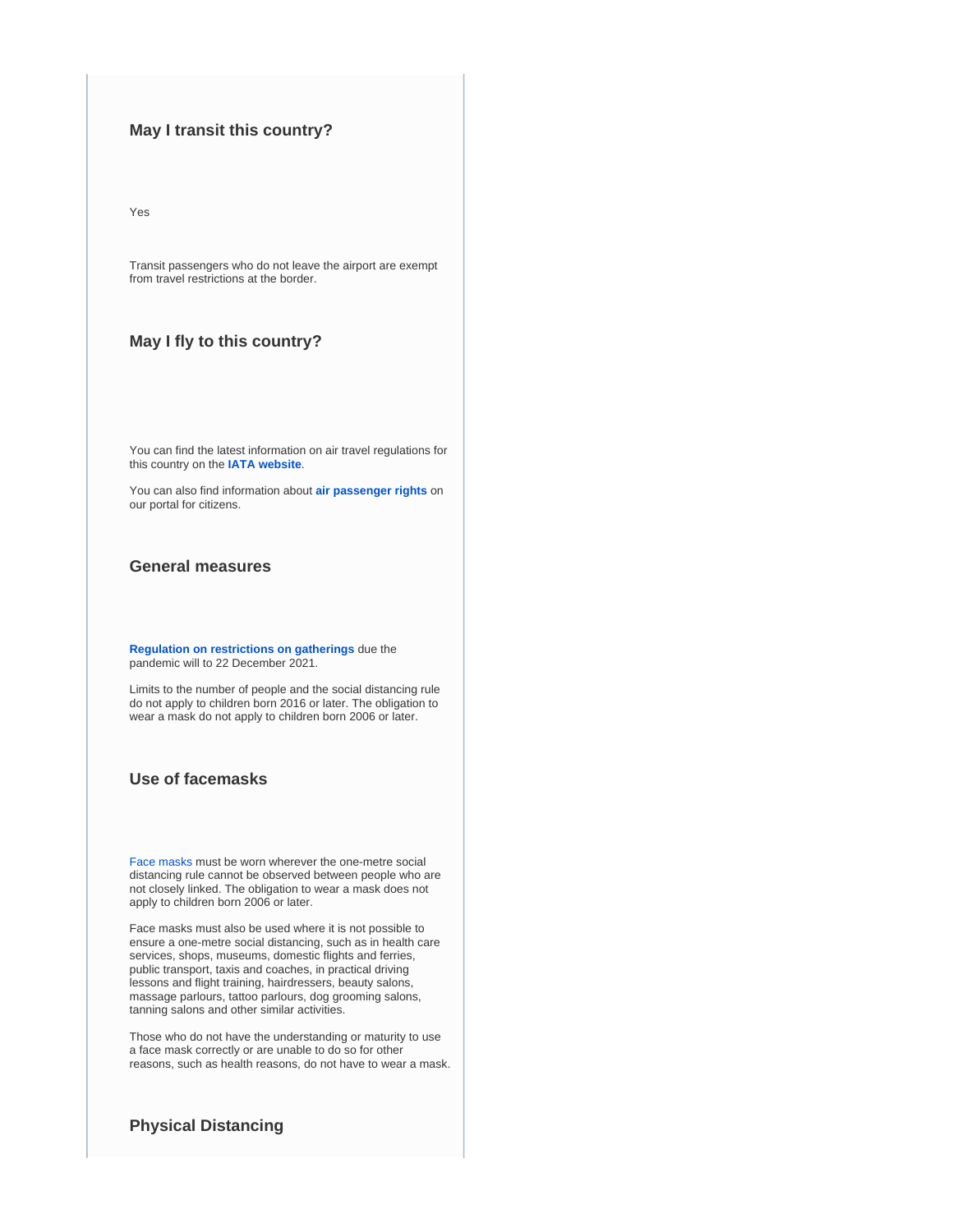### May I transit this country?

Yes

Transit passengers who do not leave the airport are exempt from travel restrictions at the border.

### May I fly to this country?

You can find the latest information on air travel regulations for this country on the **IATA website**.

You can also find information about **air passenger rights** on our portal for citizens.

### General measures

**Regulation on restrictions on gatherings** due the pandemic will to 22 December 2021.

Limits to the number of people and the social distancing rule do not apply to children born 2016 or later. The obligation to wear a mask do not apply to children born 2006 or later.

### Use of facemasks

Face masks must be worn wherever the one-metre social distancing rule cannot be observed between people who are not closely linked. The obligation to wear a mask does not apply to children born 2006 or later.

Face masks must also be used where it is not possible to ensure a one-metre social distancing, such as in health care services, shops, museums, domestic flights and ferries, public transport, taxis and coaches, in practical driving lessons and flight training, hairdressers, beauty salons, massage parlours, tattoo parlours, dog grooming salons, tanning salons and other similar activities.

Those who do not have the understanding or maturity to use a face mask correctly or are unable to do so for other reasons, such as health reasons, do not have to wear a mask.

### Physical Distancing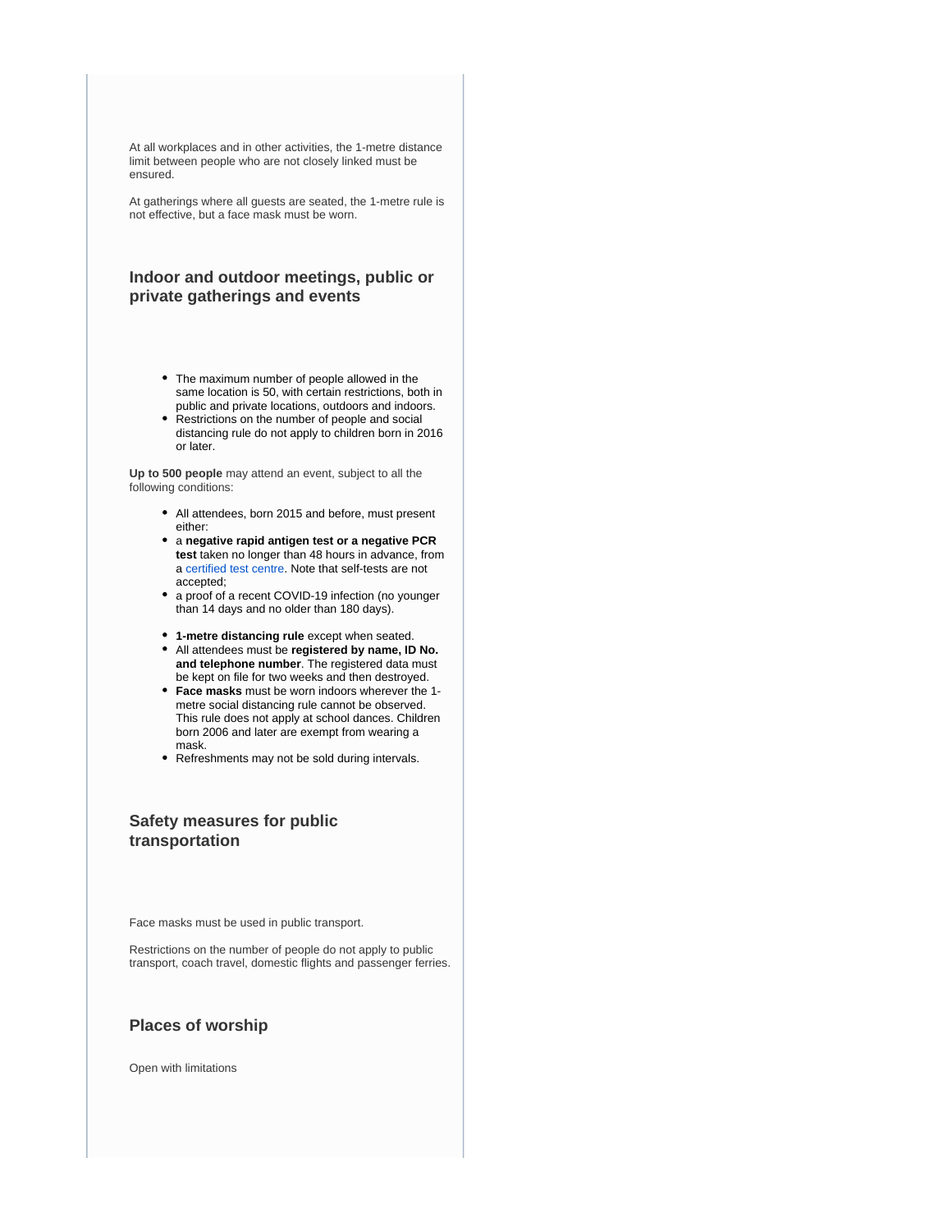At all workplaces and in other activities, the 1-metre distance limit between people who are not closely linked must be ensured.

At gatherings where all guests are seated, the 1-metre rule is not effective, but a face mask must be worn.

### Indoor and outdoor meetings, public or private gatherings and events

- The maximum number of people allowed in the same location is 50, with certain restrictions, both in public and private locations, outdoors and indoors.
- Restrictions on the number of people and social distancing rule do not apply to children born in 2016 or later.

**Up to 500 people** may attend an event, subject to all the following conditions:

- All attendees, born 2015 and before, must present either:
- a **negative rapid antigen test or a negative PCR test** taken no longer than 48 hours in advance, from a certified test centre. Note that self-tests are not accepted;
- a proof of a recent COVID-19 infection (no younger than 14 days and no older than 180 days).

- **1-metre distancing rule** except when seated.
- All attendees must be **registered by name, ID No. and telephone number**. The registered data must be kept on file for two weeks and then destroyed.
- **Face masks** must be worn indoors wherever the 1-metre social distancing rule cannot be observed. This rule does not apply at school dances. Children born 2006 and later are exempt from wearing a mask.
- Refreshments may not be sold during intervals.

### Safety measures for public transportation

Face masks must be used in public transport.

Restrictions on the number of people do not apply to public transport, coach travel, domestic flights and passenger ferries.

### Places of worship

Open with limitations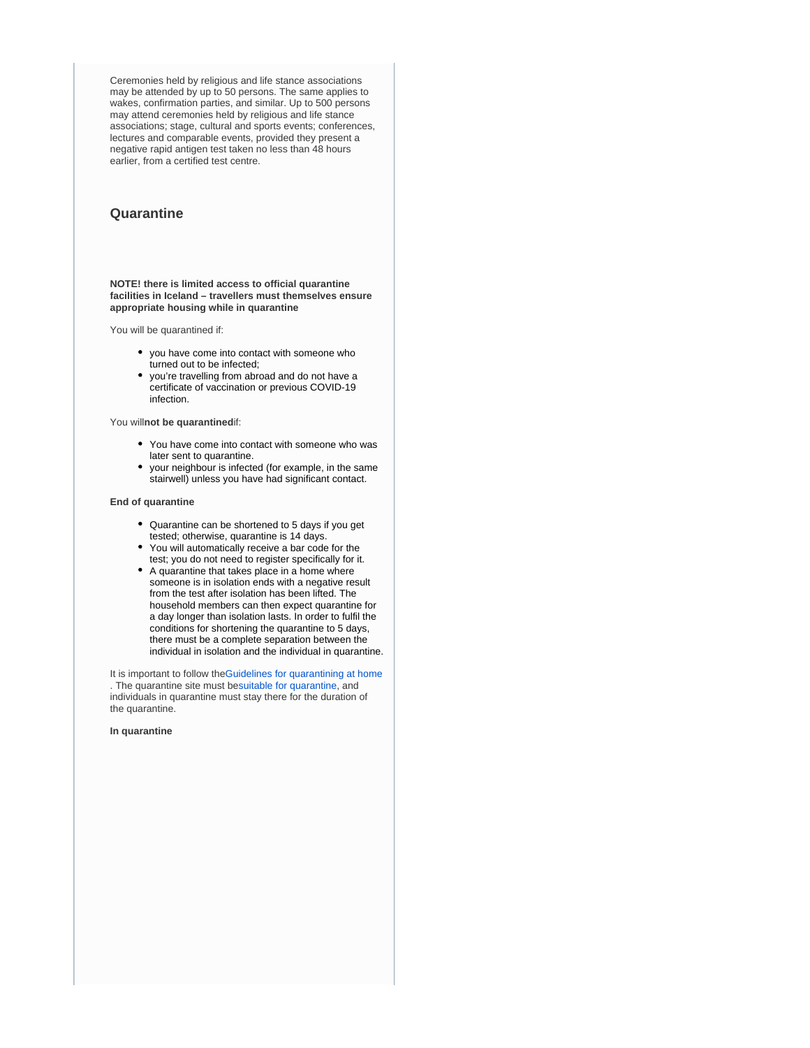Ceremonies held by religious and life stance associations may be attended by up to 50 persons. The same applies to wakes, confirmation parties, and similar. Up to 500 persons may attend ceremonies held by religious and life stance associations; stage, cultural and sports events; conferences, lectures and comparable events, provided they present a negative rapid antigen test taken no less than 48 hours earlier, from a certified test centre.

## Quarantine

**NOTE! there is limited access to official quarantine facilities in Iceland – travellers must themselves ensure appropriate housing while in quarantine**

You will be quarantined if:

- you have come into contact with someone who turned out to be infected;
- you're travelling from abroad and do not have a certificate of vaccination or previous COVID-19 infection.

You will**not be quarantined**if:

- You have come into contact with someone who was later sent to quarantine.
- your neighbour is infected (for example, in the same stairwell) unless you have had significant contact.

**End of quarantine**

- Quarantine can be shortened to 5 days if you get tested; otherwise, quarantine is 14 days.
- You will automatically receive a bar code for the test; you do not need to register specifically for it.
- A quarantine that takes place in a home where someone is in isolation ends with a negative result from the test after isolation has been lifted. The household members can then expect quarantine for a day longer than isolation lasts. In order to fulfil the conditions for shortening the quarantine to 5 days, there must be a complete separation between the individual in isolation and the individual in quarantine.

It is important to follow theGuidelines for quarantining at home . The quarantine site must besuitable for quarantine, and individuals in quarantine must stay there for the duration of the quarantine.

**In quarantine**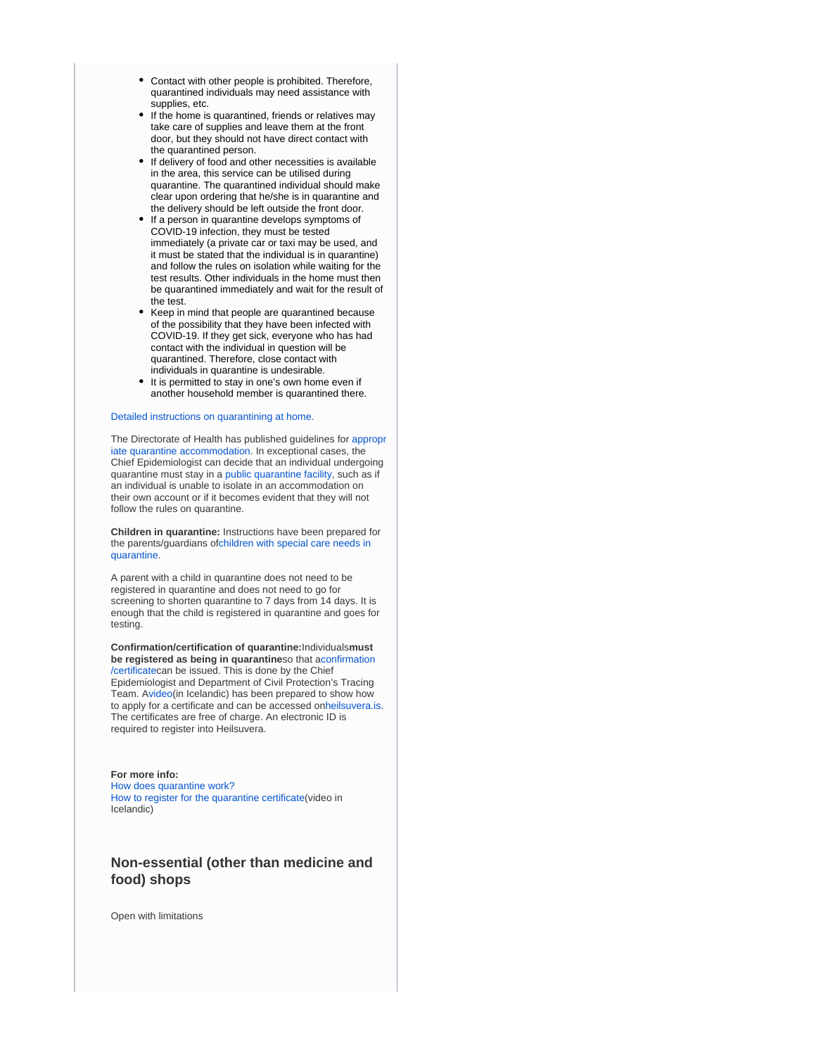- Contact with other people is prohibited. Therefore, quarantined individuals may need assistance with supplies, etc.
- If the home is quarantined, friends or relatives may take care of supplies and leave them at the front door, but they should not have direct contact with the quarantined person.
- If delivery of food and other necessities is available in the area, this service can be utilised during quarantine. The quarantined individual should make clear upon ordering that he/she is in quarantine and the delivery should be left outside the front door.
- If a person in quarantine develops symptoms of COVID-19 infection, they must be tested immediately (a private car or taxi may be used, and it must be stated that the individual is in quarantine) and follow the rules on isolation while waiting for the test results. Other individuals in the home must then be quarantined immediately and wait for the result of the test.
- Keep in mind that people are quarantined because of the possibility that they have been infected with COVID-19. If they get sick, everyone who has had contact with the individual in question will be quarantined. Therefore, close contact with individuals in quarantine is undesirable.
- It is permitted to stay in one's own home even if another household member is quarantined there.

Detailed instructions on quarantining at home.

The Directorate of Health has published guidelines for appropriate quarantine accommodation. In exceptional cases, the Chief Epidemiologist can decide that an individual undergoing quarantine must stay in a public quarantine facility, such as if an individual is unable to isolate in an accommodation on their own account or if it becomes evident that they will not follow the rules on quarantine.

**Children in quarantine:** Instructions have been prepared for the parents/guardians ofchildren with special care needs in quarantine.

A parent with a child in quarantine does not need to be registered in quarantine and does not need to go for screening to shorten quarantine to 7 days from 14 days. It is enough that the child is registered in quarantine and goes for testing.

**Confirmation/certification of quarantine:**Individuals**must be registered as being in quarantine**so that aconfirmation/certificatecan be issued. This is done by the Chief Epidemiologist and Department of Civil Protection's Tracing Team. Avideo(in Icelandic) has been prepared to show how to apply for a certificate and can be accessed onheilsuvera.is. The certificates are free of charge. An electronic ID is required to register into Heilsuvera.

**For more info:**
How does quarantine work?
How to register for the quarantine certificate(video in Icelandic)

## Non-essential (other than medicine and food) shops

Open with limitations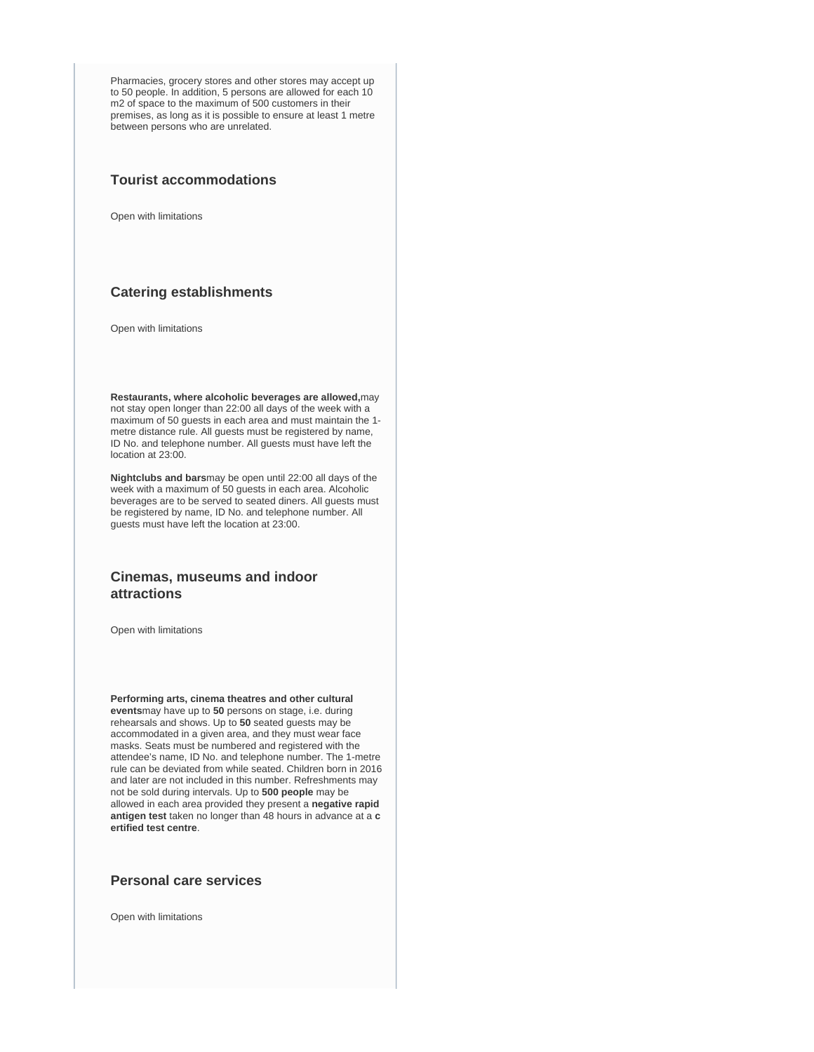Pharmacies, grocery stores and other stores may accept up to 50 people. In addition, 5 persons are allowed for each 10 m2 of space to the maximum of 500 customers in their premises, as long as it is possible to ensure at least 1 metre between persons who are unrelated.

### Tourist accommodations

Open with limitations

### Catering establishments

Open with limitations

**Restaurants, where alcoholic beverages are allowed,**may not stay open longer than 22:00 all days of the week with a maximum of 50 guests in each area and must maintain the 1-metre distance rule. All guests must be registered by name, ID No. and telephone number. All guests must have left the location at 23:00.

**Nightclubs and bars**may be open until 22:00 all days of the week with a maximum of 50 guests in each area. Alcoholic beverages are to be served to seated diners. All guests must be registered by name, ID No. and telephone number. All guests must have left the location at 23:00.

### Cinemas, museums and indoor attractions

Open with limitations

**Performing arts, cinema theatres and other cultural events**may have up to **50** persons on stage, i.e. during rehearsals and shows. Up to **50** seated guests may be accommodated in a given area, and they must wear face masks. Seats must be numbered and registered with the attendee's name, ID No. and telephone number. The 1-metre rule can be deviated from while seated. Children born in 2016 and later are not included in this number. Refreshments may not be sold during intervals. Up to **500 people** may be allowed in each area provided they present a **negative rapid antigen test** taken no longer than 48 hours in advance at a **certified test centre**.

### Personal care services

Open with limitations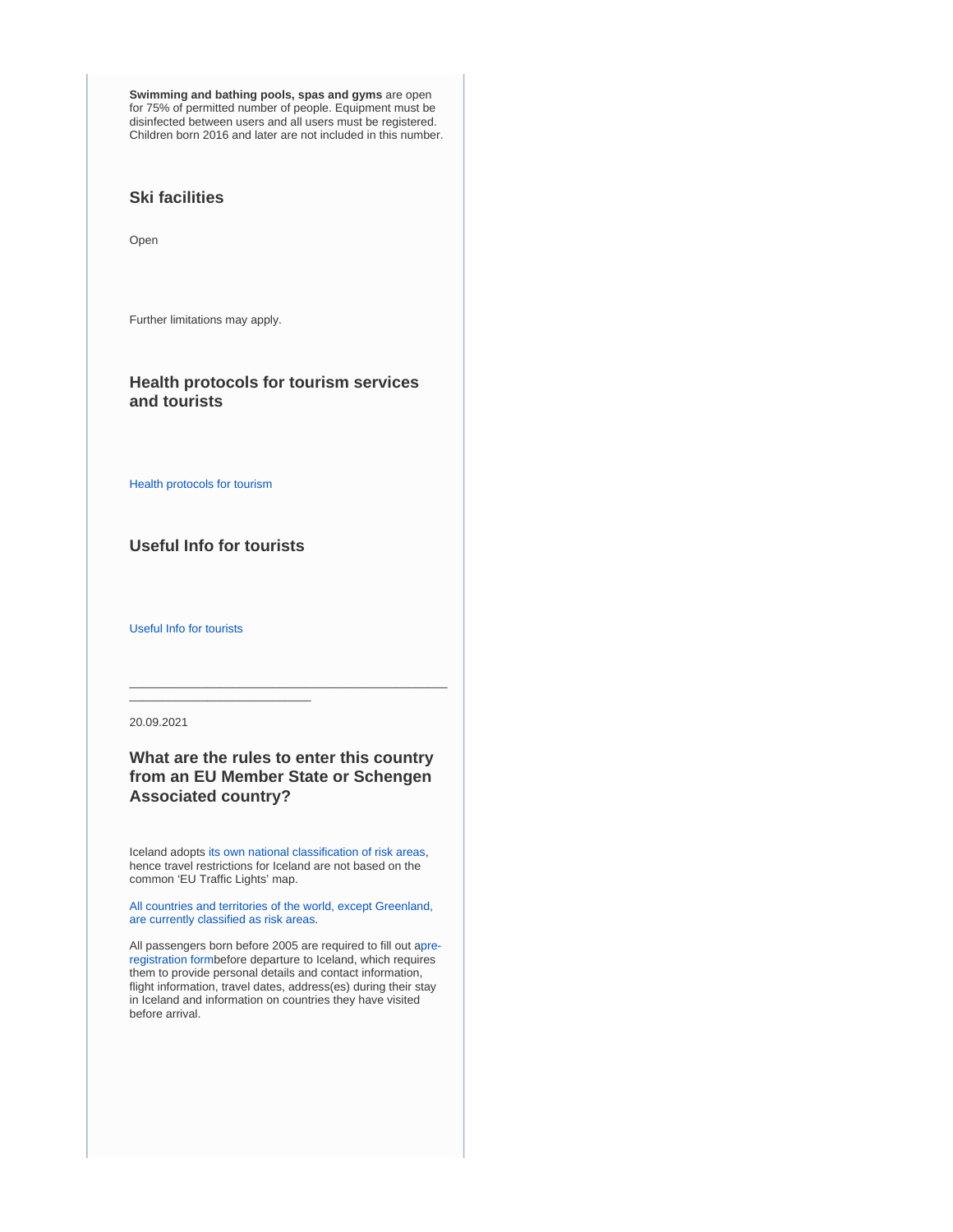**Swimming and bathing pools, spas and gyms** are open for 75% of permitted number of people. Equipment must be disinfected between users and all users must be registered. Children born 2016 and later are not included in this number.

### Ski facilities

Open

Further limitations may apply.

### Health protocols for tourism services and tourists

Health protocols for tourism

### Useful Info for tourists

Useful Info for tourists

---

20.09.2021

### What are the rules to enter this country from an EU Member State or Schengen Associated country?

Iceland adopts its own national classification of risk areas, hence travel restrictions for Iceland are not based on the common 'EU Traffic Lights' map.

All countries and territories of the world, except Greenland, are currently classified as risk areas.

All passengers born before 2005 are required to fill out apre-registration formbefore departure to Iceland, which requires them to provide personal details and contact information, flight information, travel dates, address(es) during their stay in Iceland and information on countries they have visited before arrival.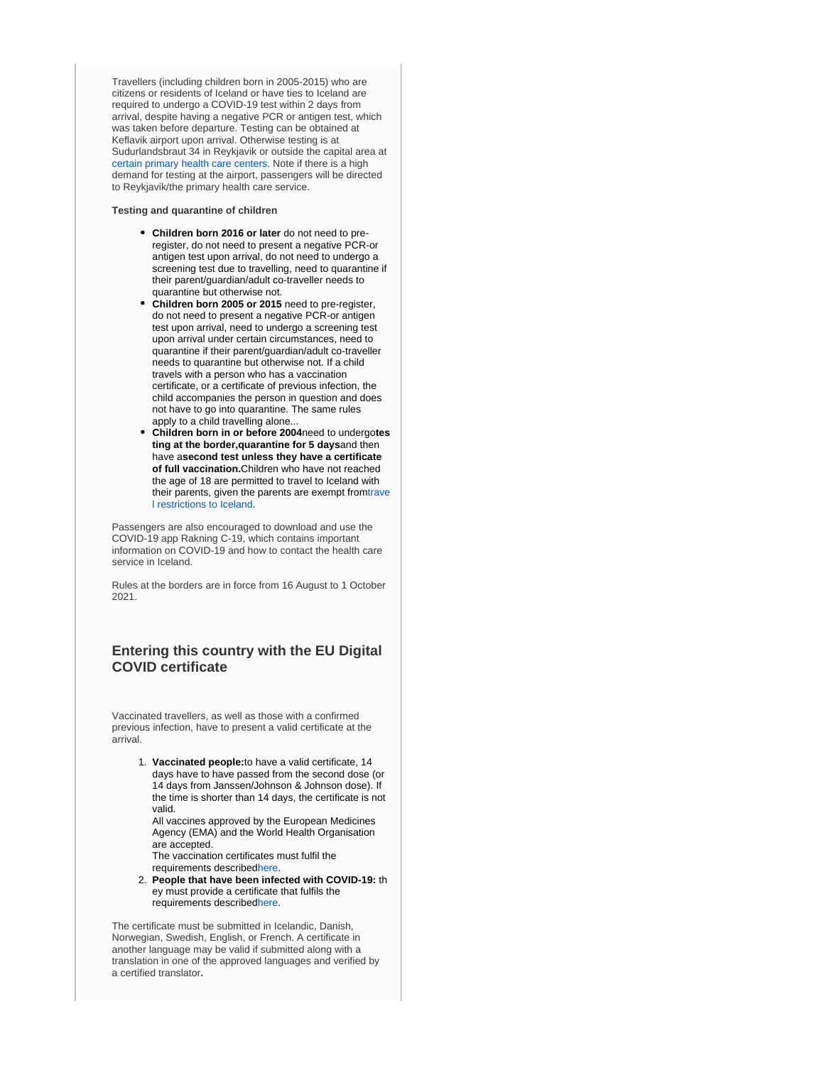Travellers (including children born in 2005-2015) who are citizens or residents of Iceland or have ties to Iceland are required to undergo a COVID-19 test within 2 days from arrival, despite having a negative PCR or antigen test, which was taken before departure. Testing can be obtained at Keflavik airport upon arrival. Otherwise testing is at Sudurlandsbraut 34 in Reykjavik or outside the capital area at certain primary health care centers. Note if there is a high demand for testing at the airport, passengers will be directed to Reykjavik/the primary health care service.

**Testing and quarantine of children**

- **Children born 2016 or later** do not need to pre-register, do not need to present a negative PCR-or antigen test upon arrival, do not need to undergo a screening test due to travelling, need to quarantine if their parent/guardian/adult co-traveller needs to quarantine but otherwise not.
- **Children born 2005 or 2015** need to pre-register, do not need to present a negative PCR-or antigen test upon arrival, need to undergo a screening test upon arrival under certain circumstances, need to quarantine if their parent/guardian/adult co-traveller needs to quarantine but otherwise not. If a child travels with a person who has a vaccination certificate, or a certificate of previous infection, the child accompanies the person in question and does not have to go into quarantine. The same rules apply to a child travelling alone...
- **Children born in or before 2004**need to undergo**testing at the border,quarantine for 5 days**and then have a**second test unless they have a certificate of full vaccination.**Children who have not reached the age of 18 are permitted to travel to Iceland with their parents, given the parents are exempt fromtravel restrictions to Iceland.

Passengers are also encouraged to download and use the COVID-19 app Rakning C-19, which contains important information on COVID-19 and how to contact the health care service in Iceland.

Rules at the borders are in force from 16 August to 1 October 2021.

## Entering this country with the EU Digital COVID certificate

Vaccinated travellers, as well as those with a confirmed previous infection, have to present a valid certificate at the arrival.

1. **Vaccinated people:**to have a valid certificate, 14 days have to have passed from the second dose (or 14 days from Janssen/Johnson & Johnson dose). If the time is shorter than 14 days, the certificate is not valid.
   All vaccines approved by the European Medicines Agency (EMA) and the World Health Organisation are accepted.
   The vaccination certificates must fulfil the requirements describedhere.
2. **People that have been infected with COVID-19:** they must provide a certificate that fulfils the requirements describedhere.

The certificate must be submitted in Icelandic, Danish, Norwegian, Swedish, English, or French. A certificate in another language may be valid if submitted along with a translation in one of the approved languages and verified by a certified translator**.**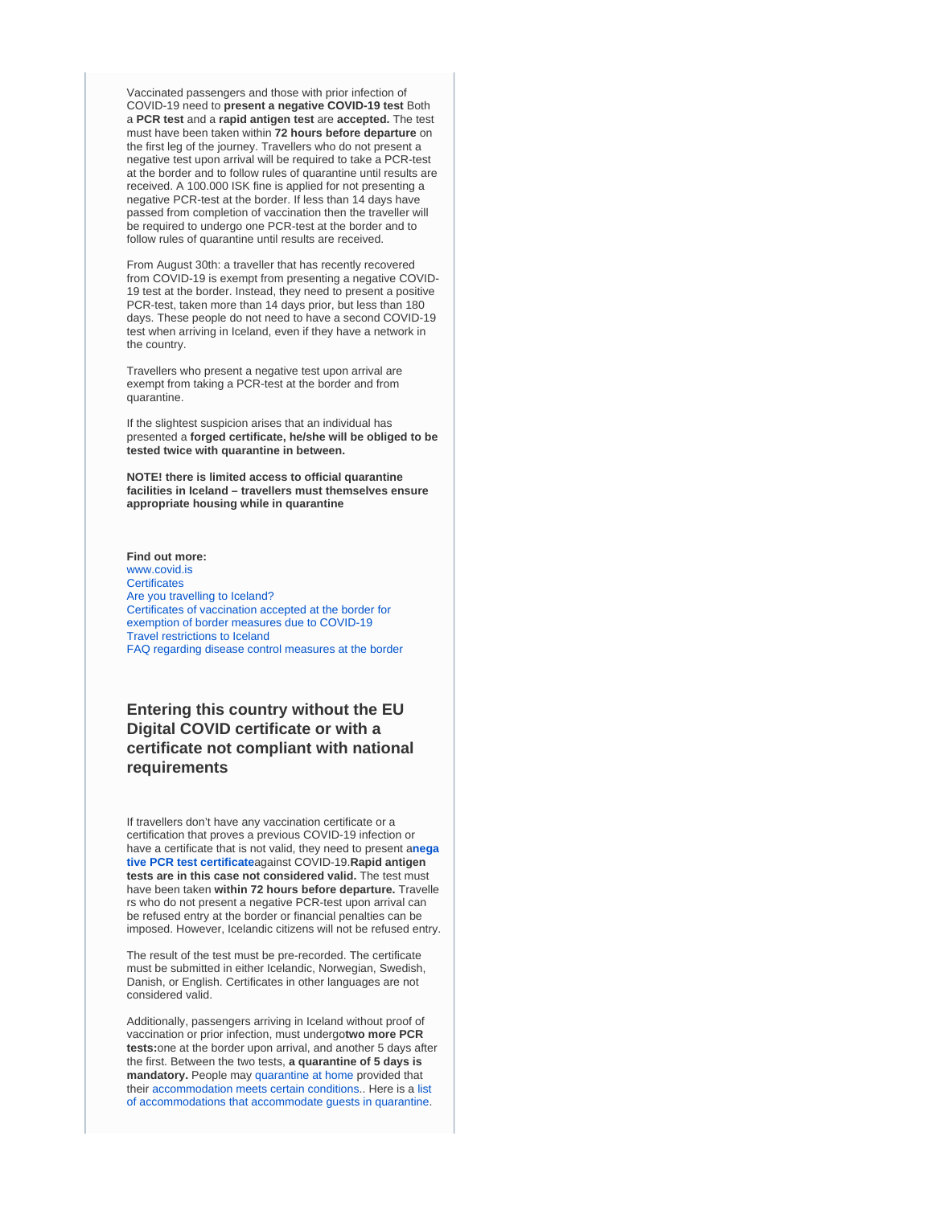Vaccinated passengers and those with prior infection of COVID-19 need to **present a negative COVID-19 test** Both a **PCR test** and a **rapid antigen test** are **accepted.** The test must have been taken within **72 hours before departure** on the first leg of the journey. Travellers who do not present a negative test upon arrival will be required to take a PCR-test at the border and to follow rules of quarantine until results are received. A 100.000 ISK fine is applied for not presenting a negative PCR-test at the border. If less than 14 days have passed from completion of vaccination then the traveller will be required to undergo one PCR-test at the border and to follow rules of quarantine until results are received.

From August 30th: a traveller that has recently recovered from COVID-19 is exempt from presenting a negative COVID-19 test at the border. Instead, they need to present a positive PCR-test, taken more than 14 days prior, but less than 180 days. These people do not need to have a second COVID-19 test when arriving in Iceland, even if they have a network in the country.

Travellers who present a negative test upon arrival are exempt from taking a PCR-test at the border and from quarantine.

If the slightest suspicion arises that an individual has presented a **forged certificate, he/she will be obliged to be tested twice with quarantine in between.**

**NOTE! there is limited access to official quarantine facilities in Iceland – travellers must themselves ensure appropriate housing while in quarantine**

**Find out more:**
www.covid.is
Certificates
Are you travelling to Iceland?
Certificates of vaccination accepted at the border for exemption of border measures due to COVID-19
Travel restrictions to Iceland
FAQ regarding disease control measures at the border

## Entering this country without the EU Digital COVID certificate or with a certificate not compliant with national requirements

If travellers don't have any vaccination certificate or a certification that proves a previous COVID-19 infection or have a certificate that is not valid, they need to present a**negative PCR test certificate**against COVID-19.**Rapid antigen tests are in this case not considered valid.** The test must have been taken **within 72 hours before departure.** Travellers who do not present a negative PCR-test upon arrival can be refused entry at the border or financial penalties can be imposed. However, Icelandic citizens will not be refused entry.

The result of the test must be pre-recorded. The certificate must be submitted in either Icelandic, Norwegian, Swedish, Danish, or English. Certificates in other languages are not considered valid.

Additionally, passengers arriving in Iceland without proof of vaccination or prior infection, must undergo**two more PCR tests:**one at the border upon arrival, and another 5 days after the first. Between the two tests, **a quarantine of 5 days is mandatory.** People may quarantine at home provided that their accommodation meets certain conditions.. Here is a list of accommodations that accommodate guests in quarantine.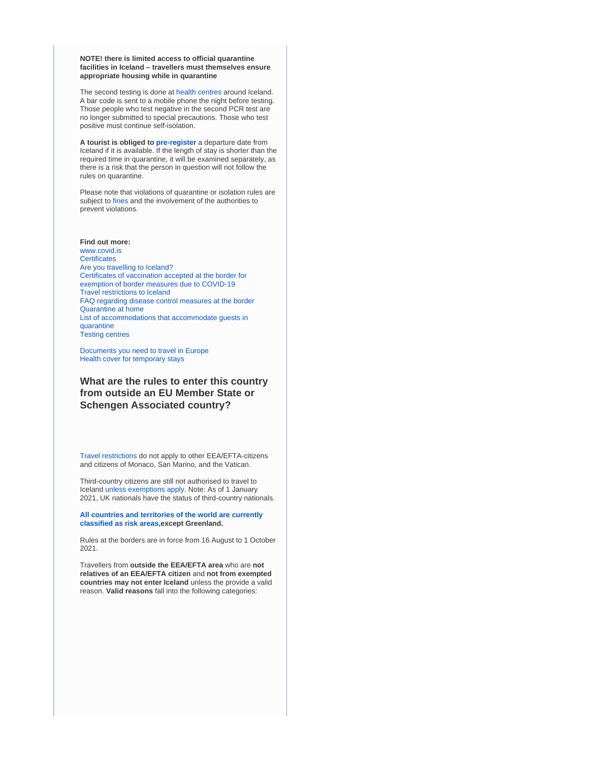**NOTE! there is limited access to official quarantine facilities in Iceland – travellers must themselves ensure appropriate housing while in quarantine**

The second testing is done at health centres around Iceland. A bar code is sent to a mobile phone the night before testing. Those people who test negative in the second PCR test are no longer submitted to special precautions. Those who test positive must continue self-isolation.

**A tourist is obliged to pre-register** a departure date from Iceland if it is available. If the length of stay is shorter than the required time in quarantine, it will be examined separately, as there is a risk that the person in question will not follow the rules on quarantine.

Please note that violations of quarantine or isolation rules are subject to fines and the involvement of the authorities to prevent violations.

**Find out more:**
www.covid.is
Certificates
Are you travelling to Iceland?
Certificates of vaccination accepted at the border for exemption of border measures due to COVID-19
Travel restrictions to Iceland
FAQ regarding disease control measures at the border
Quarantine at home
List of accommodations that accommodate guests in quarantine
Testing centres

Documents you need to travel in Europe
Health cover for temporary stays

## What are the rules to enter this country from outside an EU Member State or Schengen Associated country?

Travel restrictions do not apply to other EEA/EFTA-citizens and citizens of Monaco, San Marino, and the Vatican.

Third-country citizens are still not authorised to travel to Iceland unless exemptions apply. Note: As of 1 January 2021, UK nationals have the status of third-country nationals.

**All countries and territories of the world are currently classified as risk areas, except Greenland.**

Rules at the borders are in force from 16 August to 1 October 2021.

Travellers from **outside the EEA/EFTA area** who are **not relatives of an EEA/EFTA citizen** and **not from exempted countries may not enter Iceland** unless the provide a valid reason. **Valid reasons** fall into the following categories: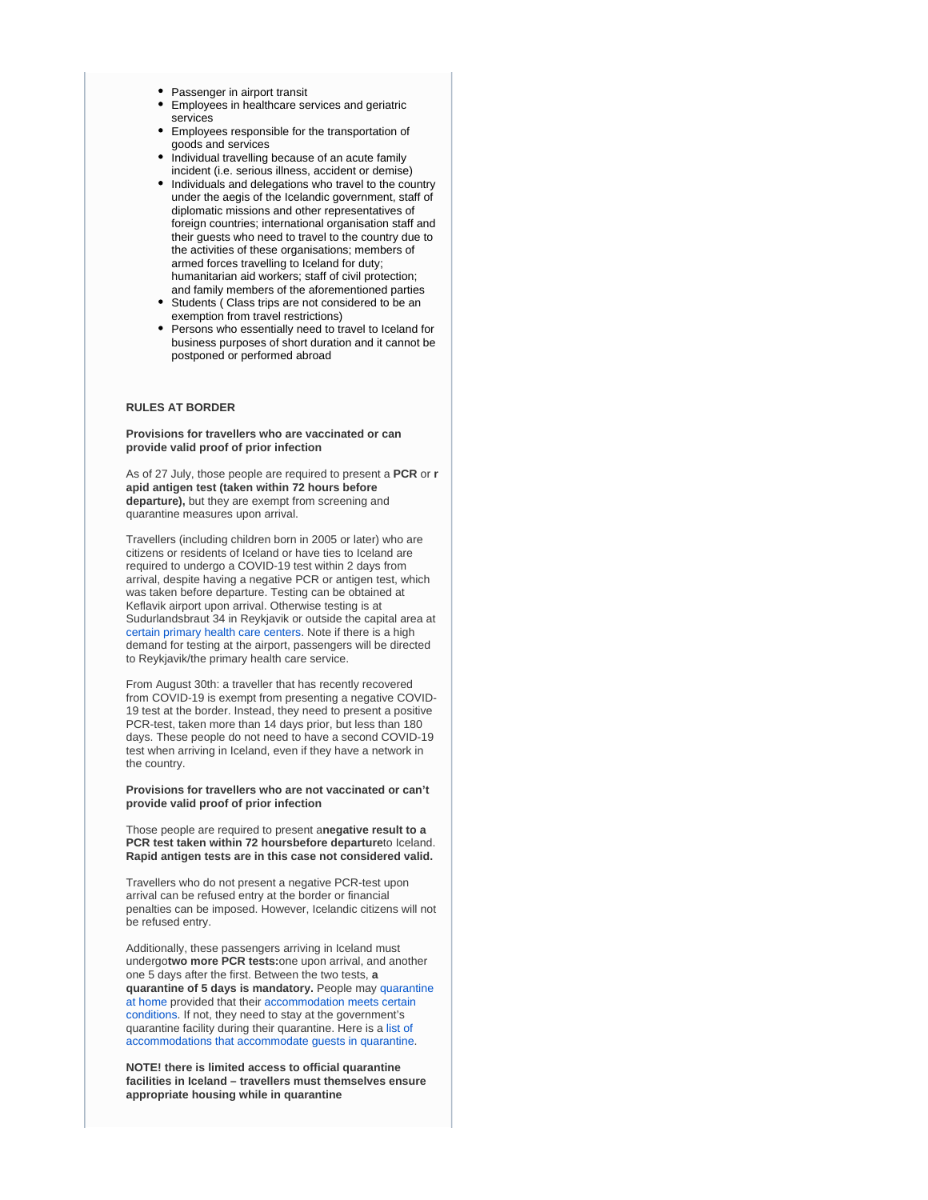- Passenger in airport transit
- Employees in healthcare services and geriatric services
- Employees responsible for the transportation of goods and services
- Individual travelling because of an acute family incident (i.e. serious illness, accident or demise)
- Individuals and delegations who travel to the country under the aegis of the Icelandic government, staff of diplomatic missions and other representatives of foreign countries; international organisation staff and their guests who need to travel to the country due to the activities of these organisations; members of armed forces travelling to Iceland for duty; humanitarian aid workers; staff of civil protection; and family members of the aforementioned parties
- Students ( Class trips are not considered to be an exemption from travel restrictions)
- Persons who essentially need to travel to Iceland for business purposes of short duration and it cannot be postponed or performed abroad

**RULES AT BORDER**

**Provisions for travellers who are vaccinated or can provide valid proof of prior infection**

As of 27 July, those people are required to present a **PCR** or **rapid antigen test (taken within 72 hours before departure),** but they are exempt from screening and quarantine measures upon arrival.

Travellers (including children born in 2005 or later) who are citizens or residents of Iceland or have ties to Iceland are required to undergo a COVID-19 test within 2 days from arrival, despite having a negative PCR or antigen test, which was taken before departure. Testing can be obtained at Keflavik airport upon arrival. Otherwise testing is at Sudurlandsbraut 34 in Reykjavik or outside the capital area at certain primary health care centers. Note if there is a high demand for testing at the airport, passengers will be directed to Reykjavik/the primary health care service.

From August 30th: a traveller that has recently recovered from COVID-19 is exempt from presenting a negative COVID-19 test at the border. Instead, they need to present a positive PCR-test, taken more than 14 days prior, but less than 180 days. These people do not need to have a second COVID-19 test when arriving in Iceland, even if they have a network in the country.

**Provisions for travellers who are not vaccinated or can't provide valid proof of prior infection**

Those people are required to present a **negative result to a PCR test taken within 72 hoursbefore departure**to Iceland. **Rapid antigen tests are in this case not considered valid.**

Travellers who do not present a negative PCR-test upon arrival can be refused entry at the border or financial penalties can be imposed. However, Icelandic citizens will not be refused entry.

Additionally, these passengers arriving in Iceland must undergo**two more PCR tests:**one upon arrival, and another one 5 days after the first. Between the two tests, **a quarantine of 5 days is mandatory.** People may quarantine at home provided that their accommodation meets certain conditions. If not, they need to stay at the government's quarantine facility during their quarantine. Here is a list of accommodations that accommodate guests in quarantine.

**NOTE! there is limited access to official quarantine facilities in Iceland – travellers must themselves ensure appropriate housing while in quarantine**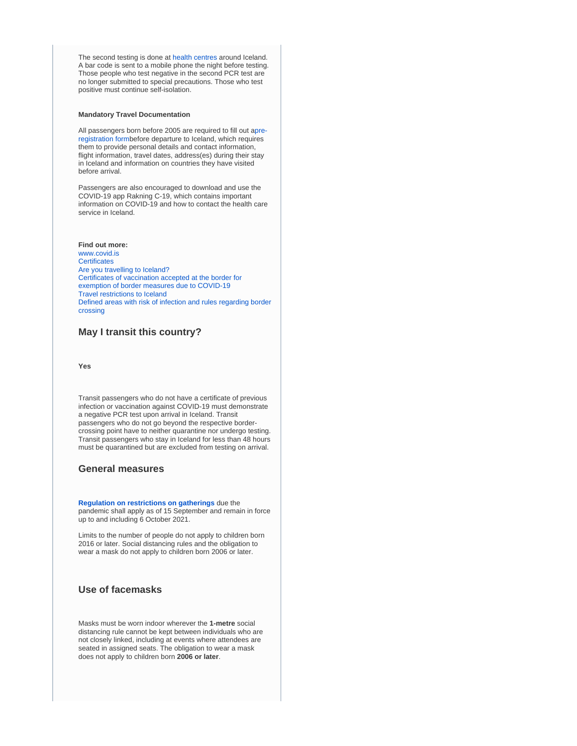The second testing is done at health centres around Iceland. A bar code is sent to a mobile phone the night before testing. Those people who test negative in the second PCR test are no longer submitted to special precautions. Those who test positive must continue self-isolation.

**Mandatory Travel Documentation**

All passengers born before 2005 are required to fill out apre-registration formbefore departure to Iceland, which requires them to provide personal details and contact information, flight information, travel dates, address(es) during their stay in Iceland and information on countries they have visited before arrival.

Passengers are also encouraged to download and use the COVID-19 app Rakning C-19, which contains important information on COVID-19 and how to contact the health care service in Iceland.

**Find out more:**
www.covid.is
Certificates
Are you travelling to Iceland?
Certificates of vaccination accepted at the border for exemption of border measures due to COVID-19
Travel restrictions to Iceland
Defined areas with risk of infection and rules regarding border crossing

## May I transit this country?

**Yes**

Transit passengers who do not have a certificate of previous infection or vaccination against COVID-19 must demonstrate a negative PCR test upon arrival in Iceland. Transit passengers who do not go beyond the respective border-crossing point have to neither quarantine nor undergo testing. Transit passengers who stay in Iceland for less than 48 hours must be quarantined but are excluded from testing on arrival.

## General measures

**Regulation on restrictions on gatherings** due the pandemic shall apply as of 15 September and remain in force up to and including 6 October 2021.

Limits to the number of people do not apply to children born 2016 or later. Social distancing rules and the obligation to wear a mask do not apply to children born 2006 or later.

## Use of facemasks

Masks must be worn indoor wherever the **1-metre** social distancing rule cannot be kept between individuals who are not closely linked, including at events where attendees are seated in assigned seats. The obligation to wear a mask does not apply to children born **2006 or later**.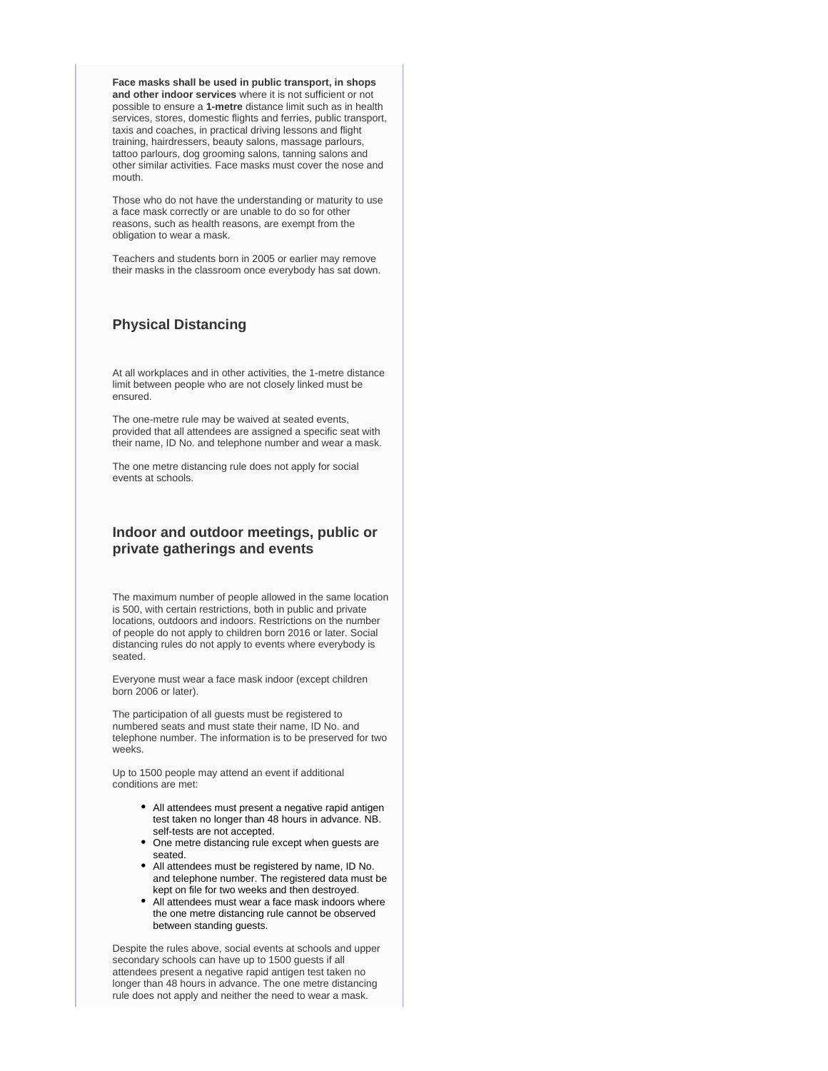**Face masks shall be used in public transport, in shops and other indoor services** where it is not sufficient or not possible to ensure a **1-metre** distance limit such as in health services, stores, domestic flights and ferries, public transport, taxis and coaches, in practical driving lessons and flight training, hairdressers, beauty salons, massage parlours, tattoo parlours, dog grooming salons, tanning salons and other similar activities. Face masks must cover the nose and mouth.

Those who do not have the understanding or maturity to use a face mask correctly or are unable to do so for other reasons, such as health reasons, are exempt from the obligation to wear a mask.

Teachers and students born in 2005 or earlier may remove their masks in the classroom once everybody has sat down.

### Physical Distancing

At all workplaces and in other activities, the 1-metre distance limit between people who are not closely linked must be ensured.

The one-metre rule may be waived at seated events, provided that all attendees are assigned a specific seat with their name, ID No. and telephone number and wear a mask.

The one metre distancing rule does not apply for social events at schools.

### Indoor and outdoor meetings, public or private gatherings and events

The maximum number of people allowed in the same location is 500, with certain restrictions, both in public and private locations, outdoors and indoors. Restrictions on the number of people do not apply to children born 2016 or later. Social distancing rules do not apply to events where everybody is seated.

Everyone must wear a face mask indoor (except children born 2006 or later).

The participation of all guests must be registered to numbered seats and must state their name, ID No. and telephone number. The information is to be preserved for two weeks.

Up to 1500 people may attend an event if additional conditions are met:

- All attendees must present a negative rapid antigen test taken no longer than 48 hours in advance. NB. self-tests are not accepted.
- One metre distancing rule except when guests are seated.
- All attendees must be registered by name, ID No. and telephone number. The registered data must be kept on file for two weeks and then destroyed.
- All attendees must wear a face mask indoors where the one metre distancing rule cannot be observed between standing guests.

Despite the rules above, social events at schools and upper secondary schools can have up to 1500 guests if all attendees present a negative rapid antigen test taken no longer than 48 hours in advance. The one metre distancing rule does not apply and neither the need to wear a mask.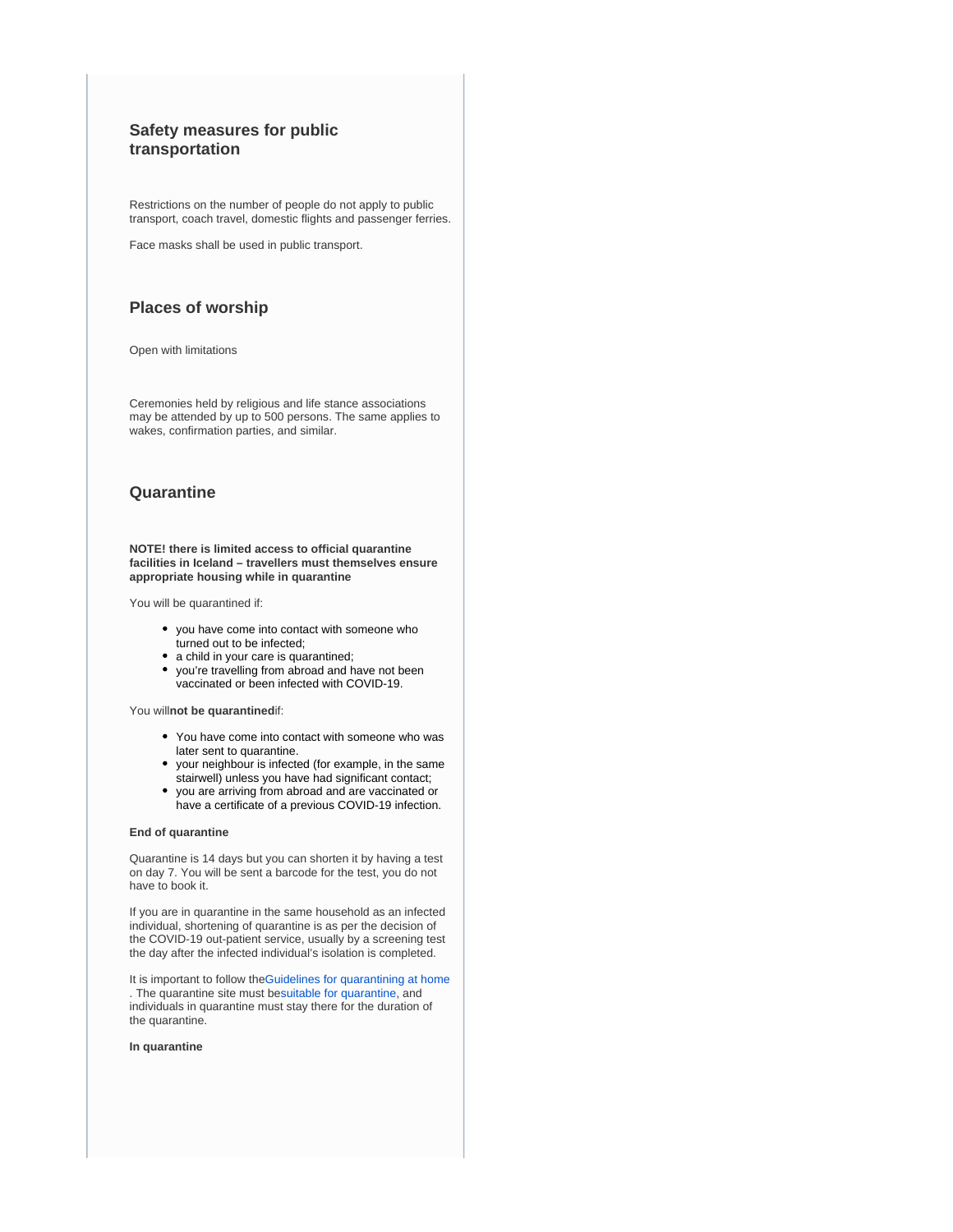## Safety measures for public transportation

Restrictions on the number of people do not apply to public transport, coach travel, domestic flights and passenger ferries.

Face masks shall be used in public transport.

## Places of worship

Open with limitations

Ceremonies held by religious and life stance associations may be attended by up to 500 persons. The same applies to wakes, confirmation parties, and similar.

## Quarantine

**NOTE! there is limited access to official quarantine facilities in Iceland – travellers must themselves ensure appropriate housing while in quarantine**

You will be quarantined if:

- you have come into contact with someone who turned out to be infected;
- a child in your care is quarantined;
- you're travelling from abroad and have not been vaccinated or been infected with COVID-19.

You will **not be quarantined** if:

- You have come into contact with someone who was later sent to quarantine.
- your neighbour is infected (for example, in the same stairwell) unless you have had significant contact;
- you are arriving from abroad and are vaccinated or have a certificate of a previous COVID-19 infection.

**End of quarantine**

Quarantine is 14 days but you can shorten it by having a test on day 7. You will be sent a barcode for the test, you do not have to book it.

If you are in quarantine in the same household as an infected individual, shortening of quarantine is as per the decision of the COVID-19 out-patient service, usually by a screening test the day after the infected individual's isolation is completed.

It is important to follow the Guidelines for quarantining at home. The quarantine site must be suitable for quarantine, and individuals in quarantine must stay there for the duration of the quarantine.

**In quarantine**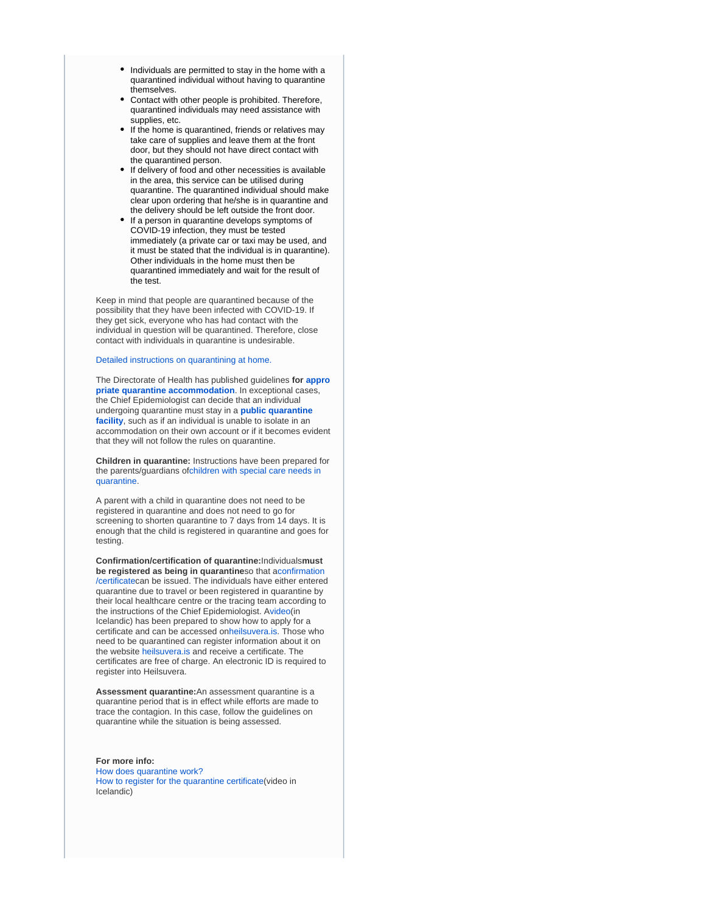- Individuals are permitted to stay in the home with a quarantined individual without having to quarantine themselves.
- Contact with other people is prohibited. Therefore, quarantined individuals may need assistance with supplies, etc.
- If the home is quarantined, friends or relatives may take care of supplies and leave them at the front door, but they should not have direct contact with the quarantined person.
- If delivery of food and other necessities is available in the area, this service can be utilised during quarantine. The quarantined individual should make clear upon ordering that he/she is in quarantine and the delivery should be left outside the front door.
- If a person in quarantine develops symptoms of COVID-19 infection, they must be tested immediately (a private car or taxi may be used, and it must be stated that the individual is in quarantine). Other individuals in the home must then be quarantined immediately and wait for the result of the test.

Keep in mind that people are quarantined because of the possibility that they have been infected with COVID-19. If they get sick, everyone who has had contact with the individual in question will be quarantined. Therefore, close contact with individuals in quarantine is undesirable.

Detailed instructions on quarantining at home.

The Directorate of Health has published guidelines **for appropriate quarantine accommodation**. In exceptional cases, the Chief Epidemiologist can decide that an individual undergoing quarantine must stay in a **public quarantine facility**, such as if an individual is unable to isolate in an accommodation on their own account or if it becomes evident that they will not follow the rules on quarantine.

**Children in quarantine:** Instructions have been prepared for the parents/guardians ofchildren with special care needs in quarantine.

A parent with a child in quarantine does not need to be registered in quarantine and does not need to go for screening to shorten quarantine to 7 days from 14 days. It is enough that the child is registered in quarantine and goes for testing.

**Confirmation/certification of quarantine:**Individuals**must be registered as being in quarantine**so that aconfirmation/certificatecan be issued. The individuals have either entered quarantine due to travel or been registered in quarantine by their local healthcare centre or the tracing team according to the instructions of the Chief Epidemiologist. Avideo(in Icelandic) has been prepared to show how to apply for a certificate and can be accessed onheilsuvera.is. Those who need to be quarantined can register information about it on the website heilsuvera.is and receive a certificate. The certificates are free of charge. An electronic ID is required to register into Heilsuvera.

**Assessment quarantine:**An assessment quarantine is a quarantine period that is in effect while efforts are made to trace the contagion. In this case, follow the guidelines on quarantine while the situation is being assessed.

**For more info:**
How does quarantine work?
How to register for the quarantine certificate(video in Icelandic)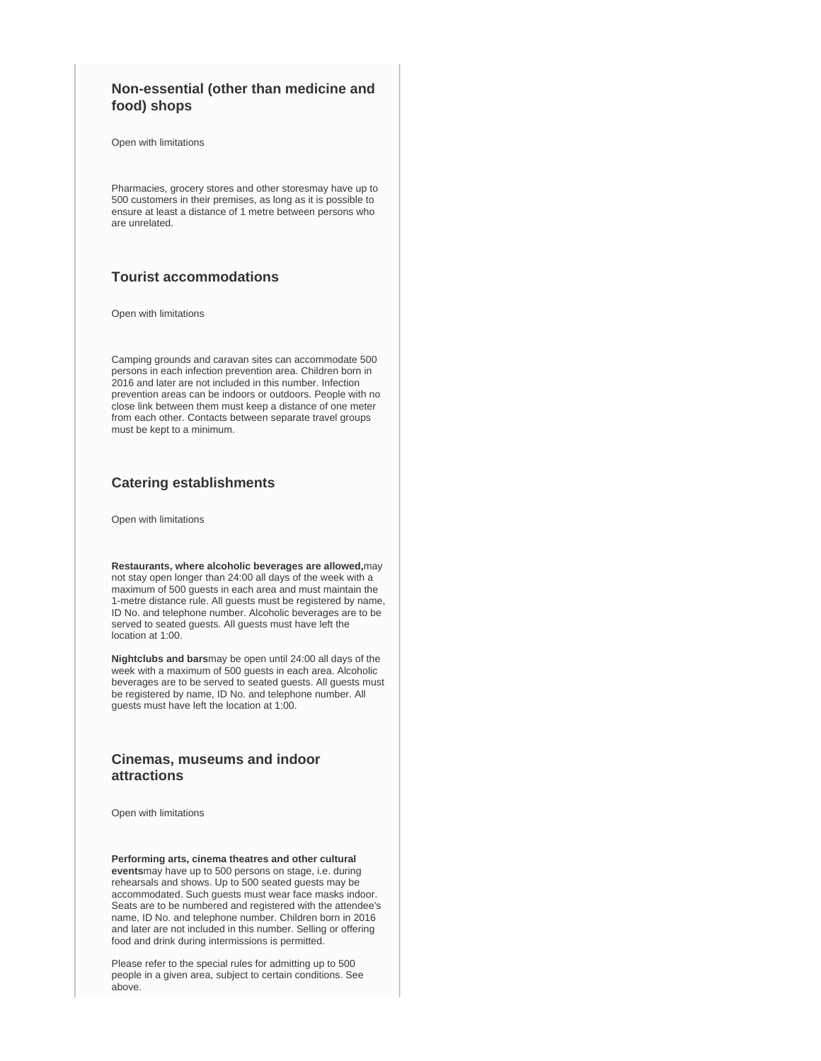### Non-essential (other than medicine and food) shops

Open with limitations

Pharmacies, grocery stores and other storesmay have up to 500 customers in their premises, as long as it is possible to ensure at least a distance of 1 metre between persons who are unrelated.

### Tourist accommodations

Open with limitations

Camping grounds and caravan sites can accommodate 500 persons in each infection prevention area. Children born in 2016 and later are not included in this number. Infection prevention areas can be indoors or outdoors. People with no close link between them must keep a distance of one meter from each other. Contacts between separate travel groups must be kept to a minimum.

### Catering establishments

Open with limitations

**Restaurants, where alcoholic beverages are allowed,**may not stay open longer than 24:00 all days of the week with a maximum of 500 guests in each area and must maintain the 1-metre distance rule. All guests must be registered by name, ID No. and telephone number. Alcoholic beverages are to be served to seated guests. All guests must have left the location at 1:00.

**Nightclubs and bars**may be open until 24:00 all days of the week with a maximum of 500 guests in each area. Alcoholic beverages are to be served to seated guests. All guests must be registered by name, ID No. and telephone number. All guests must have left the location at 1:00.

### Cinemas, museums and indoor attractions

Open with limitations

**Performing arts, cinema theatres and other cultural events**may have up to 500 persons on stage, i.e. during rehearsals and shows. Up to 500 seated guests may be accommodated. Such guests must wear face masks indoor. Seats are to be numbered and registered with the attendee's name, ID No. and telephone number. Children born in 2016 and later are not included in this number. Selling or offering food and drink during intermissions is permitted.

Please refer to the special rules for admitting up to 500 people in a given area, subject to certain conditions. See above.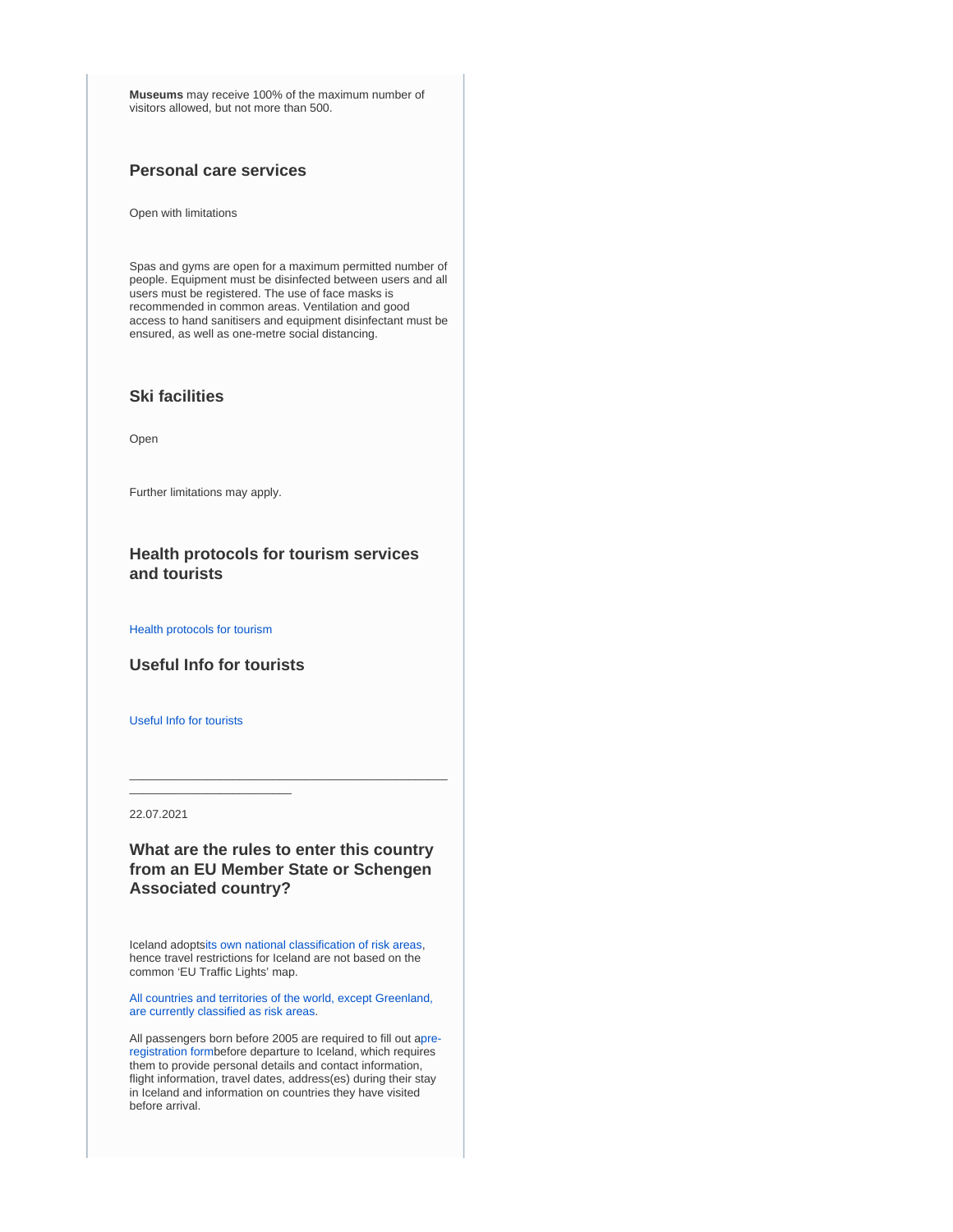**Museums** may receive 100% of the maximum number of visitors allowed, but not more than 500.

### Personal care services

Open with limitations

Spas and gyms are open for a maximum permitted number of people. Equipment must be disinfected between users and all users must be registered. The use of face masks is recommended in common areas. Ventilation and good access to hand sanitisers and equipment disinfectant must be ensured, as well as one-metre social distancing.

### Ski facilities

Open

Further limitations may apply.

### Health protocols for tourism services and tourists

Health protocols for tourism

### Useful Info for tourists

Useful Info for tourists

---

22.07.2021

### What are the rules to enter this country from an EU Member State or Schengen Associated country?

Iceland adoptsits own national classification of risk areas, hence travel restrictions for Iceland are not based on the common 'EU Traffic Lights' map.

All countries and territories of the world, except Greenland, are currently classified as risk areas.

All passengers born before 2005 are required to fill out apre-registration formbefore departure to Iceland, which requires them to provide personal details and contact information, flight information, travel dates, address(es) during their stay in Iceland and information on countries they have visited before arrival.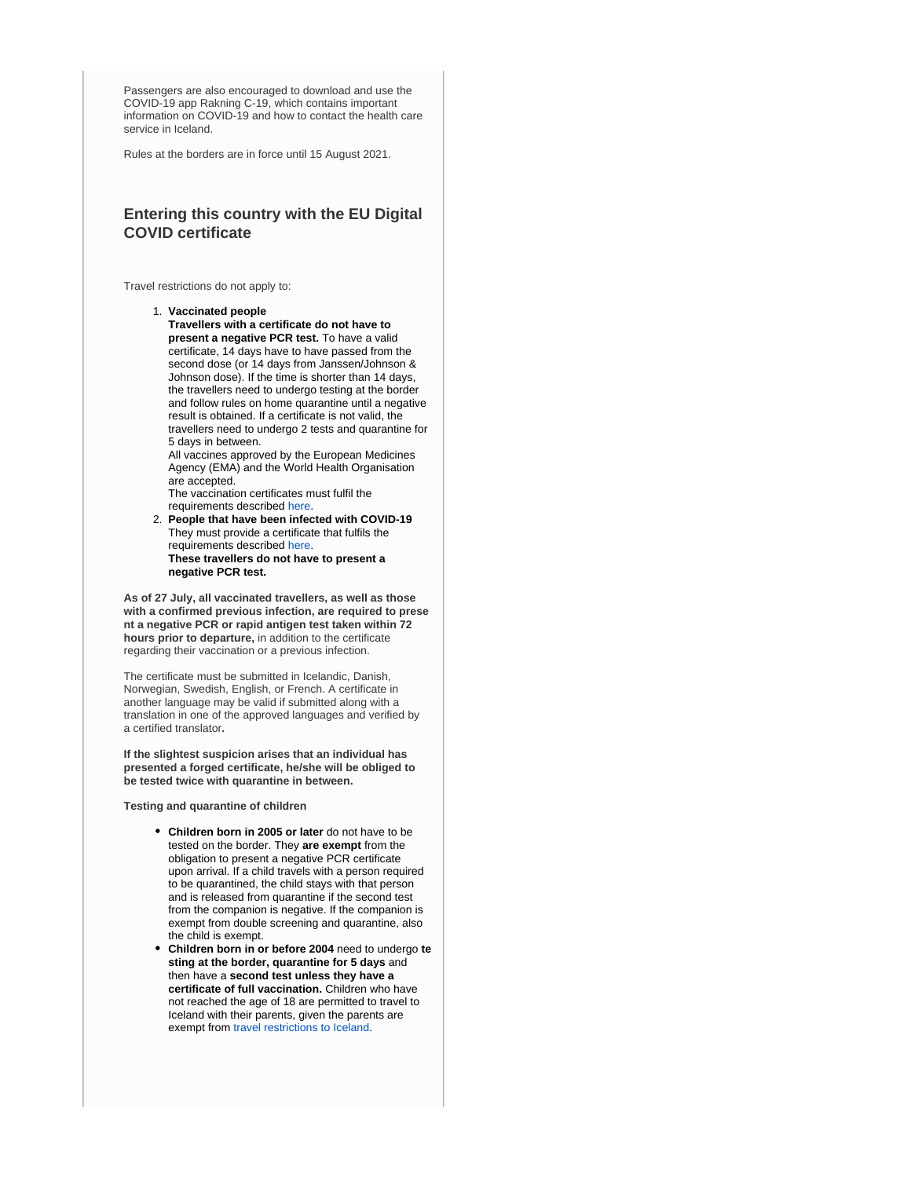Passengers are also encouraged to download and use the COVID-19 app Rakning C-19, which contains important information on COVID-19 and how to contact the health care service in Iceland.

Rules at the borders are in force until 15 August 2021.

### Entering this country with the EU Digital COVID certificate

Travel restrictions do not apply to:

1. **Vaccinated people**
   **Travellers with a certificate do not have to present a negative PCR test.** To have a valid certificate, 14 days have to have passed from the second dose (or 14 days from Janssen/Johnson & Johnson dose). If the time is shorter than 14 days, the travellers need to undergo testing at the border and follow rules on home quarantine until a negative result is obtained. If a certificate is not valid, the travellers need to undergo 2 tests and quarantine for 5 days in between.
   All vaccines approved by the European Medicines Agency (EMA) and the World Health Organisation are accepted.
   The vaccination certificates must fulfil the requirements described here.
2. **People that have been infected with COVID-19**
   They must provide a certificate that fulfils the requirements described here.
   **These travellers do not have to present a negative PCR test.**

**As of 27 July, all vaccinated travellers, as well as those with a confirmed previous infection, are required to present a negative PCR or rapid antigen test taken within 72 hours prior to departure,** in addition to the certificate regarding their vaccination or a previous infection.

The certificate must be submitted in Icelandic, Danish, Norwegian, Swedish, English, or French. A certificate in another language may be valid if submitted along with a translation in one of the approved languages and verified by a certified translator**.**

**If the slightest suspicion arises that an individual has presented a forged certificate, he/she will be obliged to be tested twice with quarantine in between.**

**Testing and quarantine of children**

- **Children born in 2005 or later** do not have to be tested on the border. They **are exempt** from the obligation to present a negative PCR certificate upon arrival. If a child travels with a person required to be quarantined, the child stays with that person and is released from quarantine if the second test from the companion is negative. If the companion is exempt from double screening and quarantine, also the child is exempt.
- **Children born in or before 2004** need to undergo **testing at the border, quarantine for 5 days** and then have a **second test unless they have a certificate of full vaccination.** Children who have not reached the age of 18 are permitted to travel to Iceland with their parents, given the parents are exempt from travel restrictions to Iceland.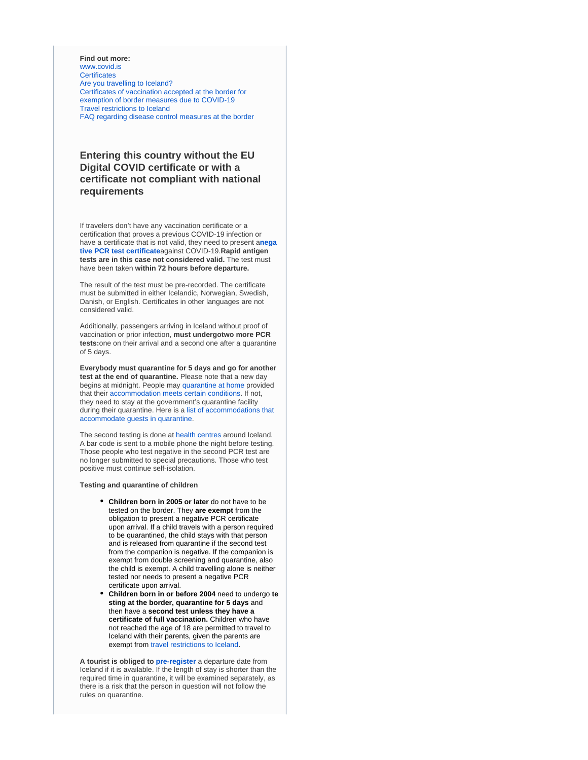**Find out more:**
www.covid.is
Certificates
Are you travelling to Iceland?
Certificates of vaccination accepted at the border for exemption of border measures due to COVID-19
Travel restrictions to Iceland
FAQ regarding disease control measures at the border

## Entering this country without the EU Digital COVID certificate or with a certificate not compliant with national requirements

If travelers don't have any vaccination certificate or a certification that proves a previous COVID-19 infection or have a certificate that is not valid, they need to present a**negative PCR test certificate**against COVID-19.**Rapid antigen tests are in this case not considered valid.** The test must have been taken **within 72 hours before departure.**

The result of the test must be pre-recorded. The certificate must be submitted in either Icelandic, Norwegian, Swedish, Danish, or English. Certificates in other languages are not considered valid.

Additionally, passengers arriving in Iceland without proof of vaccination or prior infection, **must undergotwo more PCR tests:**one on their arrival and a second one after a quarantine of 5 days.

**Everybody must quarantine for 5 days and go for another test at the end of quarantine.** Please note that a new day begins at midnight. People may quarantine at home provided that their accommodation meets certain conditions. If not, they need to stay at the government's quarantine facility during their quarantine. Here is a list of accommodations that accommodate guests in quarantine.

The second testing is done at health centres around Iceland. A bar code is sent to a mobile phone the night before testing. Those people who test negative in the second PCR test are no longer submitted to special precautions. Those who test positive must continue self-isolation.

**Testing and quarantine of children**

- **Children born in 2005 or later** do not have to be tested on the border. They **are exempt** from the obligation to present a negative PCR certificate upon arrival. If a child travels with a person required to be quarantined, the child stays with that person and is released from quarantine if the second test from the companion is negative. If the companion is exempt from double screening and quarantine, also the child is exempt. A child travelling alone is neither tested nor needs to present a negative PCR certificate upon arrival.
- **Children born in or before 2004** need to undergo **testing at the border, quarantine for 5 days** and then have a **second test unless they have a certificate of full vaccination.** Children who have not reached the age of 18 are permitted to travel to Iceland with their parents, given the parents are exempt from travel restrictions to Iceland.

**A tourist is obliged to pre-register** a departure date from Iceland if it is available. If the length of stay is shorter than the required time in quarantine, it will be examined separately, as there is a risk that the person in question will not follow the rules on quarantine.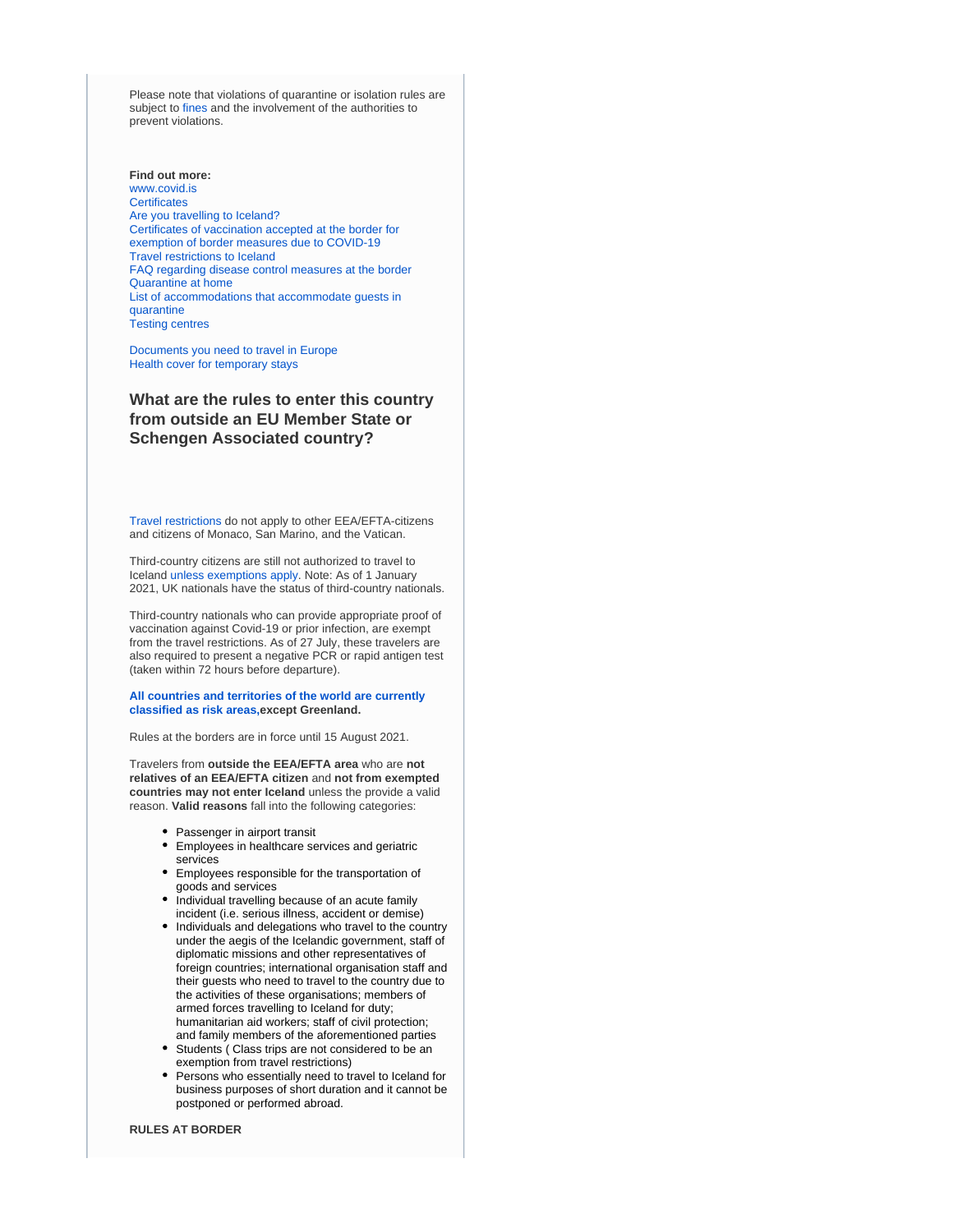Please note that violations of quarantine or isolation rules are subject to fines and the involvement of the authorities to prevent violations.

**Find out more:**
www.covid.is
Certificates
Are you travelling to Iceland?
Certificates of vaccination accepted at the border for exemption of border measures due to COVID-19
Travel restrictions to Iceland
FAQ regarding disease control measures at the border
Quarantine at home
List of accommodations that accommodate guests in quarantine
Testing centres

Documents you need to travel in Europe
Health cover for temporary stays

### What are the rules to enter this country from outside an EU Member State or Schengen Associated country?

Travel restrictions do not apply to other EEA/EFTA-citizens and citizens of Monaco, San Marino, and the Vatican.

Third-country citizens are still not authorized to travel to Iceland unless exemptions apply. Note: As of 1 January 2021, UK nationals have the status of third-country nationals.

Third-country nationals who can provide appropriate proof of vaccination against Covid-19 or prior infection, are exempt from the travel restrictions. As of 27 July, these travelers are also required to present a negative PCR or rapid antigen test (taken within 72 hours before departure).

**All countries and territories of the world are currently classified as risk areas,except Greenland.**

Rules at the borders are in force until 15 August 2021.

Travelers from **outside the EEA/EFTA area** who are **not relatives of an EEA/EFTA citizen** and **not from exempted countries may not enter Iceland** unless the provide a valid reason. **Valid reasons** fall into the following categories:

- Passenger in airport transit
- Employees in healthcare services and geriatric services
- Employees responsible for the transportation of goods and services
- Individual travelling because of an acute family incident (i.e. serious illness, accident or demise)
- Individuals and delegations who travel to the country under the aegis of the Icelandic government, staff of diplomatic missions and other representatives of foreign countries; international organisation staff and their guests who need to travel to the country due to the activities of these organisations; members of armed forces travelling to Iceland for duty; humanitarian aid workers; staff of civil protection; and family members of the aforementioned parties
- Students ( Class trips are not considered to be an exemption from travel restrictions)
- Persons who essentially need to travel to Iceland for business purposes of short duration and it cannot be postponed or performed abroad.

**RULES AT BORDER**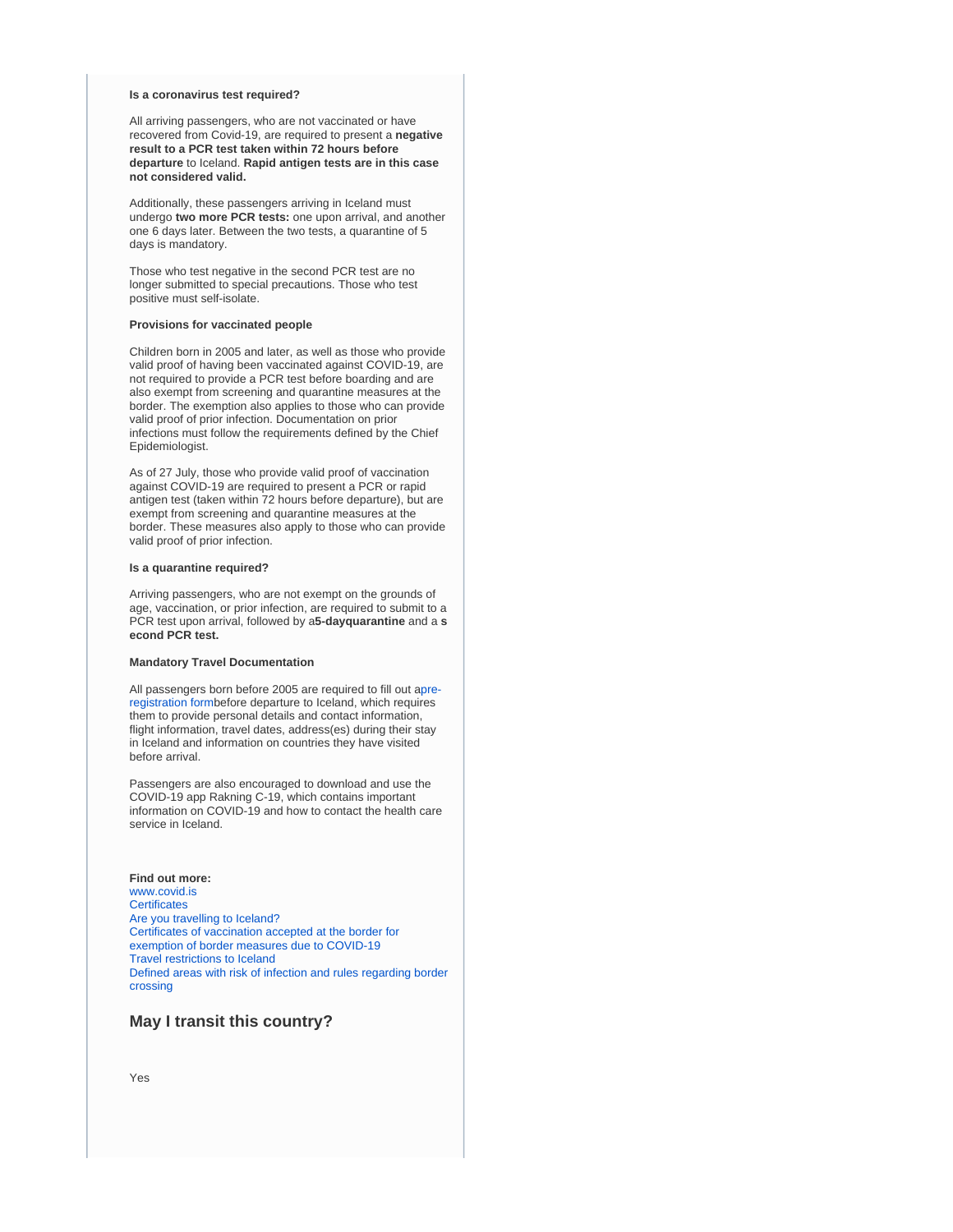**Is a coronavirus test required?**

All arriving passengers, who are not vaccinated or have recovered from Covid-19, are required to present a **negative result to a PCR test taken within 72 hours before departure** to Iceland. **Rapid antigen tests are in this case not considered valid.**

Additionally, these passengers arriving in Iceland must undergo **two more PCR tests:** one upon arrival, and another one 6 days later. Between the two tests, a quarantine of 5 days is mandatory.

Those who test negative in the second PCR test are no longer submitted to special precautions. Those who test positive must self-isolate.

**Provisions for vaccinated people**

Children born in 2005 and later, as well as those who provide valid proof of having been vaccinated against COVID-19, are not required to provide a PCR test before boarding and are also exempt from screening and quarantine measures at the border. The exemption also applies to those who can provide valid proof of prior infection. Documentation on prior infections must follow the requirements defined by the Chief Epidemiologist.

As of 27 July, those who provide valid proof of vaccination against COVID-19 are required to present a PCR or rapid antigen test (taken within 72 hours before departure), but are exempt from screening and quarantine measures at the border. These measures also apply to those who can provide valid proof of prior infection.

**Is a quarantine required?**

Arriving passengers, who are not exempt on the grounds of age, vaccination, or prior infection, are required to submit to a PCR test upon arrival, followed by a**5-dayquarantine** and a **second PCR test.**

**Mandatory Travel Documentation**

All passengers born before 2005 are required to fill out apre-registration formbefore departure to Iceland, which requires them to provide personal details and contact information, flight information, travel dates, address(es) during their stay in Iceland and information on countries they have visited before arrival.

Passengers are also encouraged to download and use the COVID-19 app Rakning C-19, which contains important information on COVID-19 and how to contact the health care service in Iceland.

**Find out more:**
www.covid.is
Certificates
Are you travelling to Iceland?
Certificates of vaccination accepted at the border for exemption of border measures due to COVID-19
Travel restrictions to Iceland
Defined areas with risk of infection and rules regarding border crossing

## May I transit this country?

Yes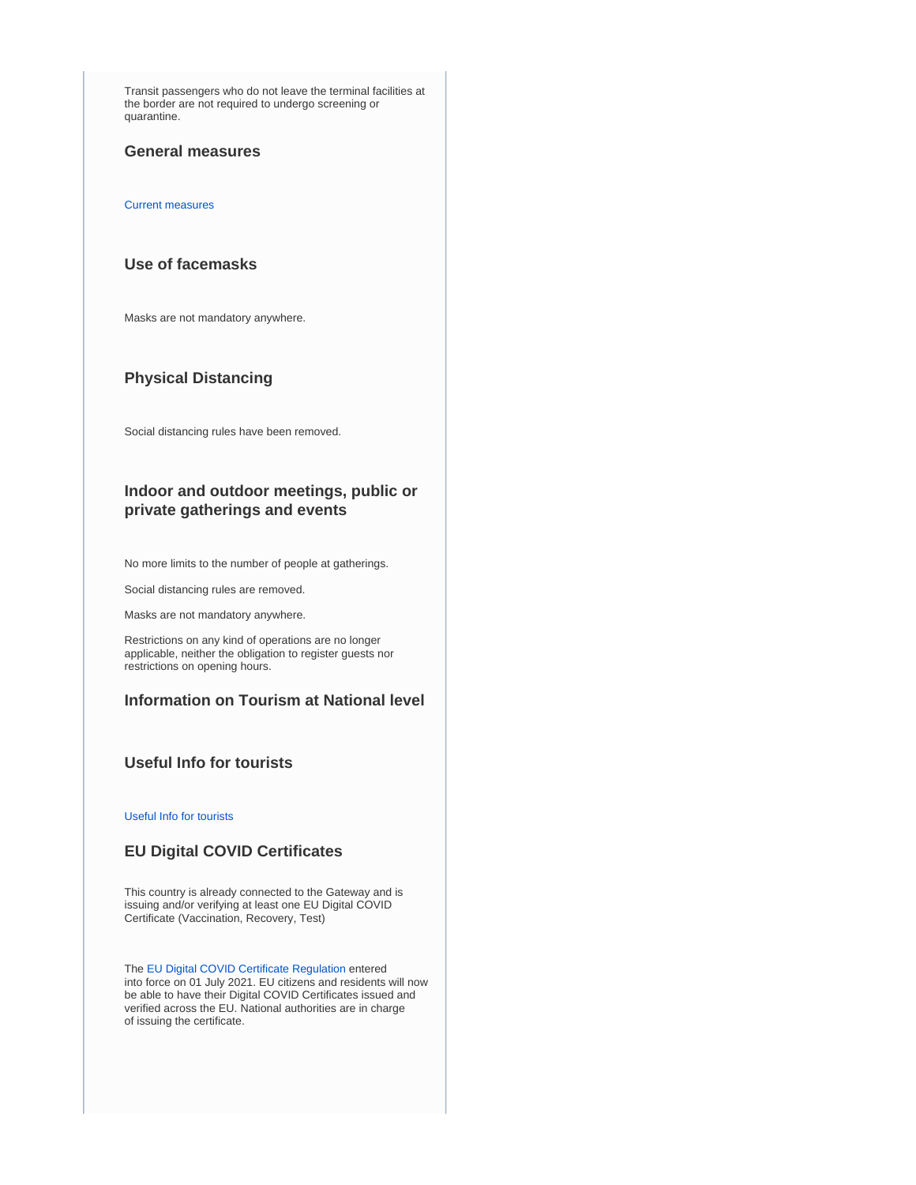Transit passengers who do not leave the terminal facilities at the border are not required to undergo screening or quarantine.

### General measures

Current measures

### Use of facemasks

Masks are not mandatory anywhere.

### Physical Distancing

Social distancing rules have been removed.

### Indoor and outdoor meetings, public or private gatherings and events

No more limits to the number of people at gatherings.

Social distancing rules are removed.

Masks are not mandatory anywhere.

Restrictions on any kind of operations are no longer applicable, neither the obligation to register guests nor restrictions on opening hours.

### Information on Tourism at National level

### Useful Info for tourists

Useful Info for tourists

### EU Digital COVID Certificates

This country is already connected to the Gateway and is issuing and/or verifying at least one EU Digital COVID Certificate (Vaccination, Recovery, Test)

The EU Digital COVID Certificate Regulation entered into force on 01 July 2021. EU citizens and residents will now be able to have their Digital COVID Certificates issued and verified across the EU. National authorities are in charge of issuing the certificate.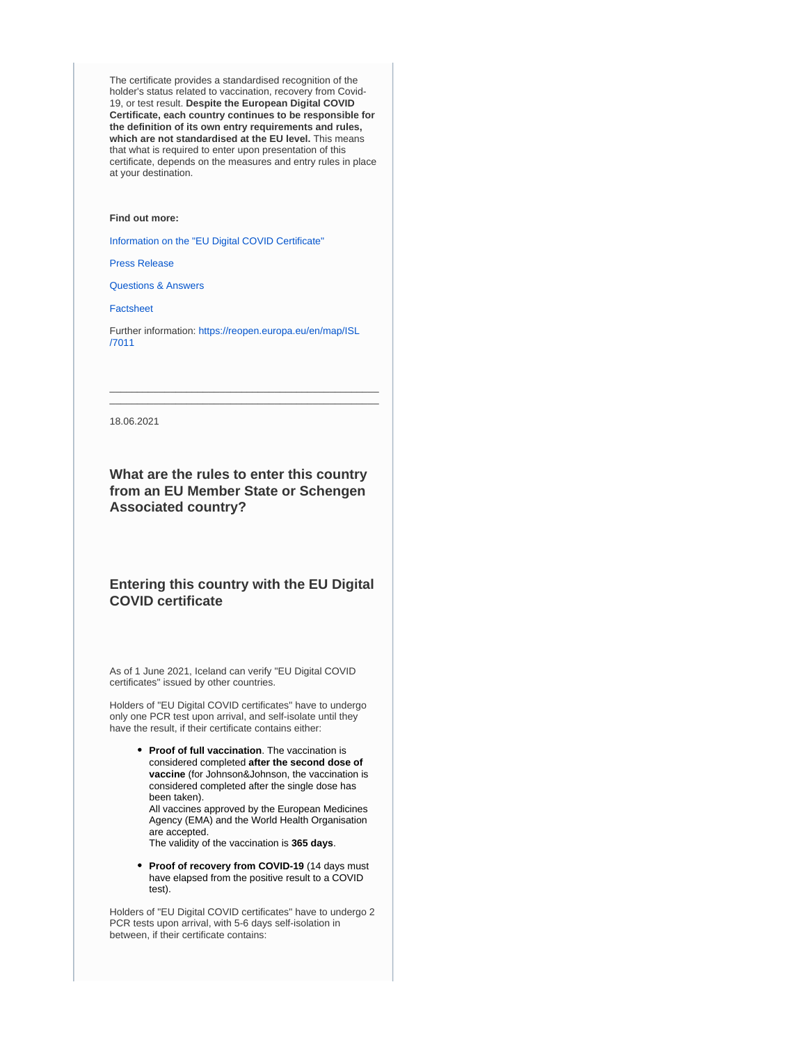The certificate provides a standardised recognition of the holder's status related to vaccination, recovery from Covid-19, or test result. **Despite the European Digital COVID Certificate, each country continues to be responsible for the definition of its own entry requirements and rules, which are not standardised at the EU level.** This means that what is required to enter upon presentation of this certificate, depends on the measures and entry rules in place at your destination.

**Find out more:**

Information on the "EU Digital COVID Certificate"

Press Release

Questions & Answers

Factsheet

Further information: https://reopen.europa.eu/en/map/ISL/7011

---

---

18.06.2021

### What are the rules to enter this country from an EU Member State or Schengen Associated country?

### Entering this country with the EU Digital COVID certificate

As of 1 June 2021, Iceland can verify "EU Digital COVID certificates" issued by other countries.

Holders of "EU Digital COVID certificates" have to undergo only one PCR test upon arrival, and self-isolate until they have the result, if their certificate contains either:

- **Proof of full vaccination**. The vaccination is considered completed **after the second dose of vaccine** (for Johnson&Johnson, the vaccination is considered completed after the single dose has been taken).
  All vaccines approved by the European Medicines Agency (EMA) and the World Health Organisation are accepted.
  The validity of the vaccination is **365 days**.
- **Proof of recovery from COVID-19** (14 days must have elapsed from the positive result to a COVID test).

Holders of "EU Digital COVID certificates" have to undergo 2 PCR tests upon arrival, with 5-6 days self-isolation in between, if their certificate contains: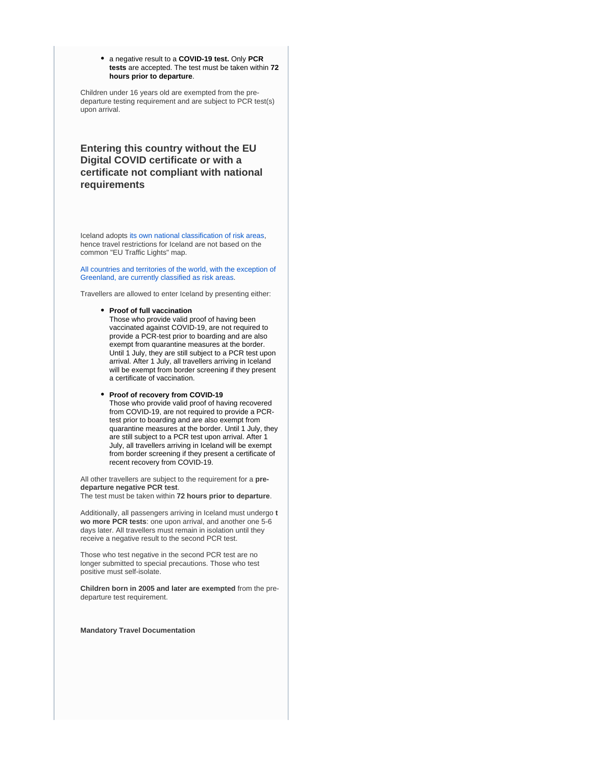- a negative result to a **COVID-19 test.** Only **PCR tests** are accepted. The test must be taken within **72 hours prior to departure**.

Children under 16 years old are exempted from the pre-departure testing requirement and are subject to PCR test(s) upon arrival.

## Entering this country without the EU Digital COVID certificate or with a certificate not compliant with national requirements

Iceland adopts its own national classification of risk areas, hence travel restrictions for Iceland are not based on the common "EU Traffic Lights" map.

All countries and territories of the world, with the exception of Greenland, are currently classified as risk areas.

Travellers are allowed to enter Iceland by presenting either:

- **Proof of full vaccination**
  Those who provide valid proof of having been vaccinated against COVID-19, are not required to provide a PCR-test prior to boarding and are also exempt from quarantine measures at the border. Until 1 July, they are still subject to a PCR test upon arrival. After 1 July, all travellers arriving in Iceland will be exempt from border screening if they present a certificate of vaccination.

- **Proof of recovery from COVID-19**
  Those who provide valid proof of having recovered from COVID-19, are not required to provide a PCR-test prior to boarding and are also exempt from quarantine measures at the border. Until 1 July, they are still subject to a PCR test upon arrival. After 1 July, all travellers arriving in Iceland will be exempt from border screening if they present a certificate of recent recovery from COVID-19.

All other travellers are subject to the requirement for a **pre-departure negative PCR test**.
The test must be taken within **72 hours prior to departure**.

Additionally, all passengers arriving in Iceland must undergo **two more PCR tests**: one upon arrival, and another one 5-6 days later. All travellers must remain in isolation until they receive a negative result to the second PCR test.

Those who test negative in the second PCR test are no longer submitted to special precautions. Those who test positive must self-isolate.

**Children born in 2005 and later are exempted** from the pre-departure test requirement.

**Mandatory Travel Documentation**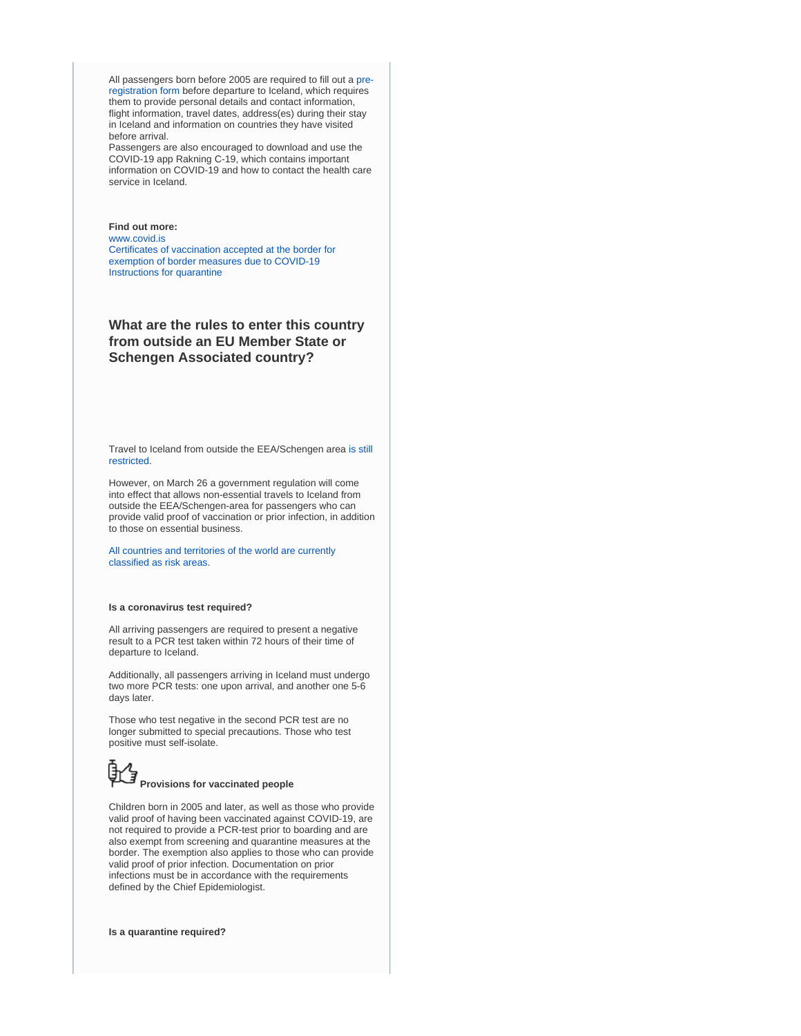All passengers born before 2005 are required to fill out a pre-registration form before departure to Iceland, which requires them to provide personal details and contact information, flight information, travel dates, address(es) during their stay in Iceland and information on countries they have visited before arrival.
Passengers are also encouraged to download and use the COVID-19 app Rakning C-19, which contains important information on COVID-19 and how to contact the health care service in Iceland.

**Find out more:**
www.covid.is
Certificates of vaccination accepted at the border for exemption of border measures due to COVID-19
Instructions for quarantine

## What are the rules to enter this country from outside an EU Member State or Schengen Associated country?

Travel to Iceland from outside the EEA/Schengen area is still restricted.

However, on March 26 a government regulation will come into effect that allows non-essential travels to Iceland from outside the EEA/Schengen-area for passengers who can provide valid proof of vaccination or prior infection, in addition to those on essential business.

All countries and territories of the world are currently classified as risk areas.

**Is a coronavirus test required?**

All arriving passengers are required to present a negative result to a PCR test taken within 72 hours of their time of departure to Iceland.

Additionally, all passengers arriving in Iceland must undergo two more PCR tests: one upon arrival, and another one 5-6 days later.

Those who test negative in the second PCR test are no longer submitted to special precautions. Those who test positive must self-isolate.

**Provisions for vaccinated people**

Children born in 2005 and later, as well as those who provide valid proof of having been vaccinated against COVID-19, are not required to provide a PCR-test prior to boarding and are also exempt from screening and quarantine measures at the border. The exemption also applies to those who can provide valid proof of prior infection. Documentation on prior infections must be in accordance with the requirements defined by the Chief Epidemiologist.

**Is a quarantine required?**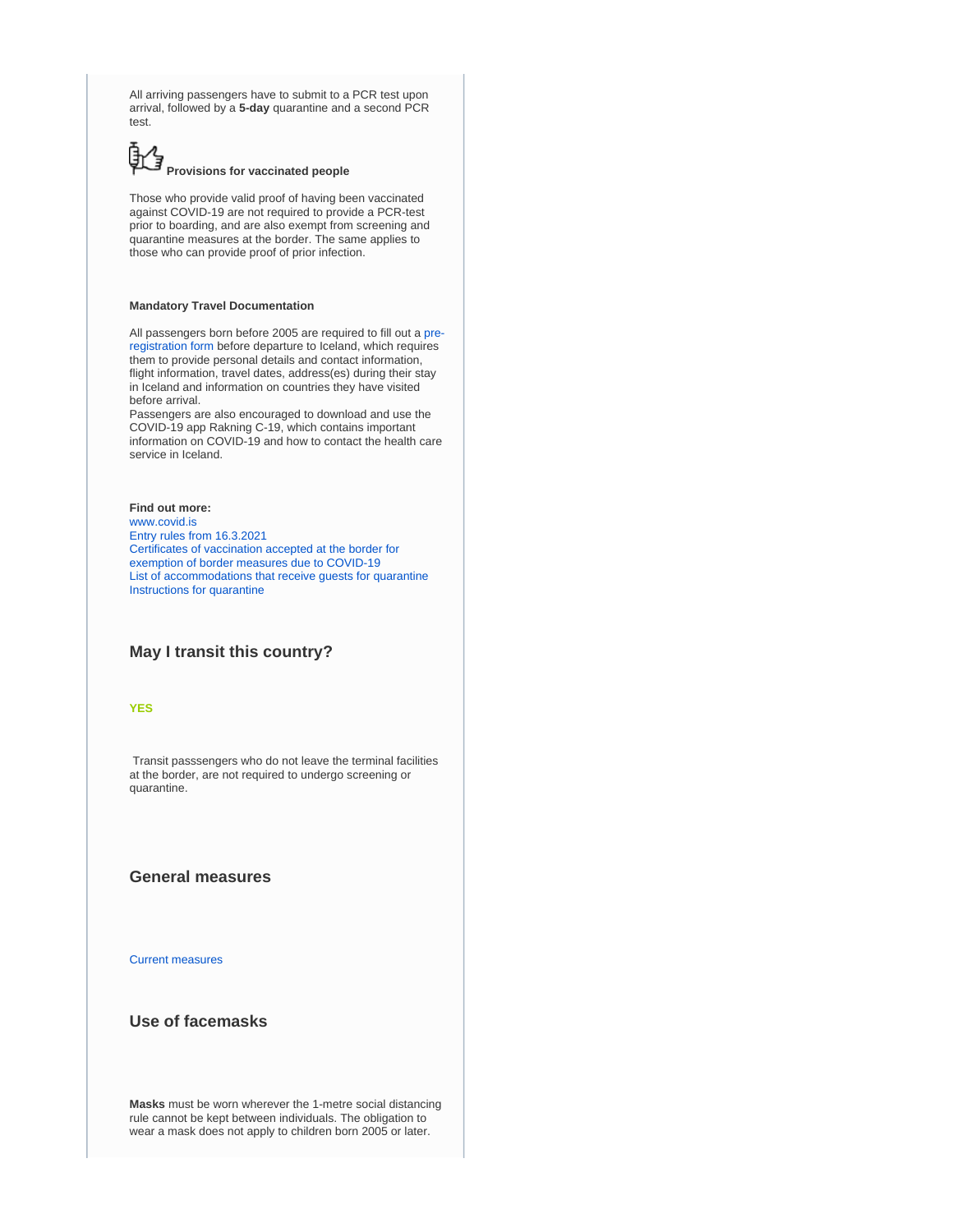All arriving passengers have to submit to a PCR test upon arrival, followed by a **5-day** quarantine and a second PCR test.

**Provisions for vaccinated people**

Those who provide valid proof of having been vaccinated against COVID-19 are not required to provide a PCR-test prior to boarding, and are also exempt from screening and quarantine measures at the border. The same applies to those who can provide proof of prior infection.

**Mandatory Travel Documentation**

All passengers born before 2005 are required to fill out a pre-registration form before departure to Iceland, which requires them to provide personal details and contact information, flight information, travel dates, address(es) during their stay in Iceland and information on countries they have visited before arrival.
Passengers are also encouraged to download and use the COVID-19 app Rakning C-19, which contains important information on COVID-19 and how to contact the health care service in Iceland.

**Find out more:**
www.covid.is
Entry rules from 16.3.2021
Certificates of vaccination accepted at the border for exemption of border measures due to COVID-19
List of accommodations that receive guests for quarantine
Instructions for quarantine

## May I transit this country?

**YES**

Transit passsengers who do not leave the terminal facilities at the border, are not required to undergo screening or quarantine.

## General measures

Current measures

## Use of facemasks

**Masks** must be worn wherever the 1-metre social distancing rule cannot be kept between individuals. The obligation to wear a mask does not apply to children born 2005 or later.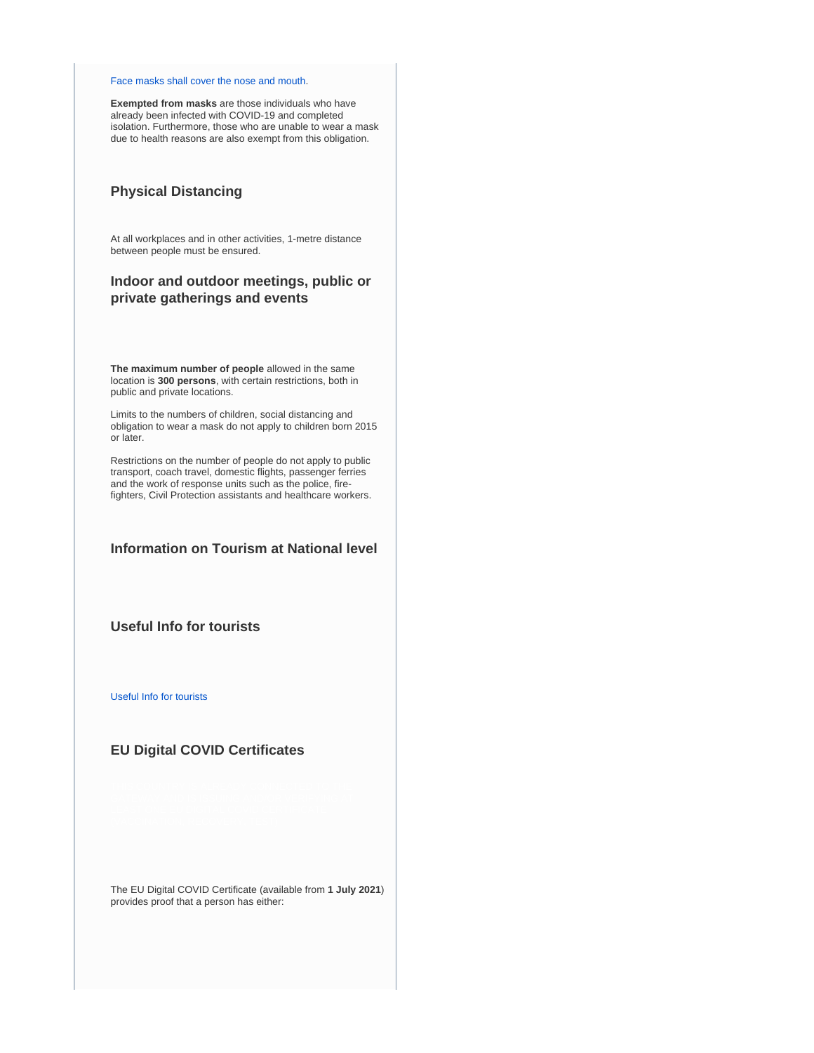Face masks shall cover the nose and mouth.

**Exempted from masks** are those individuals who have already been infected with COVID-19 and completed isolation. Furthermore, those who are unable to wear a mask due to health reasons are also exempt from this obligation.

### Physical Distancing

At all workplaces and in other activities, 1-metre distance between people must be ensured.

### Indoor and outdoor meetings, public or private gatherings and events

**The maximum number of people** allowed in the same location is **300 persons**, with certain restrictions, both in public and private locations.

Limits to the numbers of children, social distancing and obligation to wear a mask do not apply to children born 2015 or later.

Restrictions on the number of people do not apply to public transport, coach travel, domestic flights, passenger ferries and the work of response units such as the police, fire-fighters, Civil Protection assistants and healthcare workers.

### Information on Tourism at National level

### Useful Info for tourists

Useful Info for tourists

### EU Digital COVID Certificates

The EU Digital COVID Certificate (available from **1 July 2021**) provides proof that a person has either: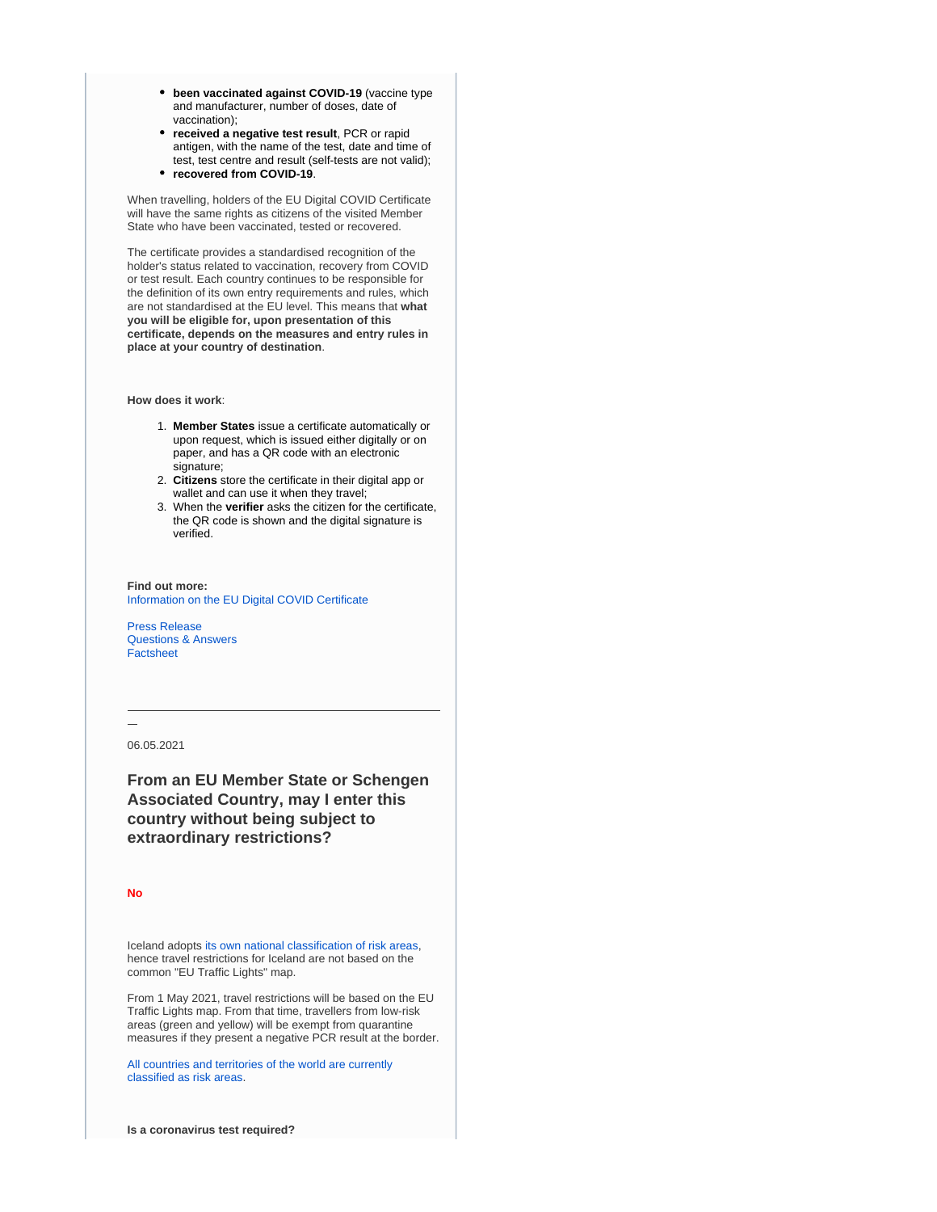- **been vaccinated against COVID-19** (vaccine type and manufacturer, number of doses, date of vaccination);
- **received a negative test result**, PCR or rapid antigen, with the name of the test, date and time of test, test centre and result (self-tests are not valid);
- **recovered from COVID-19**.

When travelling, holders of the EU Digital COVID Certificate will have the same rights as citizens of the visited Member State who have been vaccinated, tested or recovered.

The certificate provides a standardised recognition of the holder's status related to vaccination, recovery from COVID or test result. Each country continues to be responsible for the definition of its own entry requirements and rules, which are not standardised at the EU level. This means that **what you will be eligible for, upon presentation of this certificate, depends on the measures and entry rules in place at your country of destination**.

**How does it work**:

1. **Member States** issue a certificate automatically or upon request, which is issued either digitally or on paper, and has a QR code with an electronic signature;
2. **Citizens** store the certificate in their digital app or wallet and can use it when they travel;
3. When the **verifier** asks the citizen for the certificate, the QR code is shown and the digital signature is verified.

**Find out more:**
Information on the EU Digital COVID Certificate

Press Release
Questions & Answers
Factsheet

---

—

06.05.2021

## From an EU Member State or Schengen Associated Country, may I enter this country without being subject to extraordinary restrictions?

**No**

Iceland adopts its own national classification of risk areas, hence travel restrictions for Iceland are not based on the common "EU Traffic Lights" map.

From 1 May 2021, travel restrictions will be based on the EU Traffic Lights map. From that time, travellers from low-risk areas (green and yellow) will be exempt from quarantine measures if they present a negative PCR result at the border.

All countries and territories of the world are currently classified as risk areas.

**Is a coronavirus test required?**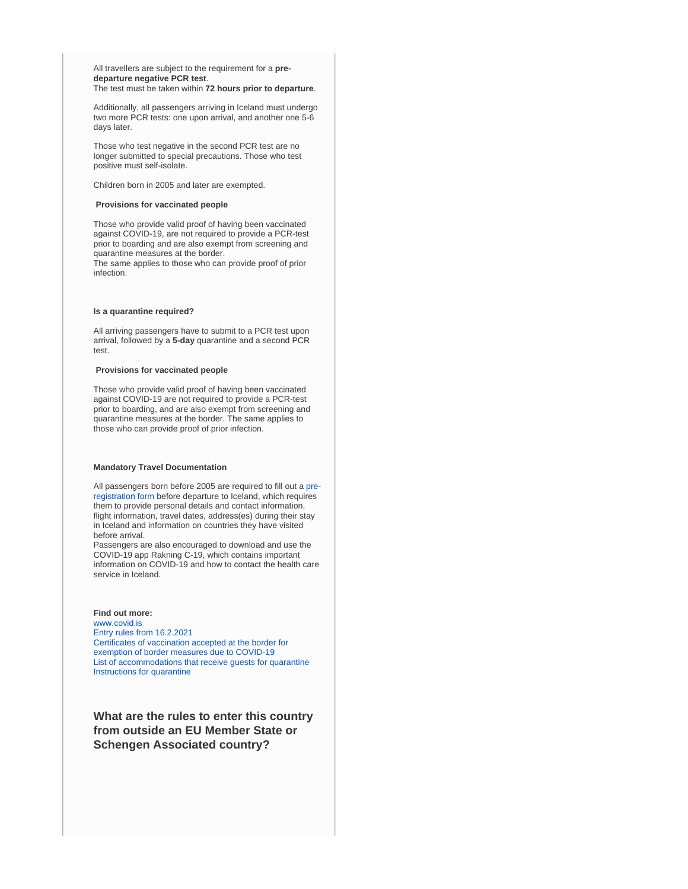All travellers are subject to the requirement for a **pre-departure negative PCR test**.
The test must be taken within **72 hours prior to departure**.

Additionally, all passengers arriving in Iceland must undergo two more PCR tests: one upon arrival, and another one 5-6 days later.

Those who test negative in the second PCR test are no longer submitted to special precautions. Those who test positive must self-isolate.

Children born in 2005 and later are exempted.

**Provisions for vaccinated people**

Those who provide valid proof of having been vaccinated against COVID-19, are not required to provide a PCR-test prior to boarding and are also exempt from screening and quarantine measures at the border.
The same applies to those who can provide proof of prior infection.

**Is a quarantine required?**

All arriving passengers have to submit to a PCR test upon arrival, followed by a **5-day** quarantine and a second PCR test.

**Provisions for vaccinated people**

Those who provide valid proof of having been vaccinated against COVID-19 are not required to provide a PCR-test prior to boarding, and are also exempt from screening and quarantine measures at the border. The same applies to those who can provide proof of prior infection.

**Mandatory Travel Documentation**

All passengers born before 2005 are required to fill out a pre-registration form before departure to Iceland, which requires them to provide personal details and contact information, flight information, travel dates, address(es) during their stay in Iceland and information on countries they have visited before arrival.
Passengers are also encouraged to download and use the COVID-19 app Rakning C-19, which contains important information on COVID-19 and how to contact the health care service in Iceland.

**Find out more:**
www.covid.is
Entry rules from 16.2.2021
Certificates of vaccination accepted at the border for exemption of border measures due to COVID-19
List of accommodations that receive guests for quarantine
Instructions for quarantine

## What are the rules to enter this country from outside an EU Member State or Schengen Associated country?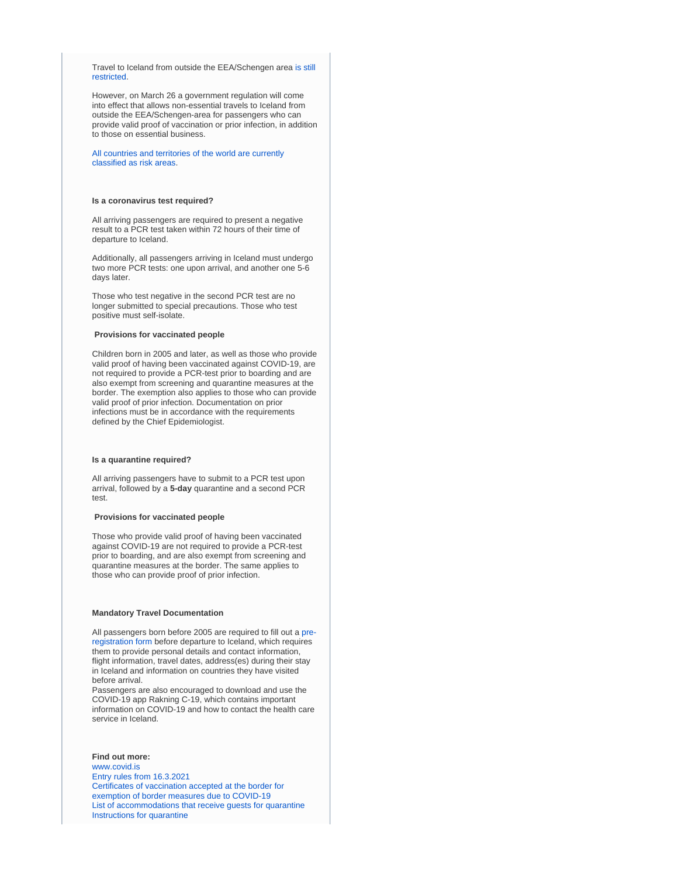Travel to Iceland from outside the EEA/Schengen area is still restricted.

However, on March 26 a government regulation will come into effect that allows non-essential travels to Iceland from outside the EEA/Schengen-area for passengers who can provide valid proof of vaccination or prior infection, in addition to those on essential business.

All countries and territories of the world are currently classified as risk areas.

**Is a coronavirus test required?**

All arriving passengers are required to present a negative result to a PCR test taken within 72 hours of their time of departure to Iceland.

Additionally, all passengers arriving in Iceland must undergo two more PCR tests: one upon arrival, and another one 5-6 days later.

Those who test negative in the second PCR test are no longer submitted to special precautions. Those who test positive must self-isolate.

**Provisions for vaccinated people**

Children born in 2005 and later, as well as those who provide valid proof of having been vaccinated against COVID-19, are not required to provide a PCR-test prior to boarding and are also exempt from screening and quarantine measures at the border. The exemption also applies to those who can provide valid proof of prior infection. Documentation on prior infections must be in accordance with the requirements defined by the Chief Epidemiologist.

**Is a quarantine required?**

All arriving passengers have to submit to a PCR test upon arrival, followed by a **5-day** quarantine and a second PCR test.

**Provisions for vaccinated people**

Those who provide valid proof of having been vaccinated against COVID-19 are not required to provide a PCR-test prior to boarding, and are also exempt from screening and quarantine measures at the border. The same applies to those who can provide proof of prior infection.

**Mandatory Travel Documentation**

All passengers born before 2005 are required to fill out a pre-registration form before departure to Iceland, which requires them to provide personal details and contact information, flight information, travel dates, address(es) during their stay in Iceland and information on countries they have visited before arrival.
Passengers are also encouraged to download and use the COVID-19 app Rakning C-19, which contains important information on COVID-19 and how to contact the health care service in Iceland.

**Find out more:**
www.covid.is
Entry rules from 16.3.2021
Certificates of vaccination accepted at the border for exemption of border measures due to COVID-19
List of accommodations that receive guests for quarantine
Instructions for quarantine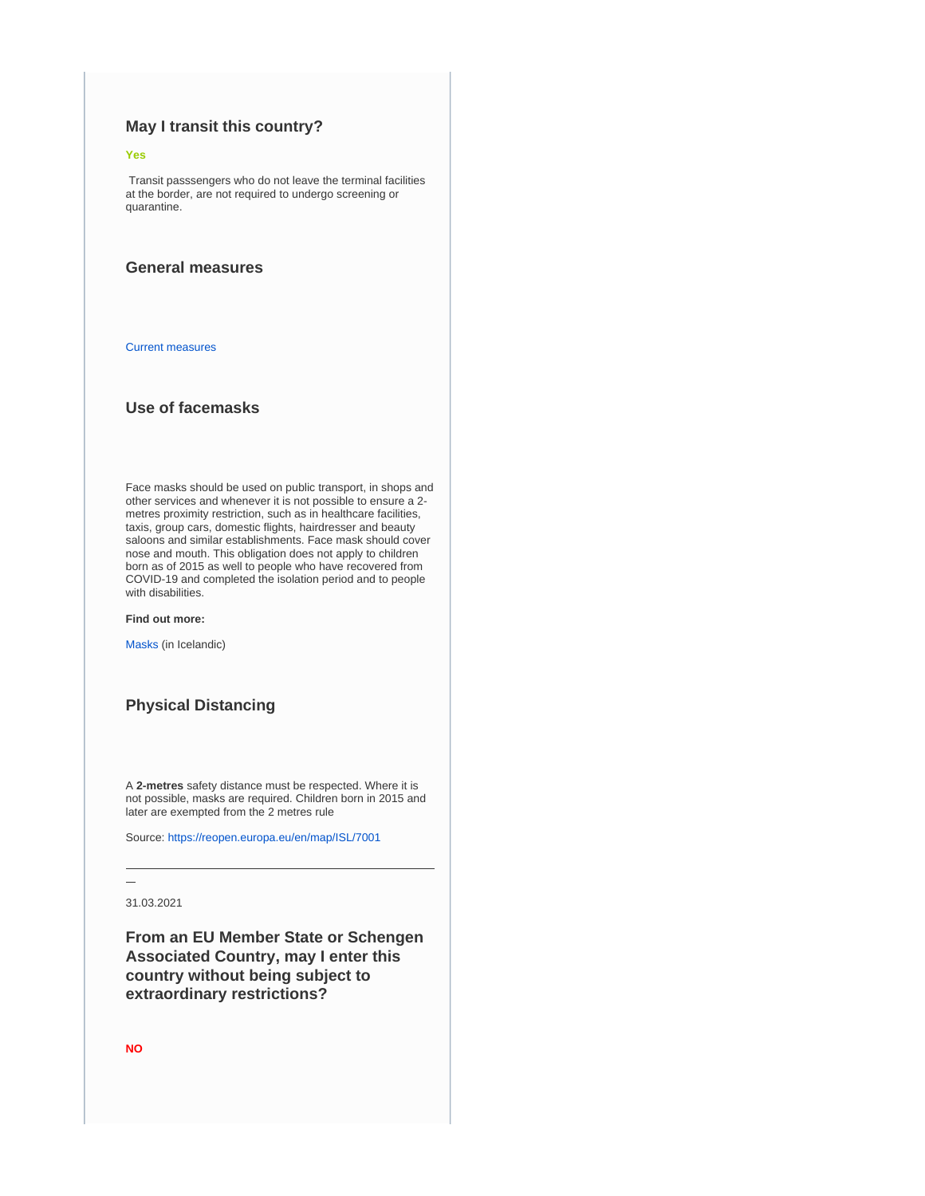### May I transit this country?

**Yes**

Transit passsengers who do not leave the terminal facilities at the border, are not required to undergo screening or quarantine.

### General measures

Current measures

### Use of facemasks

Face masks should be used on public transport, in shops and other services and whenever it is not possible to ensure a 2-metres proximity restriction, such as in healthcare facilities, taxis, group cars, domestic flights, hairdresser and beauty saloons and similar establishments. Face mask should cover nose and mouth. This obligation does not apply to children born as of 2015 as well to people who have recovered from COVID-19 and completed the isolation period and to people with disabilities.

**Find out more:**

Masks (in Icelandic)

### Physical Distancing

A **2-metres** safety distance must be respected. Where it is not possible, masks are required. Children born in 2015 and later are exempted from the 2 metres rule

Source: https://reopen.europa.eu/en/map/ISL/7001

---

—

31.03.2021

### From an EU Member State or Schengen Associated Country, may I enter this country without being subject to extraordinary restrictions?

**NO**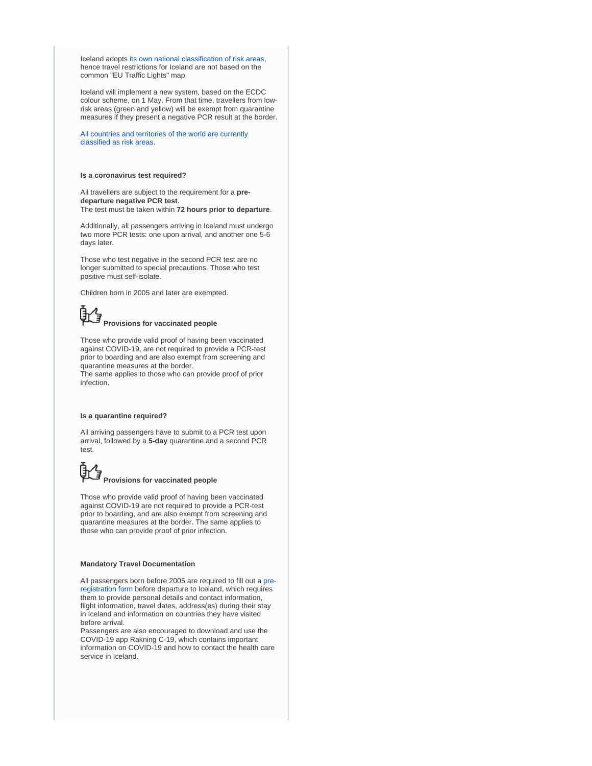Iceland adopts its own national classification of risk areas, hence travel restrictions for Iceland are not based on the common "EU Traffic Lights" map.

Iceland will implement a new system, based on the ECDC colour scheme, on 1 May. From that time, travellers from low-risk areas (green and yellow) will be exempt from quarantine measures if they present a negative PCR result at the border.

All countries and territories of the world are currently classified as risk areas.

**Is a coronavirus test required?**

All travellers are subject to the requirement for a **pre-departure negative PCR test**.
The test must be taken within **72 hours prior to departure**.

Additionally, all passengers arriving in Iceland must undergo two more PCR tests: one upon arrival, and another one 5-6 days later.

Those who test negative in the second PCR test are no longer submitted to special precautions. Those who test positive must self-isolate.

Children born in 2005 and later are exempted.

**Provisions for vaccinated people**

Those who provide valid proof of having been vaccinated against COVID-19, are not required to provide a PCR-test prior to boarding and are also exempt from screening and quarantine measures at the border.
The same applies to those who can provide proof of prior infection.

**Is a quarantine required?**

All arriving passengers have to submit to a PCR test upon arrival, followed by a **5-day** quarantine and a second PCR test.

**Provisions for vaccinated people**

Those who provide valid proof of having been vaccinated against COVID-19 are not required to provide a PCR-test prior to boarding, and are also exempt from screening and quarantine measures at the border. The same applies to those who can provide proof of prior infection.

**Mandatory Travel Documentation**

All passengers born before 2005 are required to fill out a pre-registration form before departure to Iceland, which requires them to provide personal details and contact information, flight information, travel dates, address(es) during their stay in Iceland and information on countries they have visited before arrival.
Passengers are also encouraged to download and use the COVID-19 app Rakning C-19, which contains important information on COVID-19 and how to contact the health care service in Iceland.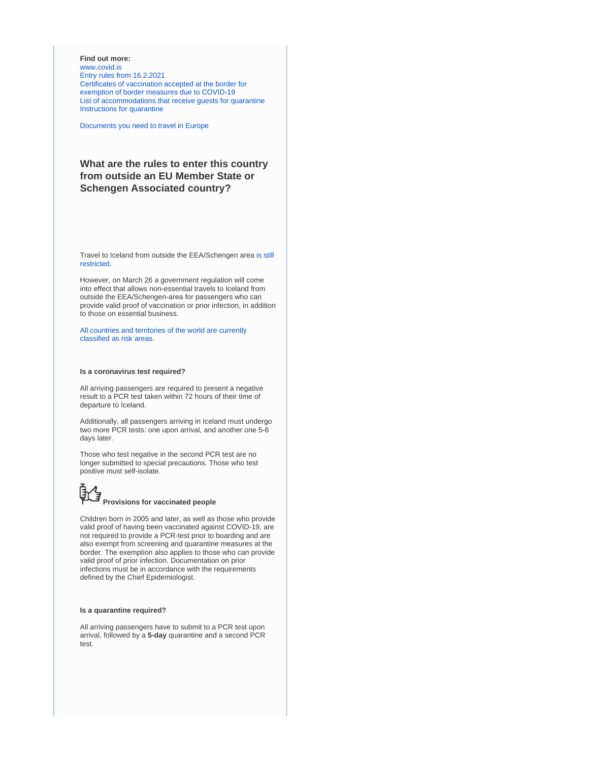**Find out more:**
www.covid.is
Entry rules from 16.2.2021
Certificates of vaccination accepted at the border for exemption of border measures due to COVID-19
List of accommodations that receive guests for quarantine
Instructions for quarantine

Documents you need to travel in Europe

## What are the rules to enter this country from outside an EU Member State or Schengen Associated country?

Travel to Iceland from outside the EEA/Schengen area is still restricted.

However, on March 26 a government regulation will come into effect that allows non-essential travels to Iceland from outside the EEA/Schengen-area for passengers who can provide valid proof of vaccination or prior infection, in addition to those on essential business.

All countries and territories of the world are currently classified as risk areas.

**Is a coronavirus test required?**

All arriving passengers are required to present a negative result to a PCR test taken within 72 hours of their time of departure to Iceland.

Additionally, all passengers arriving in Iceland must undergo two more PCR tests: one upon arrival, and another one 5-6 days later.

Those who test negative in the second PCR test are no longer submitted to special precautions. Those who test positive must self-isolate.

**Provisions for vaccinated people**

Children born in 2005 and later, as well as those who provide valid proof of having been vaccinated against COVID-19, are not required to provide a PCR-test prior to boarding and are also exempt from screening and quarantine measures at the border. The exemption also applies to those who can provide valid proof of prior infection. Documentation on prior infections must be in accordance with the requirements defined by the Chief Epidemiologist.

**Is a quarantine required?**

All arriving passengers have to submit to a PCR test upon arrival, followed by a **5-day** quarantine and a second PCR test.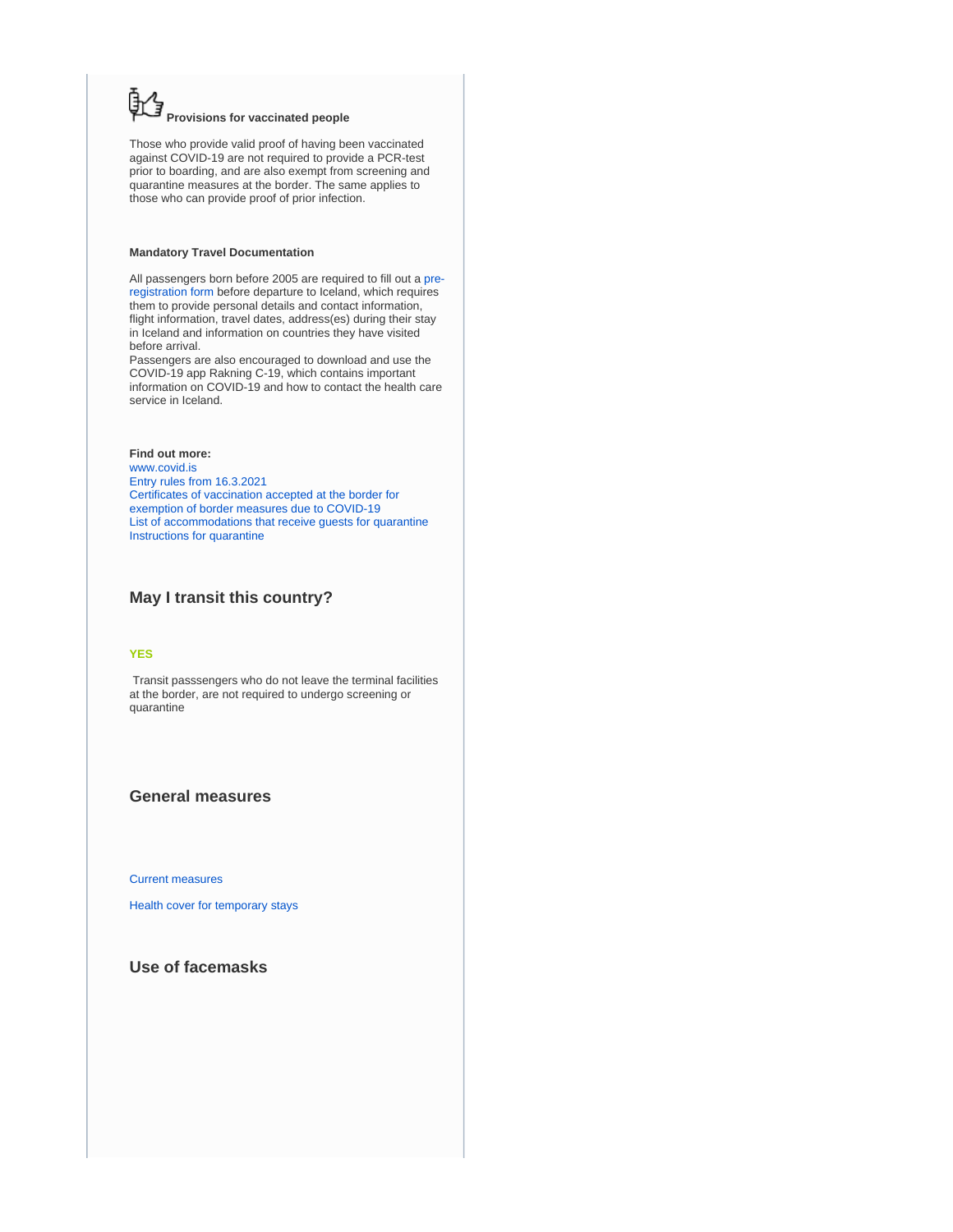**Provisions for vaccinated people**

Those who provide valid proof of having been vaccinated against COVID-19 are not required to provide a PCR-test prior to boarding, and are also exempt from screening and quarantine measures at the border. The same applies to those who can provide proof of prior infection.

**Mandatory Travel Documentation**

All passengers born before 2005 are required to fill out a pre-registration form before departure to Iceland, which requires them to provide personal details and contact information, flight information, travel dates, address(es) during their stay in Iceland and information on countries they have visited before arrival.
Passengers are also encouraged to download and use the COVID-19 app Rakning C-19, which contains important information on COVID-19 and how to contact the health care service in Iceland.

**Find out more:**
www.covid.is
Entry rules from 16.3.2021
Certificates of vaccination accepted at the border for exemption of border measures due to COVID-19
List of accommodations that receive guests for quarantine
Instructions for quarantine

## May I transit this country?

**YES**

Transit passsengers who do not leave the terminal facilities at the border, are not required to undergo screening or quarantine

## General measures

Current measures

Health cover for temporary stays

## Use of facemasks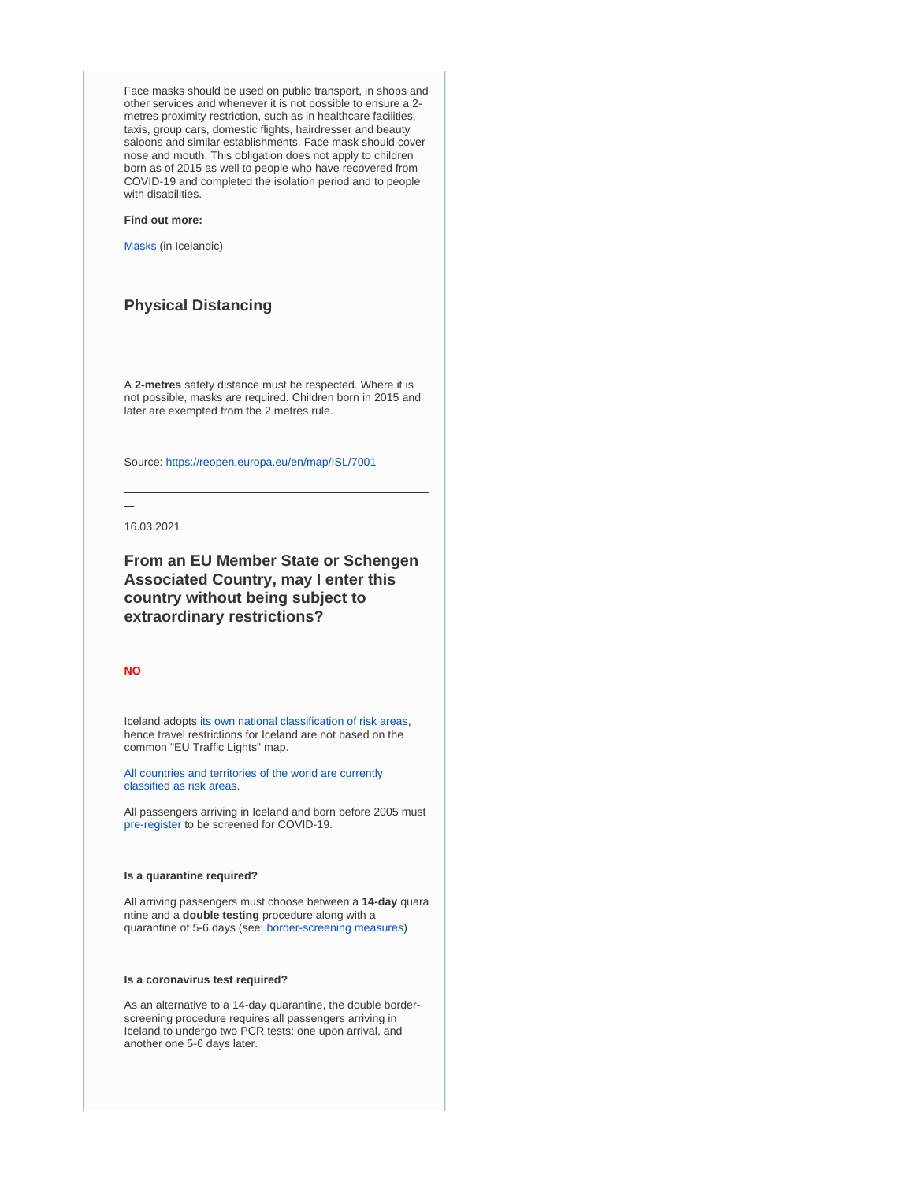Face masks should be used on public transport, in shops and other services and whenever it is not possible to ensure a 2-metres proximity restriction, such as in healthcare facilities, taxis, group cars, domestic flights, hairdresser and beauty saloons and similar establishments. Face mask should cover nose and mouth. This obligation does not apply to children born as of 2015 as well to people who have recovered from COVID-19 and completed the isolation period and to people with disabilities.

**Find out more:**

Masks (in Icelandic)

## Physical Distancing

A **2-metres** safety distance must be respected. Where it is not possible, masks are required. Children born in 2015 and later are exempted from the 2 metres rule.

Source: https://reopen.europa.eu/en/map/ISL/7001

---

16.03.2021

## From an EU Member State or Schengen Associated Country, may I enter this country without being subject to extraordinary restrictions?

**NO**

Iceland adopts its own national classification of risk areas, hence travel restrictions for Iceland are not based on the common "EU Traffic Lights" map.

All countries and territories of the world are currently classified as risk areas.

All passengers arriving in Iceland and born before 2005 must pre-register to be screened for COVID-19.

**Is a quarantine required?**

All arriving passengers must choose between a **14-day** quarantine and a **double testing** procedure along with a quarantine of 5-6 days (see: border-screening measures)

**Is a coronavirus test required?**

As an alternative to a 14-day quarantine, the double border-screening procedure requires all passengers arriving in Iceland to undergo two PCR tests: one upon arrival, and another one 5-6 days later.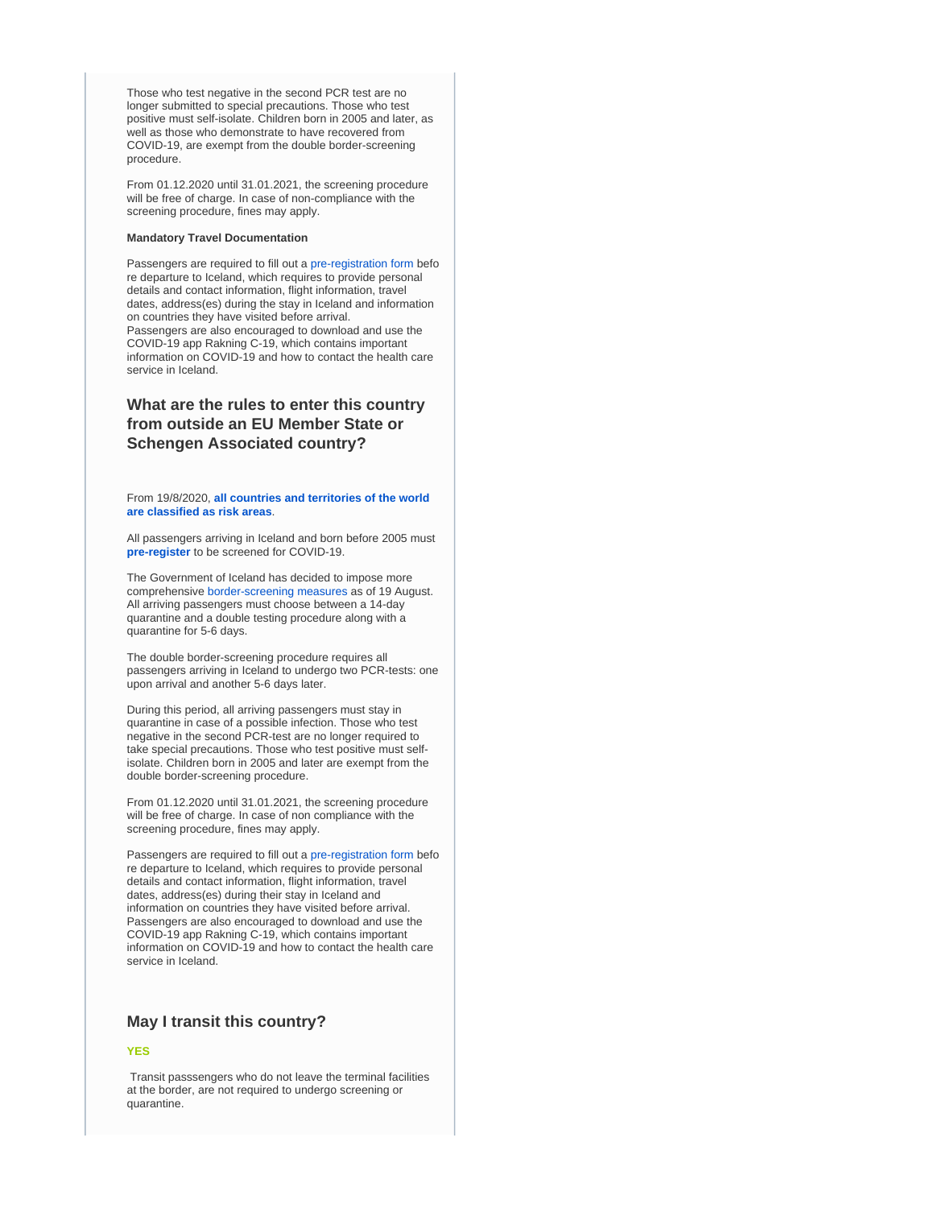Those who test negative in the second PCR test are no longer submitted to special precautions. Those who test positive must self-isolate. Children born in 2005 and later, as well as those who demonstrate to have recovered from COVID-19, are exempt from the double border-screening procedure.

From 01.12.2020 until 31.01.2021, the screening procedure will be free of charge. In case of non-compliance with the screening procedure, fines may apply.

**Mandatory Travel Documentation**

Passengers are required to fill out a pre-registration form before departure to Iceland, which requires to provide personal details and contact information, flight information, travel dates, address(es) during the stay in Iceland and information on countries they have visited before arrival.
Passengers are also encouraged to download and use the COVID-19 app Rakning C-19, which contains important information on COVID-19 and how to contact the health care service in Iceland.

## What are the rules to enter this country from outside an EU Member State or Schengen Associated country?

From 19/8/2020, **all countries and territories of the world are classified as risk areas**.

All passengers arriving in Iceland and born before 2005 must **pre-register** to be screened for COVID-19.

The Government of Iceland has decided to impose more comprehensive border-screening measures as of 19 August. All arriving passengers must choose between a 14-day quarantine and a double testing procedure along with a quarantine for 5-6 days.

The double border-screening procedure requires all passengers arriving in Iceland to undergo two PCR-tests: one upon arrival and another 5-6 days later.

During this period, all arriving passengers must stay in quarantine in case of a possible infection. Those who test negative in the second PCR-test are no longer required to take special precautions. Those who test positive must self-isolate. Children born in 2005 and later are exempt from the double border-screening procedure.

From 01.12.2020 until 31.01.2021, the screening procedure will be free of charge. In case of non compliance with the screening procedure, fines may apply.

Passengers are required to fill out a pre-registration form before departure to Iceland, which requires to provide personal details and contact information, flight information, travel dates, address(es) during their stay in Iceland and information on countries they have visited before arrival.
Passengers are also encouraged to download and use the COVID-19 app Rakning C-19, which contains important information on COVID-19 and how to contact the health care service in Iceland.

## May I transit this country?

**YES**

Transit passsengers who do not leave the terminal facilities at the border, are not required to undergo screening or quarantine.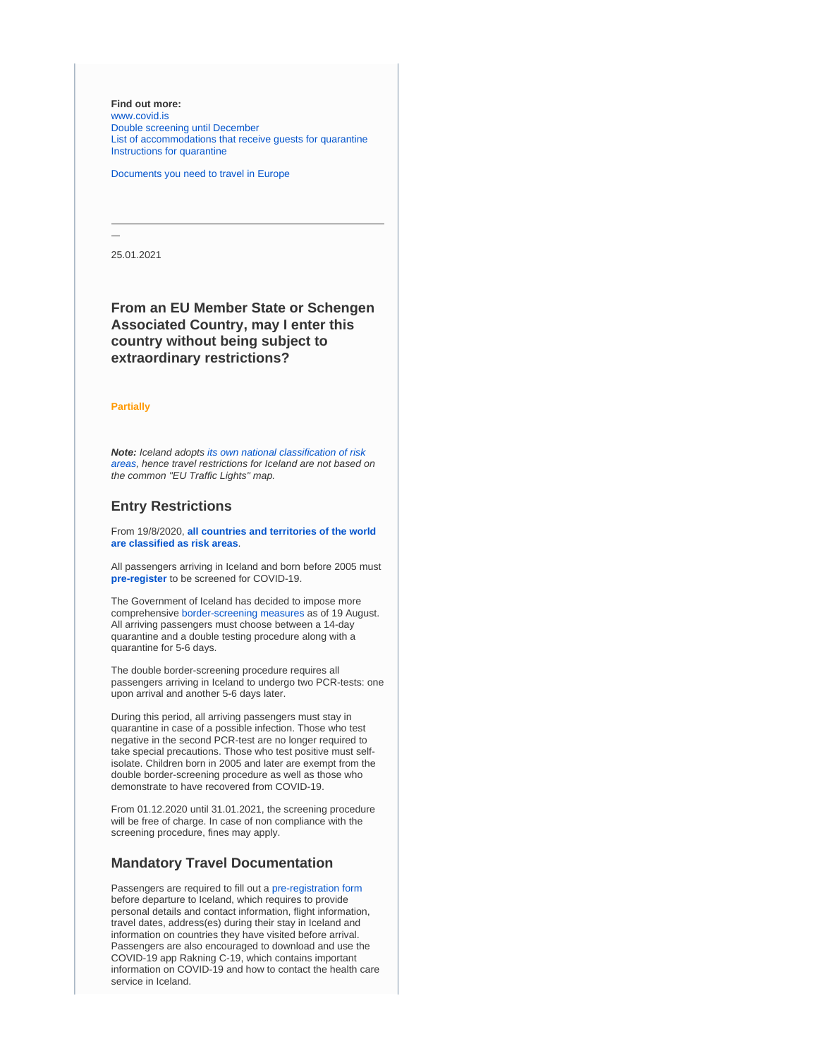**Find out more:**
www.covid.is
Double screening until December
List of accommodations that receive guests for quarantine
Instructions for quarantine

Documents you need to travel in Europe

---

—

25.01.2021

### From an EU Member State or Schengen Associated Country, may I enter this country without being subject to extraordinary restrictions?

**Partially**

***Note:*** *Iceland adopts its own national classification of risk areas, hence travel restrictions for Iceland are not based on the common "EU Traffic Lights" map.*

## Entry Restrictions

From 19/8/2020, **all countries and territories of the world are classified as risk areas**.

All passengers arriving in Iceland and born before 2005 must **pre-register** to be screened for COVID-19.

The Government of Iceland has decided to impose more comprehensive border-screening measures as of 19 August. All arriving passengers must choose between a 14-day quarantine and a double testing procedure along with a quarantine for 5-6 days.

The double border-screening procedure requires all passengers arriving in Iceland to undergo two PCR-tests: one upon arrival and another 5-6 days later.

During this period, all arriving passengers must stay in quarantine in case of a possible infection. Those who test negative in the second PCR-test are no longer required to take special precautions. Those who test positive must self-isolate. Children born in 2005 and later are exempt from the double border-screening procedure as well as those who demonstrate to have recovered from COVID-19.

From 01.12.2020 until 31.01.2021, the screening procedure will be free of charge. In case of non compliance with the screening procedure, fines may apply.

## Mandatory Travel Documentation

Passengers are required to fill out a pre-registration form before departure to Iceland, which requires to provide personal details and contact information, flight information, travel dates, address(es) during their stay in Iceland and information on countries they have visited before arrival. Passengers are also encouraged to download and use the COVID-19 app Rakning C-19, which contains important information on COVID-19 and how to contact the health care service in Iceland.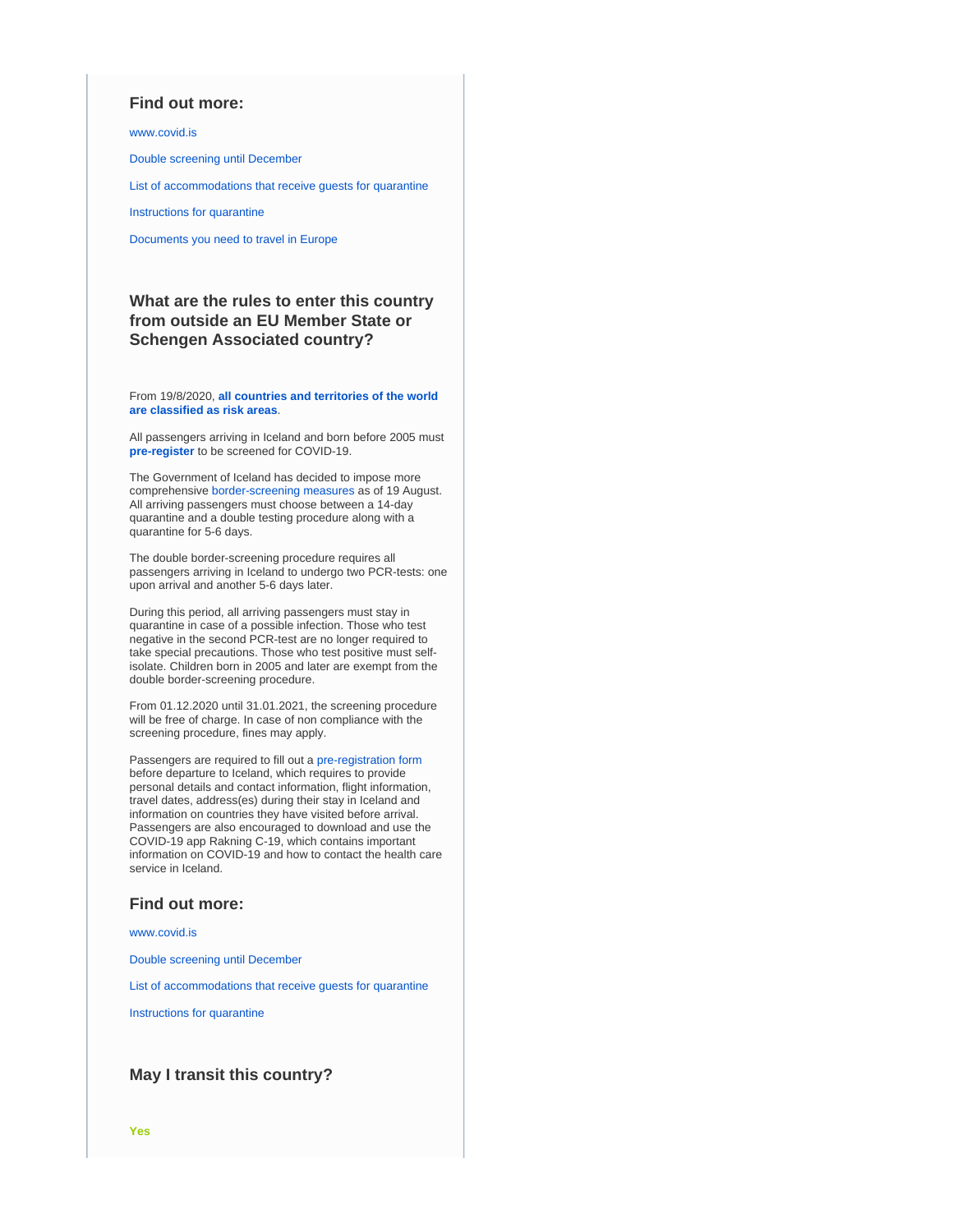### Find out more:

www.covid.is

Double screening until December

List of accommodations that receive guests for quarantine

Instructions for quarantine

Documents you need to travel in Europe

### What are the rules to enter this country from outside an EU Member State or Schengen Associated country?

From 19/8/2020, **all countries and territories of the world are classified as risk areas**.

All passengers arriving in Iceland and born before 2005 must **pre-register** to be screened for COVID-19.

The Government of Iceland has decided to impose more comprehensive border-screening measures as of 19 August. All arriving passengers must choose between a 14-day quarantine and a double testing procedure along with a quarantine for 5-6 days.

The double border-screening procedure requires all passengers arriving in Iceland to undergo two PCR-tests: one upon arrival and another 5-6 days later.

During this period, all arriving passengers must stay in quarantine in case of a possible infection. Those who test negative in the second PCR-test are no longer required to take special precautions. Those who test positive must self-isolate. Children born in 2005 and later are exempt from the double border-screening procedure.

From 01.12.2020 until 31.01.2021, the screening procedure will be free of charge. In case of non compliance with the screening procedure, fines may apply.

Passengers are required to fill out a pre-registration form before departure to Iceland, which requires to provide personal details and contact information, flight information, travel dates, address(es) during their stay in Iceland and information on countries they have visited before arrival. Passengers are also encouraged to download and use the COVID-19 app Rakning C-19, which contains important information on COVID-19 and how to contact the health care service in Iceland.

### Find out more:

www.covid.is

Double screening until December

List of accommodations that receive guests for quarantine

Instructions for quarantine

### May I transit this country?

**Yes**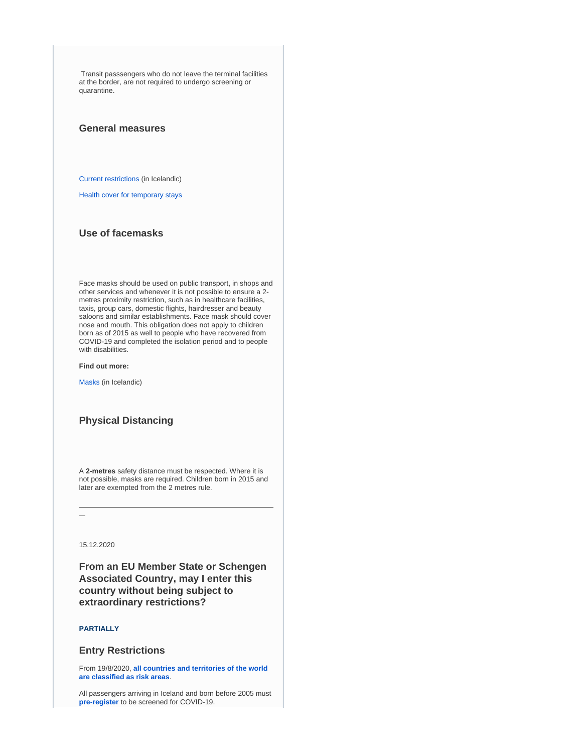Transit passsengers who do not leave the terminal facilities at the border, are not required to undergo screening or quarantine.

### General measures

Current restrictions (in Icelandic)

Health cover for temporary stays

### Use of facemasks

Face masks should be used on public transport, in shops and other services and whenever it is not possible to ensure a 2-metres proximity restriction, such as in healthcare facilities, taxis, group cars, domestic flights, hairdresser and beauty saloons and similar establishments. Face mask should cover nose and mouth. This obligation does not apply to children born as of 2015 as well to people who have recovered from COVID-19 and completed the isolation period and to people with disabilities.

**Find out more:**

Masks (in Icelandic)

### Physical Distancing

A **2-metres** safety distance must be respected. Where it is not possible, masks are required. Children born in 2015 and later are exempted from the 2 metres rule.

---

—

15.12.2020

### From an EU Member State or Schengen Associated Country, may I enter this country without being subject to extraordinary restrictions?

**PARTIALLY**

### Entry Restrictions

From 19/8/2020, **all countries and territories of the world are classified as risk areas**.

All passengers arriving in Iceland and born before 2005 must **pre-register** to be screened for COVID-19.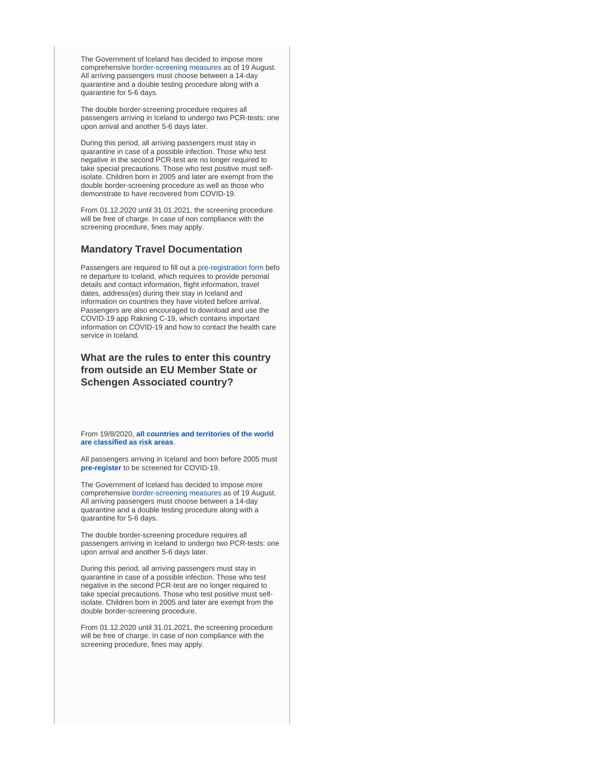The Government of Iceland has decided to impose more comprehensive border-screening measures as of 19 August. All arriving passengers must choose between a 14-day quarantine and a double testing procedure along with a quarantine for 5-6 days.

The double border-screening procedure requires all passengers arriving in Iceland to undergo two PCR-tests: one upon arrival and another 5-6 days later.

During this period, all arriving passengers must stay in quarantine in case of a possible infection. Those who test negative in the second PCR-test are no longer required to take special precautions. Those who test positive must self-isolate. Children born in 2005 and later are exempt from the double border-screening procedure as well as those who demonstrate to have recovered from COVID-19.

From 01.12.2020 until 31.01.2021, the screening procedure will be free of charge. In case of non compliance with the screening procedure, fines may apply.

### Mandatory Travel Documentation

Passengers are required to fill out a pre-registration form before departure to Iceland, which requires to provide personal details and contact information, flight information, travel dates, address(es) during their stay in Iceland and information on countries they have visited before arrival. Passengers are also encouraged to download and use the COVID-19 app Rakning C-19, which contains important information on COVID-19 and how to contact the health care service in Iceland.

### What are the rules to enter this country from outside an EU Member State or Schengen Associated country?

From 19/8/2020, **all countries and territories of the world are classified as risk areas**.

All passengers arriving in Iceland and born before 2005 must **pre-register** to be screened for COVID-19.

The Government of Iceland has decided to impose more comprehensive border-screening measures as of 19 August. All arriving passengers must choose between a 14-day quarantine and a double testing procedure along with a quarantine for 5-6 days.

The double border-screening procedure requires all passengers arriving in Iceland to undergo two PCR-tests: one upon arrival and another 5-6 days later.

During this period, all arriving passengers must stay in quarantine in case of a possible infection. Those who test negative in the second PCR-test are no longer required to take special precautions. Those who test positive must self-isolate. Children born in 2005 and later are exempt from the double border-screening procedure.

From 01.12.2020 until 31.01.2021, the screening procedure will be free of charge. In case of non compliance with the screening procedure, fines may apply.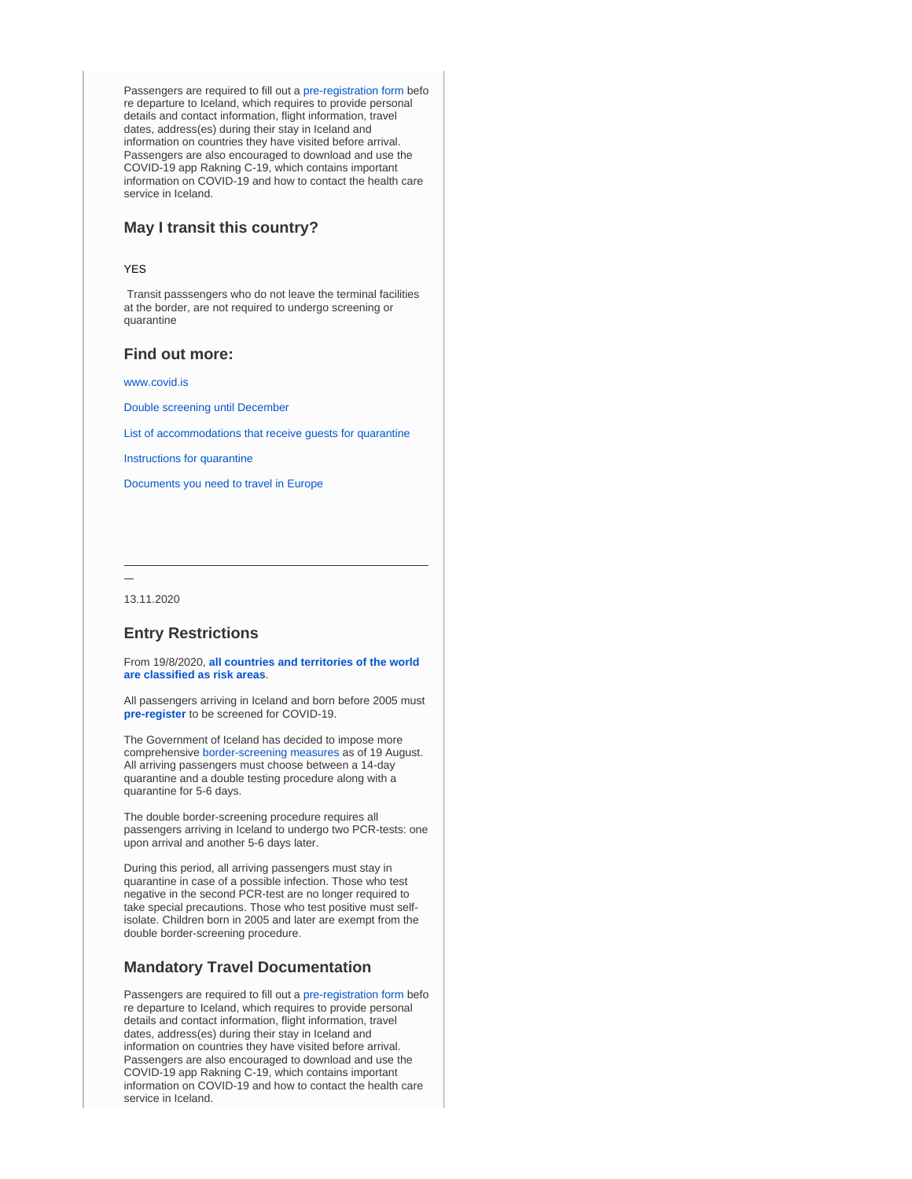Passengers are required to fill out a pre-registration form before departure to Iceland, which requires to provide personal details and contact information, flight information, travel dates, address(es) during their stay in Iceland and information on countries they have visited before arrival. Passengers are also encouraged to download and use the COVID-19 app Rakning C-19, which contains important information on COVID-19 and how to contact the health care service in Iceland.

## May I transit this country?

YES

Transit passsengers who do not leave the terminal facilities at the border, are not required to undergo screening or quarantine

## Find out more:

www.covid.is

Double screening until December

List of accommodations that receive guests for quarantine

Instructions for quarantine

Documents you need to travel in Europe

---

—

13.11.2020

## Entry Restrictions

From 19/8/2020, **all countries and territories of the world are classified as risk areas**.

All passengers arriving in Iceland and born before 2005 must **pre-register** to be screened for COVID-19.

The Government of Iceland has decided to impose more comprehensive border-screening measures as of 19 August. All arriving passengers must choose between a 14-day quarantine and a double testing procedure along with a quarantine for 5-6 days.

The double border-screening procedure requires all passengers arriving in Iceland to undergo two PCR-tests: one upon arrival and another 5-6 days later.

During this period, all arriving passengers must stay in quarantine in case of a possible infection. Those who test negative in the second PCR-test are no longer required to take special precautions. Those who test positive must self-isolate. Children born in 2005 and later are exempt from the double border-screening procedure.

## Mandatory Travel Documentation

Passengers are required to fill out a pre-registration form before departure to Iceland, which requires to provide personal details and contact information, flight information, travel dates, address(es) during their stay in Iceland and information on countries they have visited before arrival. Passengers are also encouraged to download and use the COVID-19 app Rakning C-19, which contains important information on COVID-19 and how to contact the health care service in Iceland.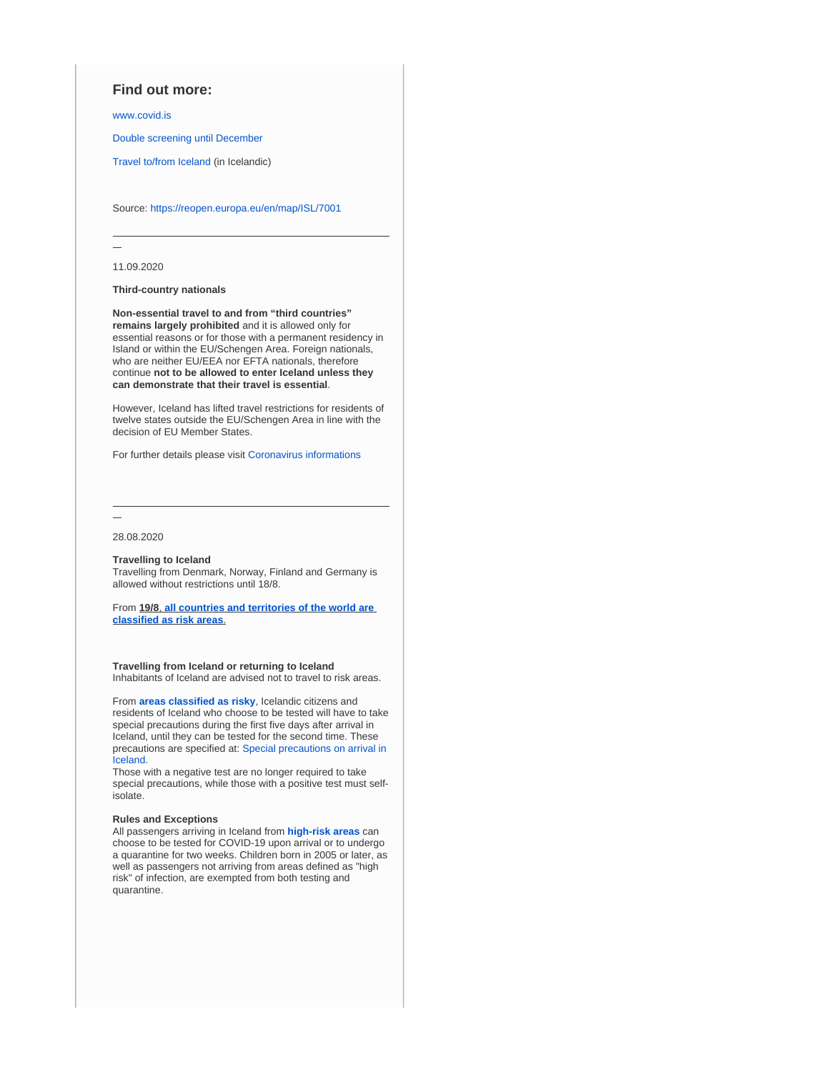### Find out more:

www.covid.is

Double screening until December

Travel to/from Iceland (in Icelandic)

Source: https://reopen.europa.eu/en/map/ISL/7001

---

—

11.09.2020

**Third-country nationals**

**Non-essential travel to and from "third countries" remains largely prohibited** and it is allowed only for essential reasons or for those with a permanent residency in Island or within the EU/Schengen Area. Foreign nationals, who are neither EU/EEA nor EFTA nationals, therefore continue **not to be allowed to enter Iceland unless they can demonstrate that their travel is essential**.

However, Iceland has lifted travel restrictions for residents of twelve states outside the EU/Schengen Area in line with the decision of EU Member States.

For further details please visit Coronavirus informations

---

—

28.08.2020

**Travelling to Iceland**
Travelling from Denmark, Norway, Finland and Germany is allowed without restrictions until 18/8.

From **19/8**, **all countries and territories of the world are classified as risk areas**.

**Travelling from Iceland or returning to Iceland**
Inhabitants of Iceland are advised not to travel to risk areas.

From **areas classified as risky**, Icelandic citizens and residents of Iceland who choose to be tested will have to take special precautions during the first five days after arrival in Iceland, until they can be tested for the second time. These precautions are specified at: Special precautions on arrival in Iceland.
Those with a negative test are no longer required to take special precautions, while those with a positive test must self-isolate.

**Rules and Exceptions**
All passengers arriving in Iceland from **high-risk areas** can choose to be tested for COVID-19 upon arrival or to undergo a quarantine for two weeks. Children born in 2005 or later, as well as passengers not arriving from areas defined as "high risk" of infection, are exempted from both testing and quarantine.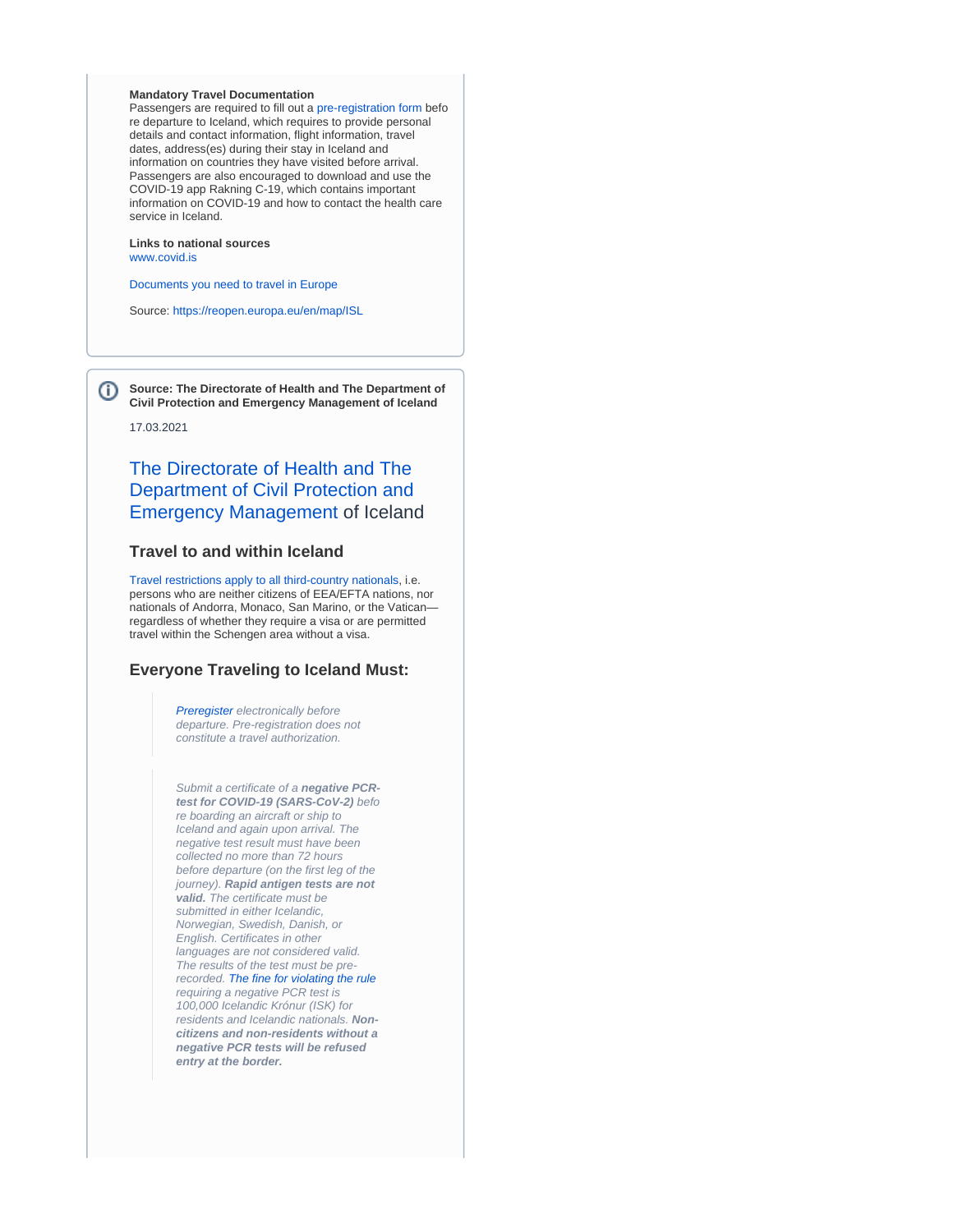**Mandatory Travel Documentation**
Passengers are required to fill out a pre-registration form before departure to Iceland, which requires to provide personal details and contact information, flight information, travel dates, address(es) during their stay in Iceland and information on countries they have visited before arrival. Passengers are also encouraged to download and use the COVID-19 app Rakning C-19, which contains important information on COVID-19 and how to contact the health care service in Iceland.

**Links to national sources**
www.covid.is

Documents you need to travel in Europe

Source: https://reopen.europa.eu/en/map/ISL

**Source: The Directorate of Health and The Department of Civil Protection and Emergency Management of Iceland**

17.03.2021

## The Directorate of Health and The Department of Civil Protection and Emergency Management of Iceland

### Travel to and within Iceland

Travel restrictions apply to all third-country nationals, i.e. persons who are neither citizens of EEA/EFTA nations, nor nationals of Andorra, Monaco, San Marino, or the Vatican—regardless of whether they require a visa or are permitted travel within the Schengen area without a visa.

### Everyone Traveling to Iceland Must:

> *Preregister electronically before departure. Pre-registration does not constitute a travel authorization.*

> *Submit a certificate of a **negative PCR-test for COVID-19 (SARS-CoV-2)** before boarding an aircraft or ship to Iceland and again upon arrival. The negative test result must have been collected no more than 72 hours before departure (on the first leg of the journey). **Rapid antigen tests are not valid.** The certificate must be submitted in either Icelandic, Norwegian, Swedish, Danish, or English. Certificates in other languages are not considered valid. The results of the test must be pre-recorded. The fine for violating the rule requiring a negative PCR test is 100,000 Icelandic Krónur (ISK) for residents and Icelandic nationals. **Non-citizens and non-residents without a negative PCR tests will be refused entry at the border.***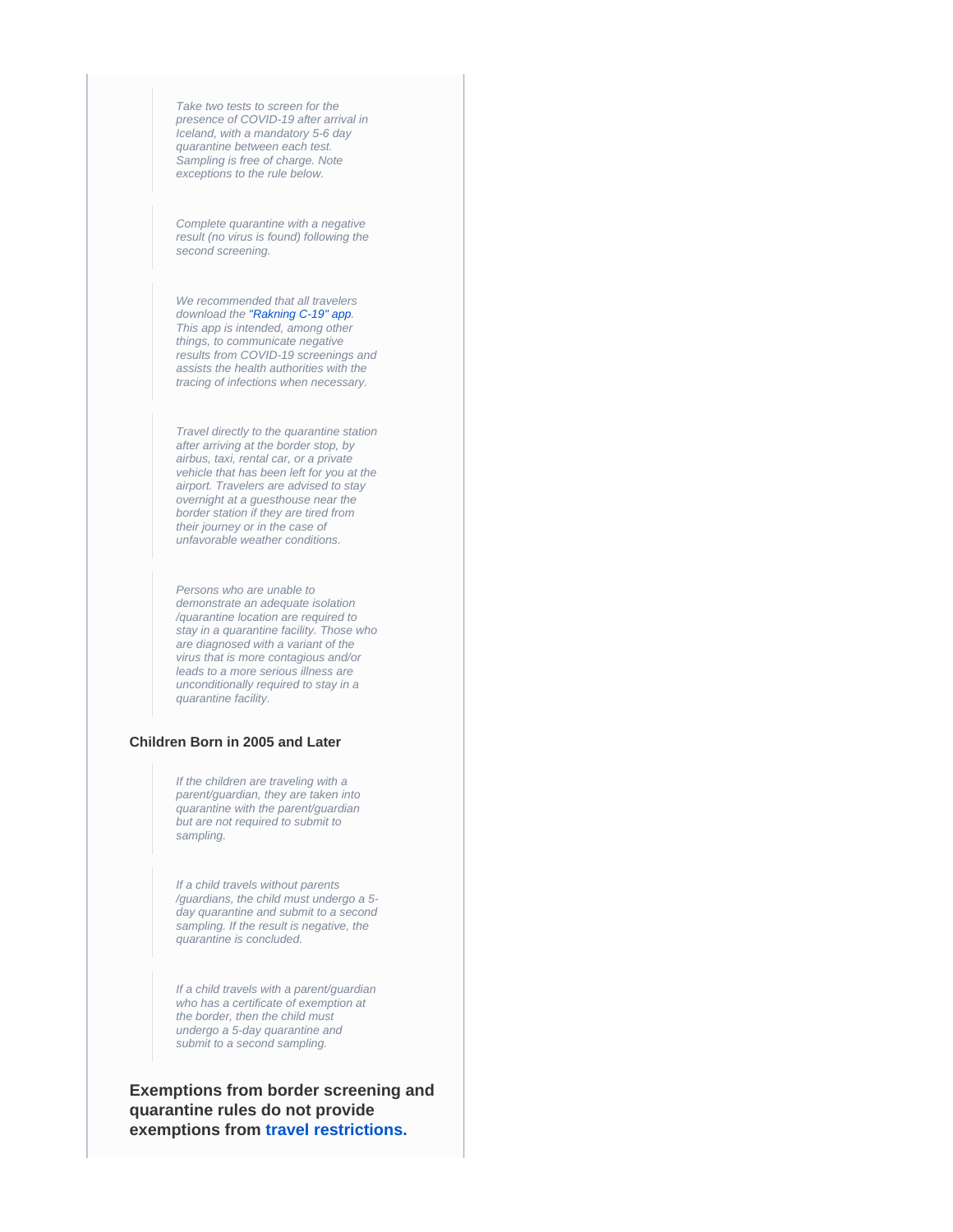> *Take two tests to screen for the presence of COVID-19 after arrival in Iceland, with a mandatory 5-6 day quarantine between each test. Sampling is free of charge. Note exceptions to the rule below.*

> *Complete quarantine with a negative result (no virus is found) following the second screening.*

> *We recommended that all travelers download the "Rakning C-19" app. This app is intended, among other things, to communicate negative results from COVID-19 screenings and assists the health authorities with the tracing of infections when necessary.*

> *Travel directly to the quarantine station after arriving at the border stop, by airbus, taxi, rental car, or a private vehicle that has been left for you at the airport. Travelers are advised to stay overnight at a guesthouse near the border station if they are tired from their journey or in the case of unfavorable weather conditions.*

> *Persons who are unable to demonstrate an adequate isolation /quarantine location are required to stay in a quarantine facility. Those who are diagnosed with a variant of the virus that is more contagious and/or leads to a more serious illness are unconditionally required to stay in a quarantine facility.*

**Children Born in 2005 and Later**

> *If the children are traveling with a parent/guardian, they are taken into quarantine with the parent/guardian but are not required to submit to sampling.*

> *If a child travels without parents /guardians, the child must undergo a 5-day quarantine and submit to a second sampling. If the result is negative, the quarantine is concluded.*

> *If a child travels with a parent/guardian who has a certificate of exemption at the border, then the child must undergo a 5-day quarantine and submit to a second sampling.*

### Exemptions from border screening and quarantine rules do not provide exemptions from travel restrictions.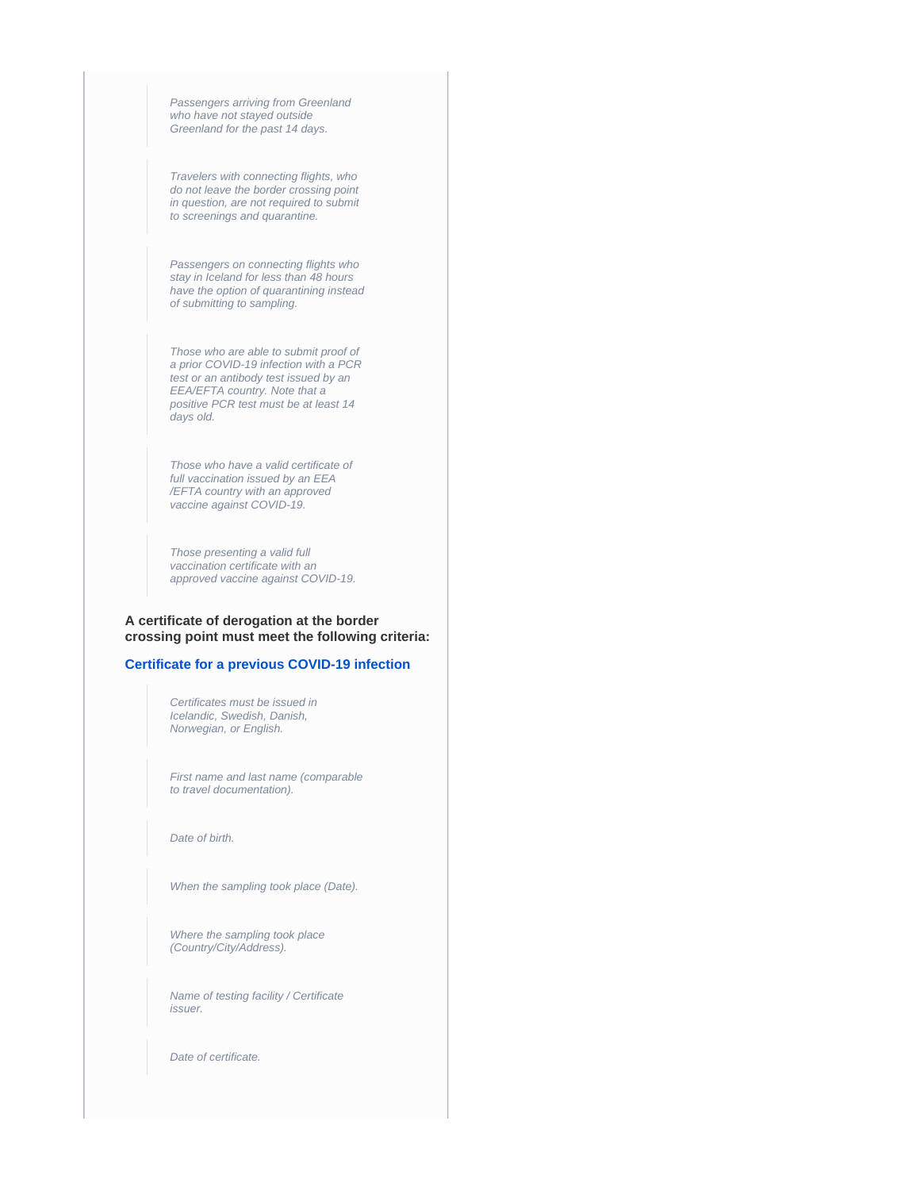> *Passengers arriving from Greenland who have not stayed outside Greenland for the past 14 days.*

> *Travelers with connecting flights, who do not leave the border crossing point in question, are not required to submit to screenings and quarantine.*

> *Passengers on connecting flights who stay in Iceland for less than 48 hours have the option of quarantining instead of submitting to sampling.*

> *Those who are able to submit proof of a prior COVID-19 infection with a PCR test or an antibody test issued by an EEA/EFTA country. Note that a positive PCR test must be at least 14 days old.*

> *Those who have a valid certificate of full vaccination issued by an EEA /EFTA country with an approved vaccine against COVID-19.*

> *Those presenting a valid full vaccination certificate with an approved vaccine against COVID-19.*

**A certificate of derogation at the border crossing point must meet the following criteria:**

**Certificate for a previous COVID-19 infection**

> *Certificates must be issued in Icelandic, Swedish, Danish, Norwegian, or English.*

> *First name and last name (comparable to travel documentation).*

> *Date of birth.*

> *When the sampling took place (Date).*

> *Where the sampling took place (Country/City/Address).*

> *Name of testing facility / Certificate issuer.*

> *Date of certificate.*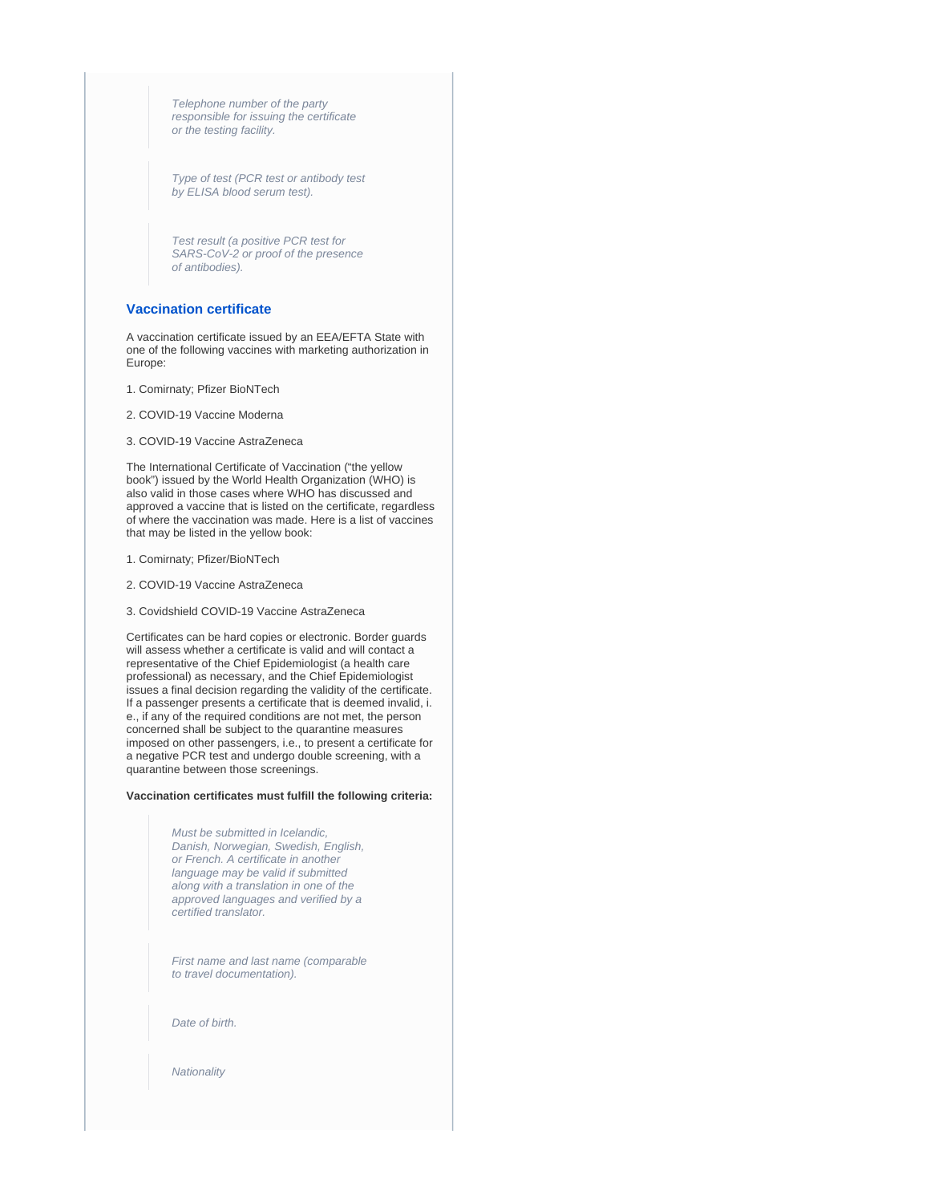> *Telephone number of the party responsible for issuing the certificate or the testing facility.*

> *Type of test (PCR test or antibody test by ELISA blood serum test).*

> *Test result (a positive PCR test for SARS-CoV-2 or proof of the presence of antibodies).*

### Vaccination certificate

A vaccination certificate issued by an EEA/EFTA State with one of the following vaccines with marketing authorization in Europe:

1. Comirnaty; Pfizer BioNTech

2. COVID-19 Vaccine Moderna

3. COVID-19 Vaccine AstraZeneca

The International Certificate of Vaccination ("the yellow book") issued by the World Health Organization (WHO) is also valid in those cases where WHO has discussed and approved a vaccine that is listed on the certificate, regardless of where the vaccination was made. Here is a list of vaccines that may be listed in the yellow book:

1. Comirnaty; Pfizer/BioNTech

2. COVID-19 Vaccine AstraZeneca

3. Covidshield COVID-19 Vaccine AstraZeneca

Certificates can be hard copies or electronic. Border guards will assess whether a certificate is valid and will contact a representative of the Chief Epidemiologist (a health care professional) as necessary, and the Chief Epidemiologist issues a final decision regarding the validity of the certificate. If a passenger presents a certificate that is deemed invalid, i. e., if any of the required conditions are not met, the person concerned shall be subject to the quarantine measures imposed on other passengers, i.e., to present a certificate for a negative PCR test and undergo double screening, with a quarantine between those screenings.

**Vaccination certificates must fulfill the following criteria:**

> *Must be submitted in Icelandic, Danish, Norwegian, Swedish, English, or French. A certificate in another language may be valid if submitted along with a translation in one of the approved languages and verified by a certified translator.*

> *First name and last name (comparable to travel documentation).*

> *Date of birth.*

> *Nationality*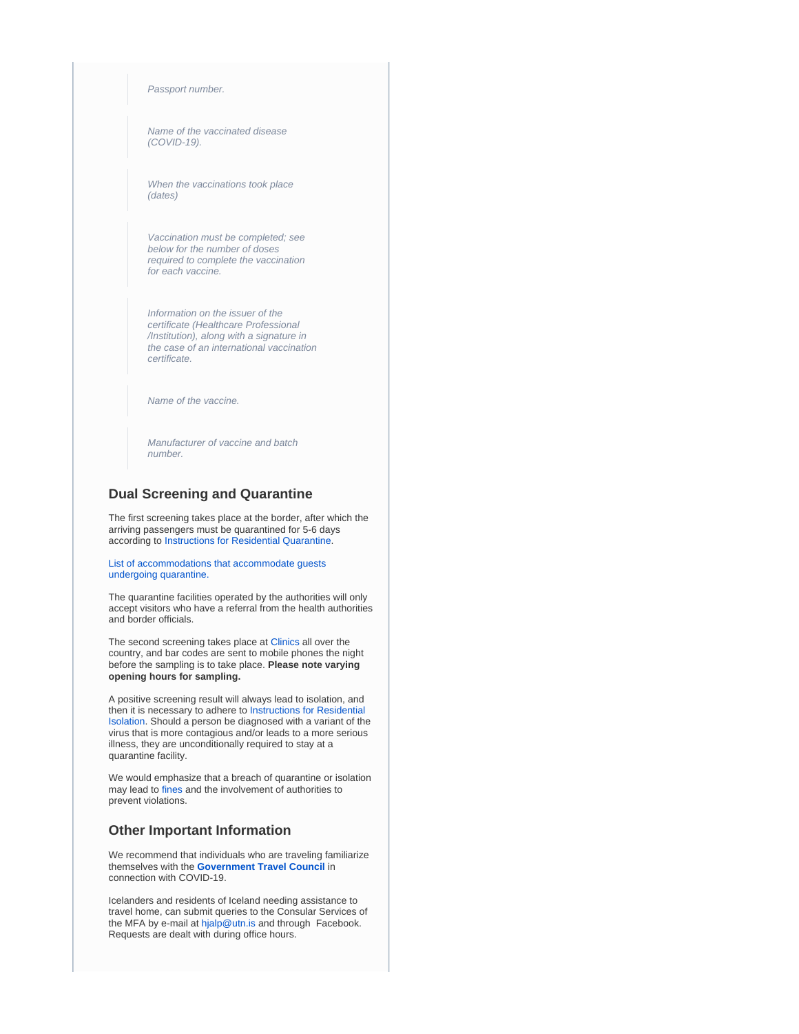> *Passport number.*

> *Name of the vaccinated disease (COVID-19).*

> *When the vaccinations took place (dates)*

> *Vaccination must be completed; see below for the number of doses required to complete the vaccination for each vaccine.*

> *Information on the issuer of the certificate (Healthcare Professional /Institution), along with a signature in the case of an international vaccination certificate.*

> *Name of the vaccine.*

> *Manufacturer of vaccine and batch number.*

### Dual Screening and Quarantine

The first screening takes place at the border, after which the arriving passengers must be quarantined for 5-6 days according to Instructions for Residential Quarantine.

List of accommodations that accommodate guests undergoing quarantine.

The quarantine facilities operated by the authorities will only accept visitors who have a referral from the health authorities and border officials.

The second screening takes place at Clinics all over the country, and bar codes are sent to mobile phones the night before the sampling is to take place. **Please note varying opening hours for sampling.**

A positive screening result will always lead to isolation, and then it is necessary to adhere to Instructions for Residential Isolation. Should a person be diagnosed with a variant of the virus that is more contagious and/or leads to a more serious illness, they are unconditionally required to stay at a quarantine facility.

We would emphasize that a breach of quarantine or isolation may lead to fines and the involvement of authorities to prevent violations.

### Other Important Information

We recommend that individuals who are traveling familiarize themselves with the **Government Travel Council** in connection with COVID-19.

Icelanders and residents of Iceland needing assistance to travel home, can submit queries to the Consular Services of the MFA by e-mail at hjalp@utn.is and through Facebook. Requests are dealt with during office hours.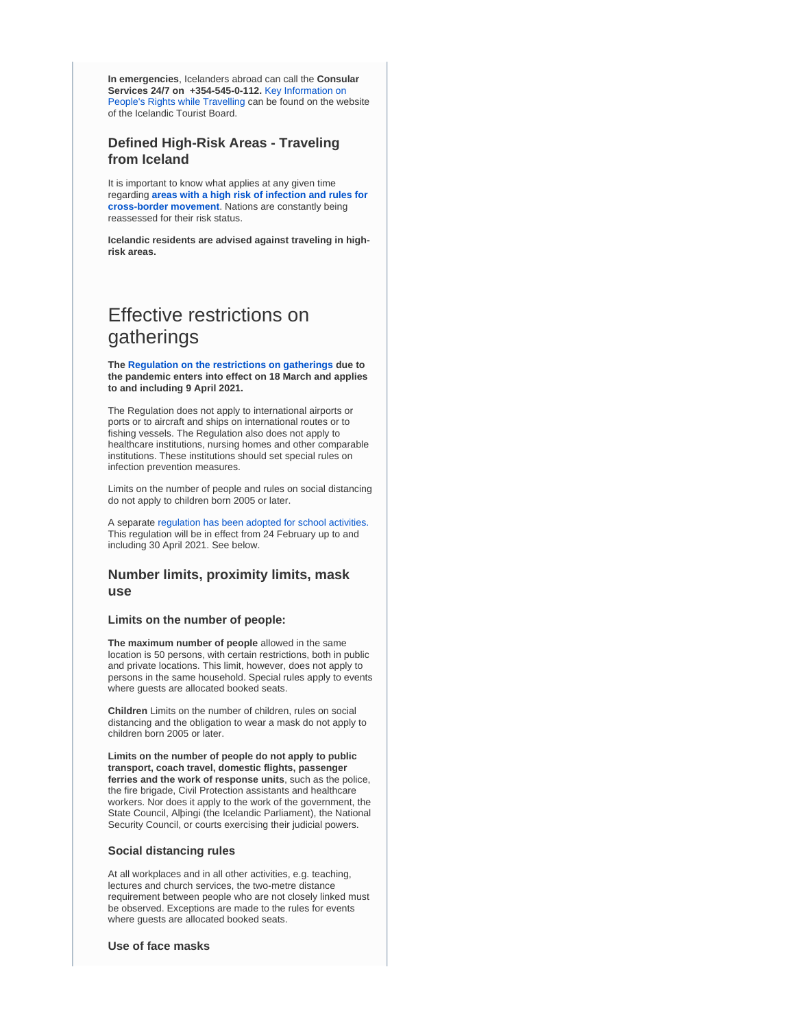**In emergencies**, Icelanders abroad can call the **Consular Services 24/7 on +354-545-0-112.** Key Information on People's Rights while Travelling can be found on the website of the Icelandic Tourist Board.

### Defined High-Risk Areas - Traveling from Iceland

It is important to know what applies at any given time regarding **areas with a high risk of infection and rules for cross-border movement**. Nations are constantly being reassessed for their risk status.

**Icelandic residents are advised against traveling in high-risk areas.**

## Effective restrictions on gatherings

**The Regulation on the restrictions on gatherings due to the pandemic enters into effect on 18 March and applies to and including 9 April 2021.**

The Regulation does not apply to international airports or ports or to aircraft and ships on international routes or to fishing vessels. The Regulation also does not apply to healthcare institutions, nursing homes and other comparable institutions. These institutions should set special rules on infection prevention measures.

Limits on the number of people and rules on social distancing do not apply to children born 2005 or later.

A separate regulation has been adopted for school activities. This regulation will be in effect from 24 February up to and including 30 April 2021. See below.

### Number limits, proximity limits, mask use

#### Limits on the number of people:

**The maximum number of people** allowed in the same location is 50 persons, with certain restrictions, both in public and private locations. This limit, however, does not apply to persons in the same household. Special rules apply to events where guests are allocated booked seats.

**Children** Limits on the number of children, rules on social distancing and the obligation to wear a mask do not apply to children born 2005 or later.

**Limits on the number of people do not apply to public transport, coach travel, domestic flights, passenger ferries and the work of response units**, such as the police, the fire brigade, Civil Protection assistants and healthcare workers. Nor does it apply to the work of the government, the State Council, Alþingi (the Icelandic Parliament), the National Security Council, or courts exercising their judicial powers.

#### Social distancing rules

At all workplaces and in all other activities, e.g. teaching, lectures and church services, the two-metre distance requirement between people who are not closely linked must be observed. Exceptions are made to the rules for events where guests are allocated booked seats.

#### Use of face masks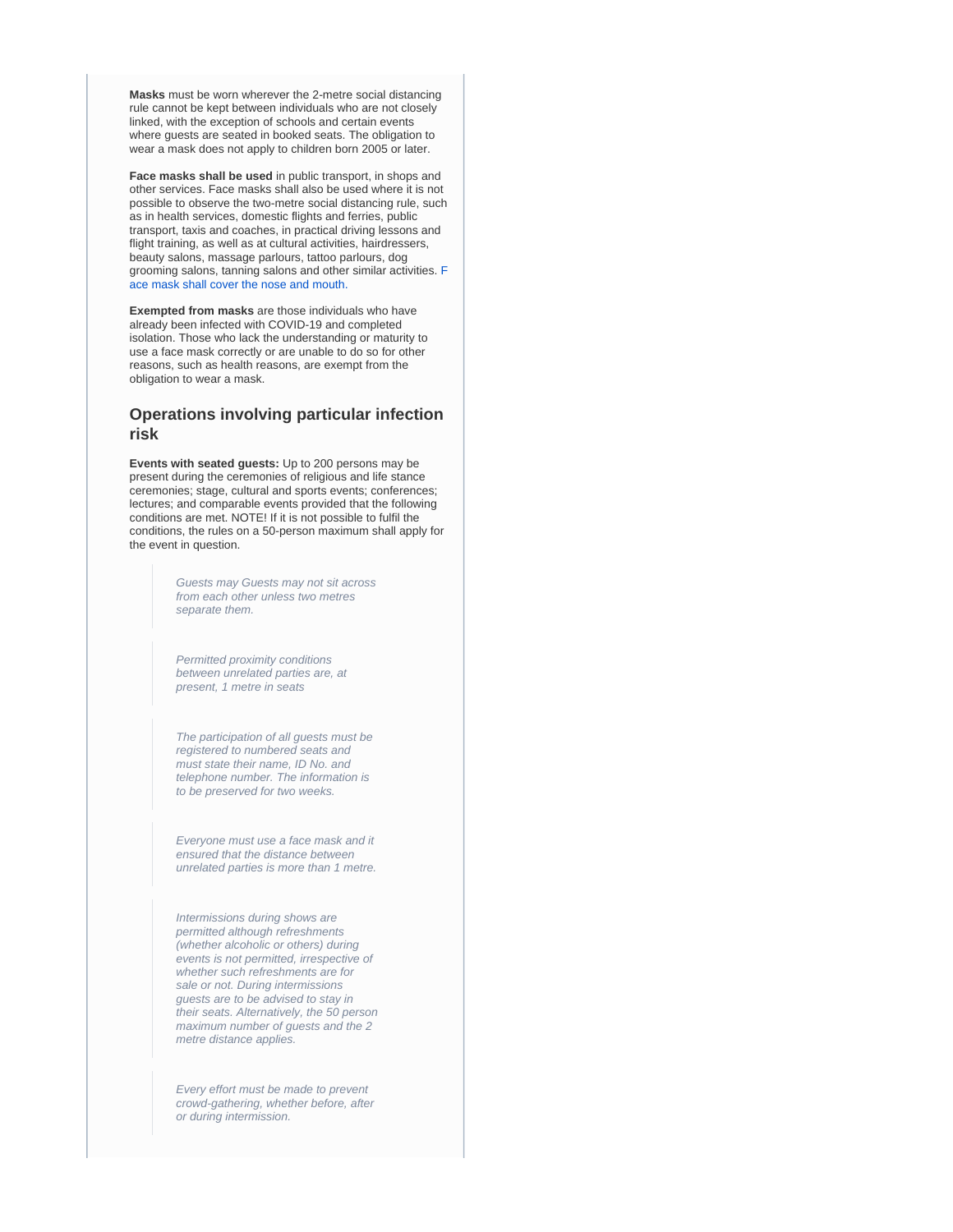**Masks** must be worn wherever the 2-metre social distancing rule cannot be kept between individuals who are not closely linked, with the exception of schools and certain events where guests are seated in booked seats. The obligation to wear a mask does not apply to children born 2005 or later.

**Face masks shall be used** in public transport, in shops and other services. Face masks shall also be used where it is not possible to observe the two-metre social distancing rule, such as in health services, domestic flights and ferries, public transport, taxis and coaches, in practical driving lessons and flight training, as well as at cultural activities, hairdressers, beauty salons, massage parlours, tattoo parlours, dog grooming salons, tanning salons and other similar activities. Face mask shall cover the nose and mouth.

**Exempted from masks** are those individuals who have already been infected with COVID-19 and completed isolation. Those who lack the understanding or maturity to use a face mask correctly or are unable to do so for other reasons, such as health reasons, are exempt from the obligation to wear a mask.

## Operations involving particular infection risk

**Events with seated guests:** Up to 200 persons may be present during the ceremonies of religious and life stance ceremonies; stage, cultural and sports events; conferences; lectures; and comparable events provided that the following conditions are met. NOTE! If it is not possible to fulfil the conditions, the rules on a 50-person maximum shall apply for the event in question.

> *Guests may Guests may not sit across from each other unless two metres separate them.*

> *Permitted proximity conditions between unrelated parties are, at present, 1 metre in seats*

> *The participation of all guests must be registered to numbered seats and must state their name, ID No. and telephone number. The information is to be preserved for two weeks.*

> *Everyone must use a face mask and it ensured that the distance between unrelated parties is more than 1 metre.*

> *Intermissions during shows are permitted although refreshments (whether alcoholic or others) during events is not permitted, irrespective of whether such refreshments are for sale or not. During intermissions guests are to be advised to stay in their seats. Alternatively, the 50 person maximum number of guests and the 2 metre distance applies.*

> *Every effort must be made to prevent crowd-gathering, whether before, after or during intermission.*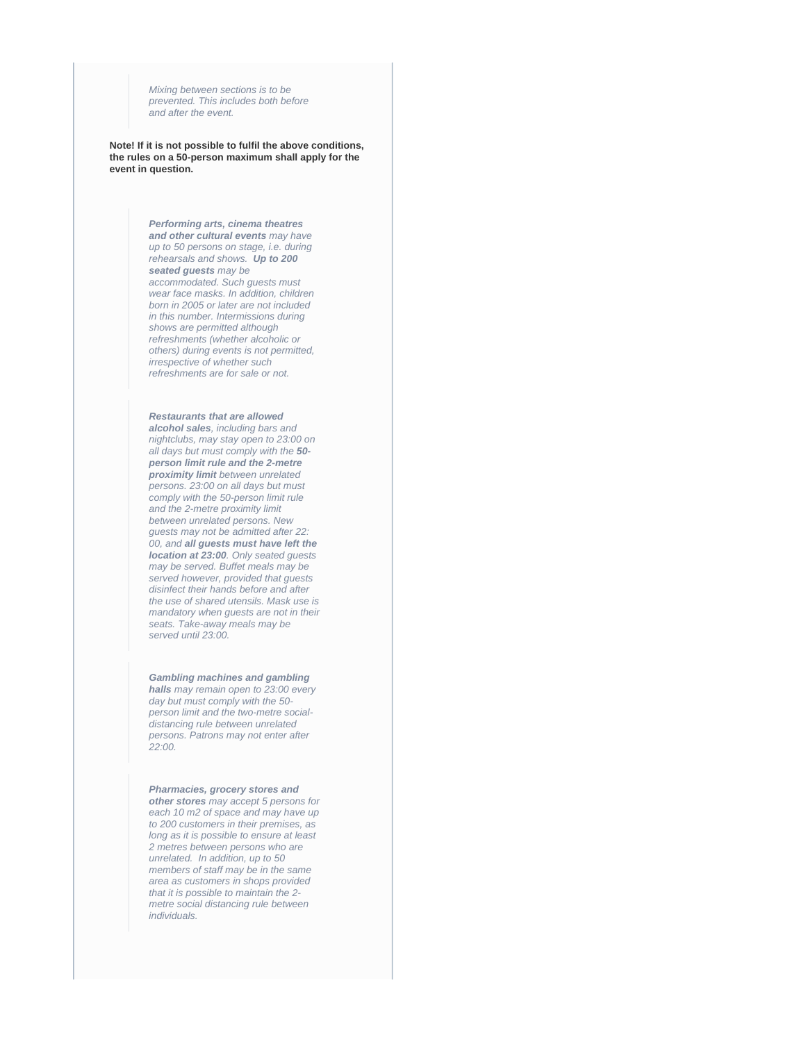> *Mixing between sections is to be prevented. This includes both before and after the event.*

**Note! If it is not possible to fulfil the above conditions, the rules on a 50-person maximum shall apply for the event in question.**

> ***Performing arts, cinema theatres and other cultural events*** *may have up to 50 persons on stage, i.e. during rehearsals and shows.* ***Up to 200 seated guests*** *may be accommodated. Such guests must wear face masks. In addition, children born in 2005 or later are not included in this number. Intermissions during shows are permitted although refreshments (whether alcoholic or others) during events is not permitted, irrespective of whether such refreshments are for sale or not.*

> ***Restaurants that are allowed alcohol sales****, including bars and nightclubs, may stay open to 23:00 on all days but must comply with the* ***50-person limit rule and the 2-metre proximity limit*** *between unrelated persons. 23:00 on all days but must comply with the 50-person limit rule and the 2-metre proximity limit between unrelated persons. New guests may not be admitted after 22: 00, and* ***all guests must have left the location at 23:00****. Only seated guests may be served. Buffet meals may be served however, provided that guests disinfect their hands before and after the use of shared utensils. Mask use is mandatory when guests are not in their seats. Take-away meals may be served until 23:00.*

> ***Gambling machines and gambling halls*** *may remain open to 23:00 every day but must comply with the 50-person limit and the two-metre social-distancing rule between unrelated persons. Patrons may not enter after 22:00.*

> ***Pharmacies, grocery stores and other stores*** *may accept 5 persons for each 10 m2 of space and may have up to 200 customers in their premises, as long as it is possible to ensure at least 2 metres between persons who are unrelated. In addition, up to 50 members of staff may be in the same area as customers in shops provided that it is possible to maintain the 2-metre social distancing rule between individuals.*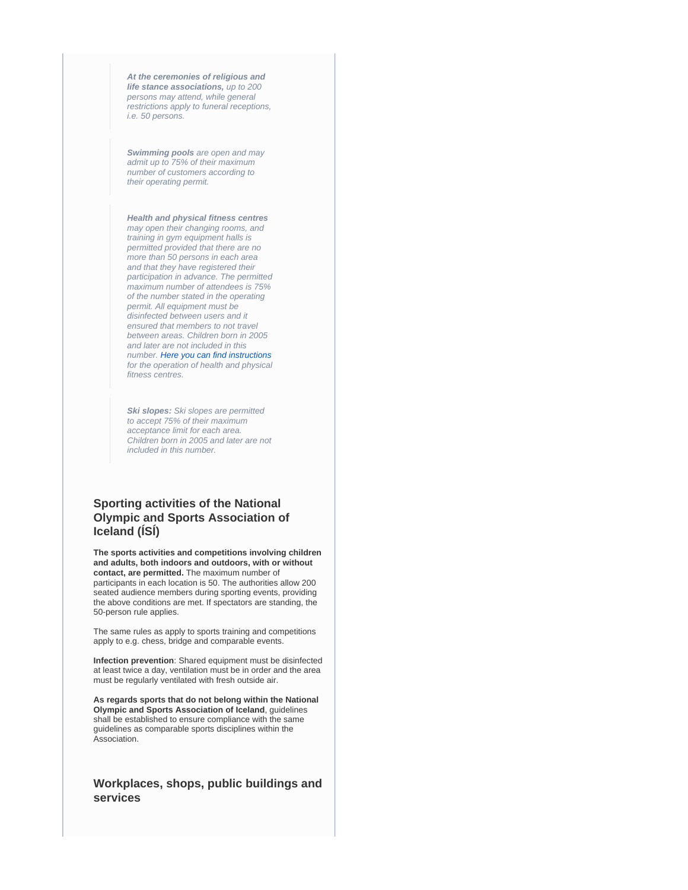> ***At the ceremonies of religious and life stance associations,*** *up to 200 persons may attend, while general restrictions apply to funeral receptions, i.e. 50 persons.*

> ***Swimming pools*** *are open and may admit up to 75% of their maximum number of customers according to their operating permit.*

> ***Health and physical fitness centres*** *may open their changing rooms, and training in gym equipment halls is permitted provided that there are no more than 50 persons in each area and that they have registered their participation in advance. The permitted maximum number of attendees is 75% of the number stated in the operating permit. All equipment must be disinfected between users and it ensured that members to not travel between areas. Children born in 2005 and later are not included in this number. Here you can find instructions for the operation of health and physical fitness centres.*

> ***Ski slopes:*** *Ski slopes are permitted to accept 75% of their maximum acceptance limit for each area. Children born in 2005 and later are not included in this number.*

## Sporting activities of the National Olympic and Sports Association of Iceland (ÍSÍ)

**The sports activities and competitions involving children and adults, both indoors and outdoors, with or without contact, are permitted.** The maximum number of participants in each location is 50. The authorities allow 200 seated audience members during sporting events, providing the above conditions are met. If spectators are standing, the 50-person rule applies.

The same rules as apply to sports training and competitions apply to e.g. chess, bridge and comparable events.

**Infection prevention**: Shared equipment must be disinfected at least twice a day, ventilation must be in order and the area must be regularly ventilated with fresh outside air.

**As regards sports that do not belong within the National Olympic and Sports Association of Iceland**, guidelines shall be established to ensure compliance with the same guidelines as comparable sports disciplines within the Association.

## Workplaces, shops, public buildings and services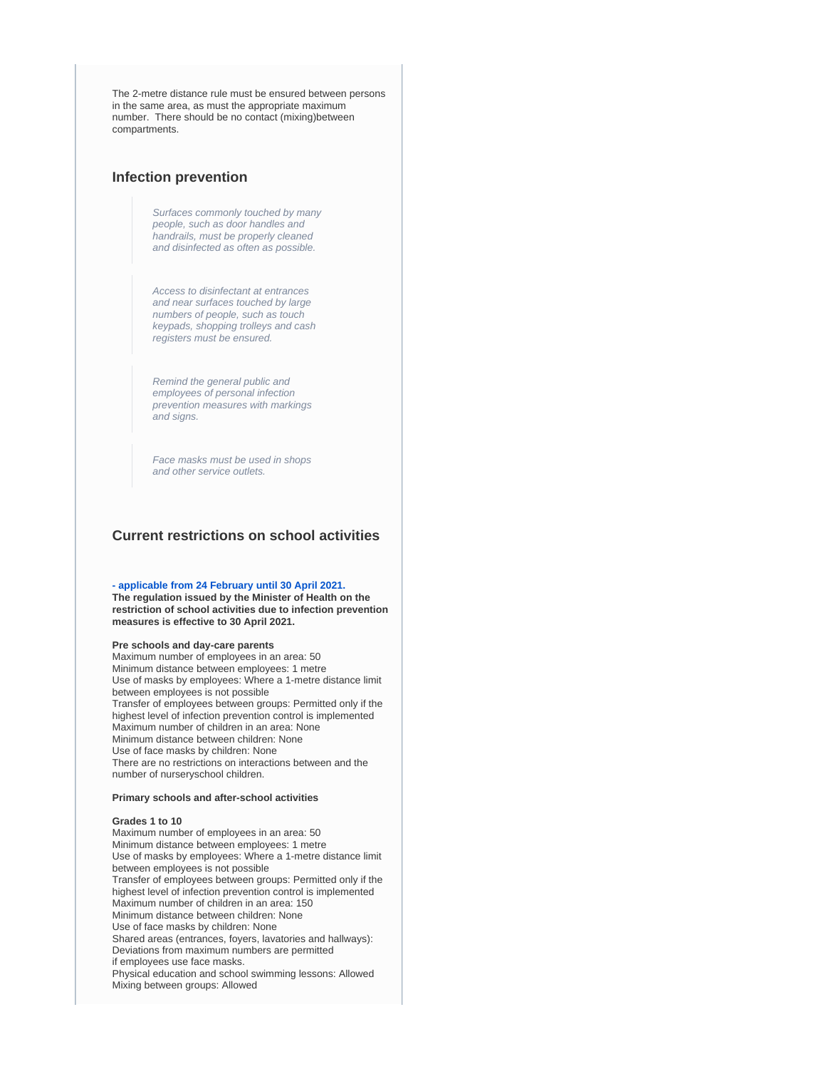The 2-metre distance rule must be ensured between persons in the same area, as must the appropriate maximum number. There should be no contact (mixing)between compartments.

## Infection prevention

> *Surfaces commonly touched by many people, such as door handles and handrails, must be properly cleaned and disinfected as often as possible.*

> *Access to disinfectant at entrances and near surfaces touched by large numbers of people, such as touch keypads, shopping trolleys and cash registers must be ensured.*

> *Remind the general public and employees of personal infection prevention measures with markings and signs.*

> *Face masks must be used in shops and other service outlets.*

## Current restrictions on school activities

**- applicable from 24 February until 30 April 2021.**
**The regulation issued by the Minister of Health on the restriction of school activities due to infection prevention measures is effective to 30 April 2021.**

**Pre schools and day-care parents**
Maximum number of employees in an area: 50
Minimum distance between employees: 1 metre
Use of masks by employees: Where a 1-metre distance limit between employees is not possible
Transfer of employees between groups: Permitted only if the highest level of infection prevention control is implemented
Maximum number of children in an area: None
Minimum distance between children: None
Use of face masks by children: None
There are no restrictions on interactions between and the number of nurseryschool children.

**Primary schools and after-school activities**

**Grades 1 to 10**
Maximum number of employees in an area: 50
Minimum distance between employees: 1 metre
Use of masks by employees: Where a 1-metre distance limit between employees is not possible
Transfer of employees between groups: Permitted only if the highest level of infection prevention control is implemented
Maximum number of children in an area: 150
Minimum distance between children: None
Use of face masks by children: None
Shared areas (entrances, foyers, lavatories and hallways): Deviations from maximum numbers are permitted if employees use face masks.
Physical education and school swimming lessons: Allowed
Mixing between groups: Allowed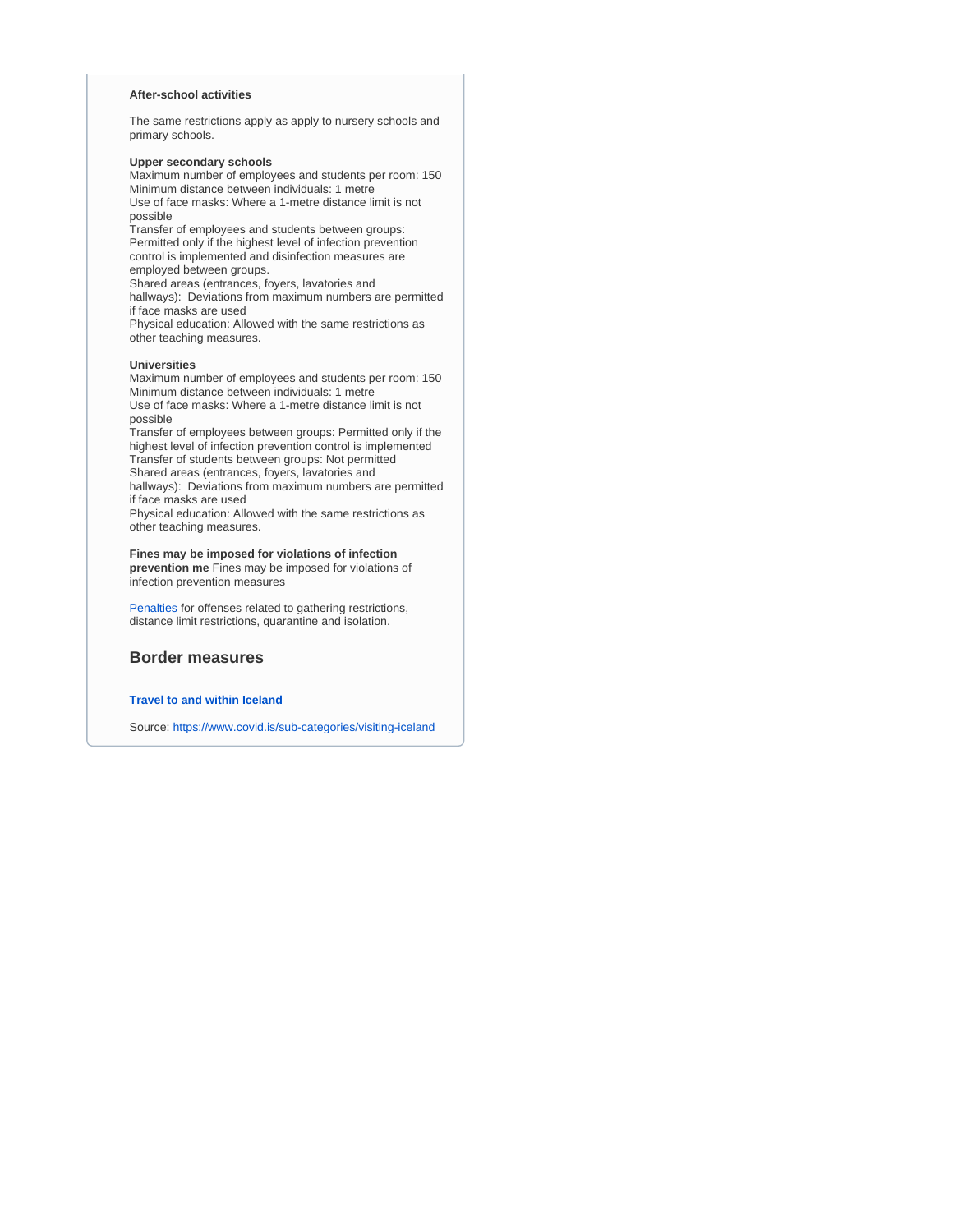**After-school activities**

The same restrictions apply as apply to nursery schools and primary schools.

**Upper secondary schools**
Maximum number of employees and students per room: 150
Minimum distance between individuals: 1 metre
Use of face masks: Where a 1-metre distance limit is not possible
Transfer of employees and students between groups: Permitted only if the highest level of infection prevention control is implemented and disinfection measures are employed between groups.
Shared areas (entrances, foyers, lavatories and hallways): Deviations from maximum numbers are permitted if face masks are used
Physical education: Allowed with the same restrictions as other teaching measures.

**Universities**
Maximum number of employees and students per room: 150
Minimum distance between individuals: 1 metre
Use of face masks: Where a 1-metre distance limit is not possible
Transfer of employees between groups: Permitted only if the highest level of infection prevention control is implemented
Transfer of students between groups: Not permitted
Shared areas (entrances, foyers, lavatories and hallways): Deviations from maximum numbers are permitted if face masks are used
Physical education: Allowed with the same restrictions as other teaching measures.

**Fines may be imposed for violations of infection prevention me** Fines may be imposed for violations of infection prevention measures

Penalties for offenses related to gathering restrictions, distance limit restrictions, quarantine and isolation.

## Border measures

**Travel to and within Iceland**

Source: https://www.covid.is/sub-categories/visiting-iceland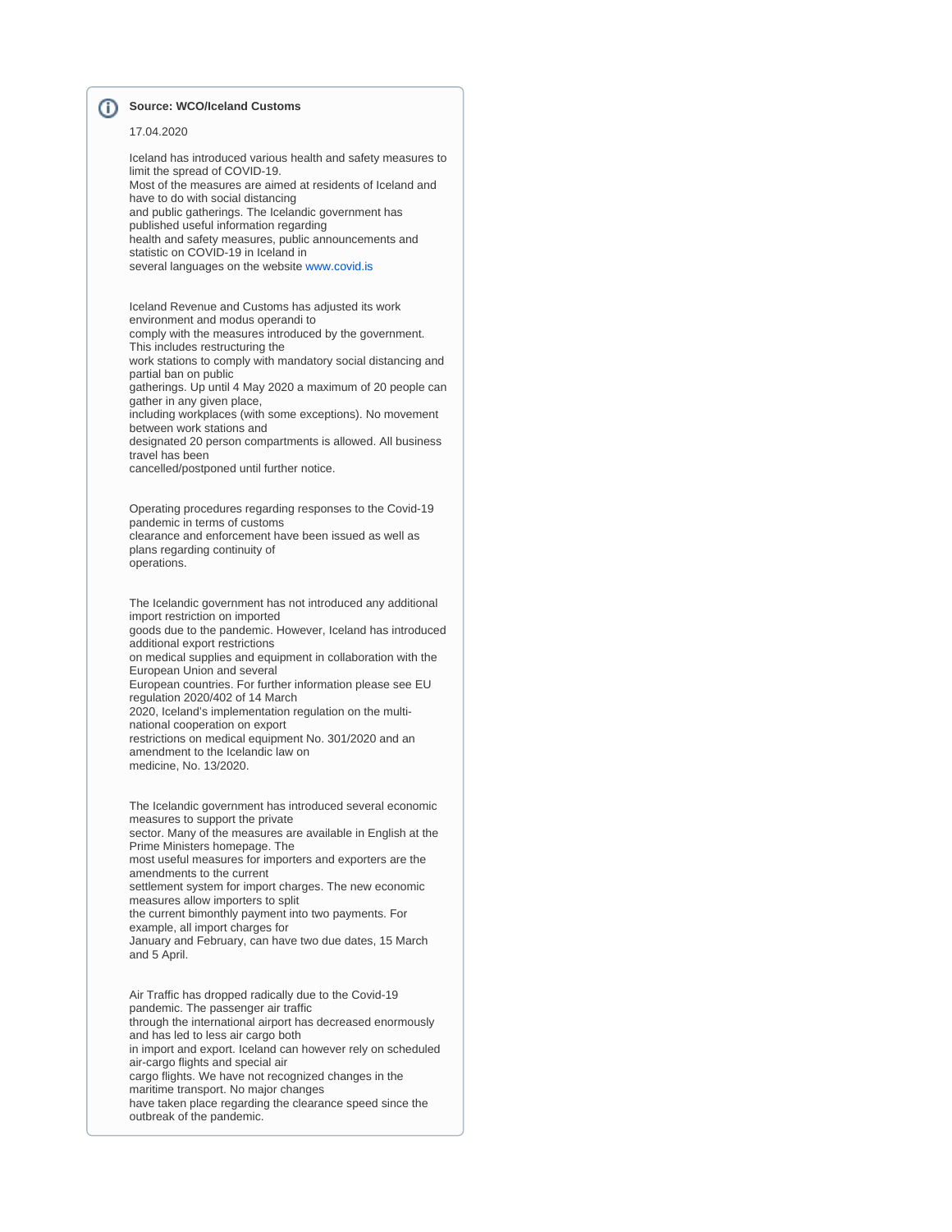**Source: WCO/Iceland Customs**

17.04.2020

Iceland has introduced various health and safety measures to limit the spread of COVID-19. Most of the measures are aimed at residents of Iceland and have to do with social distancing and public gatherings. The Icelandic government has published useful information regarding health and safety measures, public announcements and statistic on COVID-19 in Iceland in several languages on the website www.covid.is

Iceland Revenue and Customs has adjusted its work environment and modus operandi to comply with the measures introduced by the government. This includes restructuring the work stations to comply with mandatory social distancing and partial ban on public gatherings. Up until 4 May 2020 a maximum of 20 people can gather in any given place, including workplaces (with some exceptions). No movement between work stations and designated 20 person compartments is allowed. All business travel has been cancelled/postponed until further notice.

Operating procedures regarding responses to the Covid-19 pandemic in terms of customs clearance and enforcement have been issued as well as plans regarding continuity of operations.

The Icelandic government has not introduced any additional import restriction on imported goods due to the pandemic. However, Iceland has introduced additional export restrictions on medical supplies and equipment in collaboration with the European Union and several European countries. For further information please see EU regulation 2020/402 of 14 March 2020, Iceland's implementation regulation on the multi-national cooperation on export restrictions on medical equipment No. 301/2020 and an amendment to the Icelandic law on medicine, No. 13/2020.

The Icelandic government has introduced several economic measures to support the private sector. Many of the measures are available in English at the Prime Ministers homepage. The most useful measures for importers and exporters are the amendments to the current settlement system for import charges. The new economic measures allow importers to split the current bimonthly payment into two payments. For example, all import charges for January and February, can have two due dates, 15 March and 5 April.

Air Traffic has dropped radically due to the Covid-19 pandemic. The passenger air traffic through the international airport has decreased enormously and has led to less air cargo both in import and export. Iceland can however rely on scheduled air-cargo flights and special air cargo flights. We have not recognized changes in the maritime transport. No major changes have taken place regarding the clearance speed since the outbreak of the pandemic.